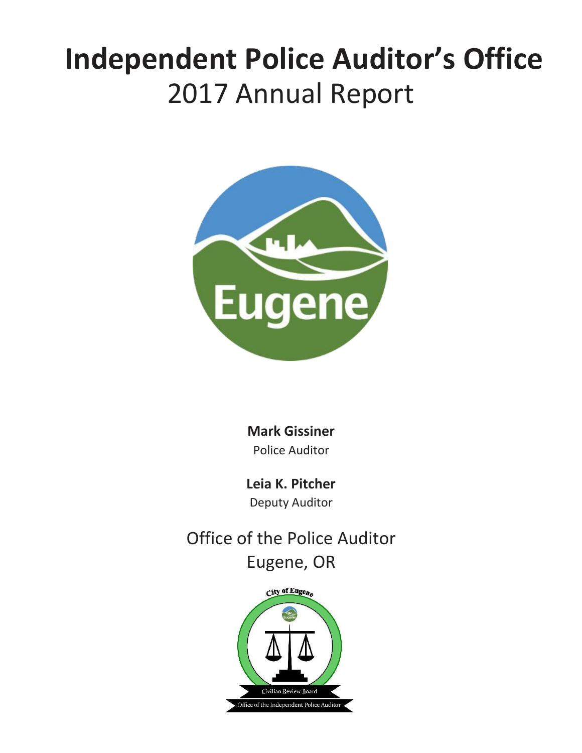# Independent Police Auditor's Office
## 2017 Annual Report

**Mark Gissiner**
Police Auditor

**Leia K. Pitcher**
Deputy Auditor

Office of the Police Auditor
Eugene, OR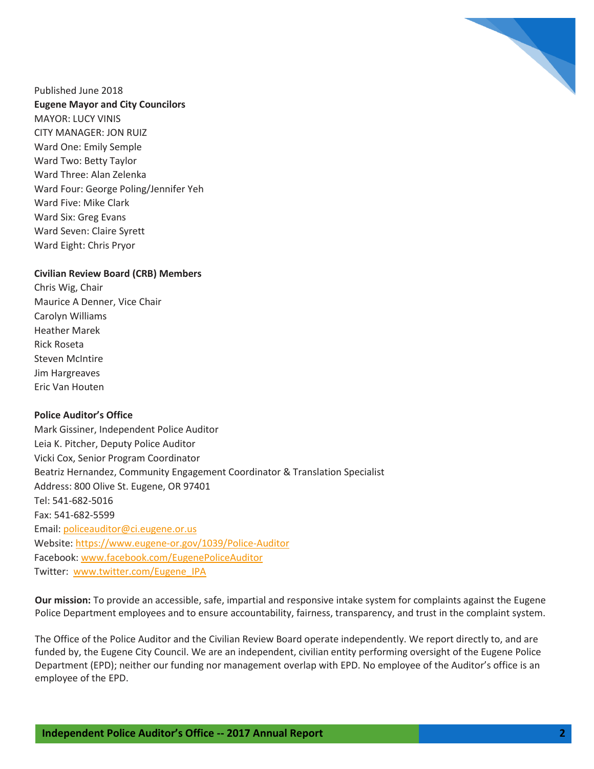Published June 2018

**Eugene Mayor and City Councilors**

MAYOR: LUCY VINIS  
CITY MANAGER: JON RUIZ  
Ward One: Emily Semple  
Ward Two: Betty Taylor  
Ward Three: Alan Zelenka  
Ward Four: George Poling/Jennifer Yeh  
Ward Five: Mike Clark  
Ward Six: Greg Evans  
Ward Seven: Claire Syrett  
Ward Eight: Chris Pryor

**Civilian Review Board (CRB) Members**

Chris Wig, Chair  
Maurice A Denner, Vice Chair  
Carolyn Williams  
Heather Marek  
Rick Roseta  
Steven McIntire  
Jim Hargreaves  
Eric Van Houten

**Police Auditor's Office**

Mark Gissiner, Independent Police Auditor  
Leia K. Pitcher, Deputy Police Auditor  
Vicki Cox, Senior Program Coordinator  
Beatriz Hernandez, Community Engagement Coordinator & Translation Specialist  
Address: 800 Olive St. Eugene, OR 97401  
Tel: 541-682-5016  
Fax: 541-682-5599  
Email: policeauditor@ci.eugene.or.us  
Website: https://www.eugene-or.gov/1039/Police-Auditor  
Facebook: www.facebook.com/EugenePoliceAuditor  
Twitter: www.twitter.com/Eugene_IPA

**Our mission:** To provide an accessible, safe, impartial and responsive intake system for complaints against the Eugene Police Department employees and to ensure accountability, fairness, transparency, and trust in the complaint system.

The Office of the Police Auditor and the Civilian Review Board operate independently. We report directly to, and are funded by, the Eugene City Council. We are an independent, civilian entity performing oversight of the Eugene Police Department (EPD); neither our funding nor management overlap with EPD. No employee of the Auditor's office is an employee of the EPD.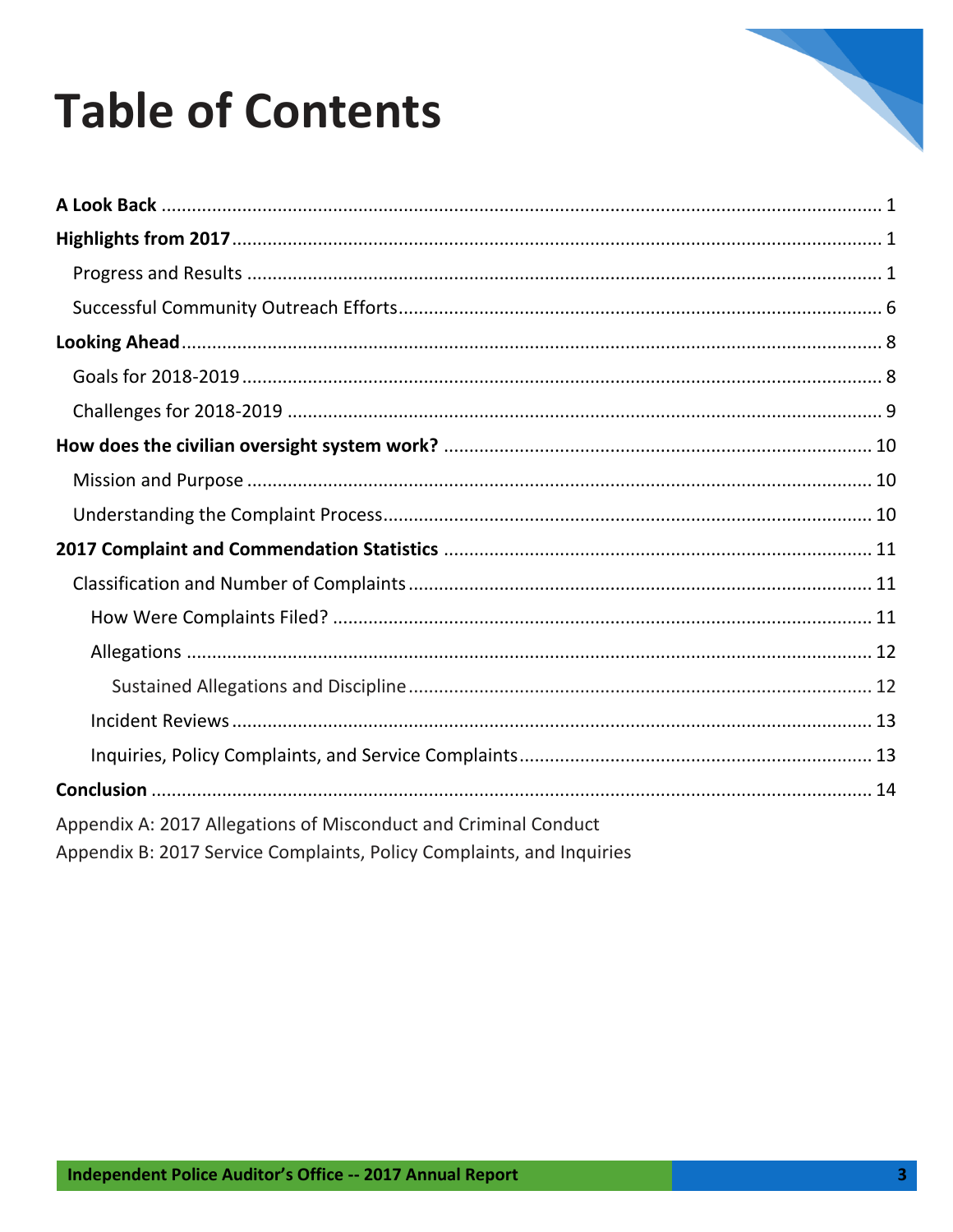# Table of Contents

**A Look Back** ........................................ 1

**Highlights from 2017** ........................................ 1

- Progress and Results ........................................ 1
- Successful Community Outreach Efforts ........................................ 6

**Looking Ahead** ........................................ 8

- Goals for 2018-2019 ........................................ 8
- Challenges for 2018-2019 ........................................ 9

**How does the civilian oversight system work?** ........................................ 10

- Mission and Purpose ........................................ 10
- Understanding the Complaint Process ........................................ 10

**2017 Complaint and Commendation Statistics** ........................................ 11

- Classification and Number of Complaints ........................................ 11
  - How Were Complaints Filed? ........................................ 11
  - Allegations ........................................ 12
    - Sustained Allegations and Discipline ........................................ 12
  - Incident Reviews ........................................ 13
  - Inquiries, Policy Complaints, and Service Complaints ........................................ 13

**Conclusion** ........................................ 14

Appendix A: 2017 Allegations of Misconduct and Criminal Conduct

Appendix B: 2017 Service Complaints, Policy Complaints, and Inquiries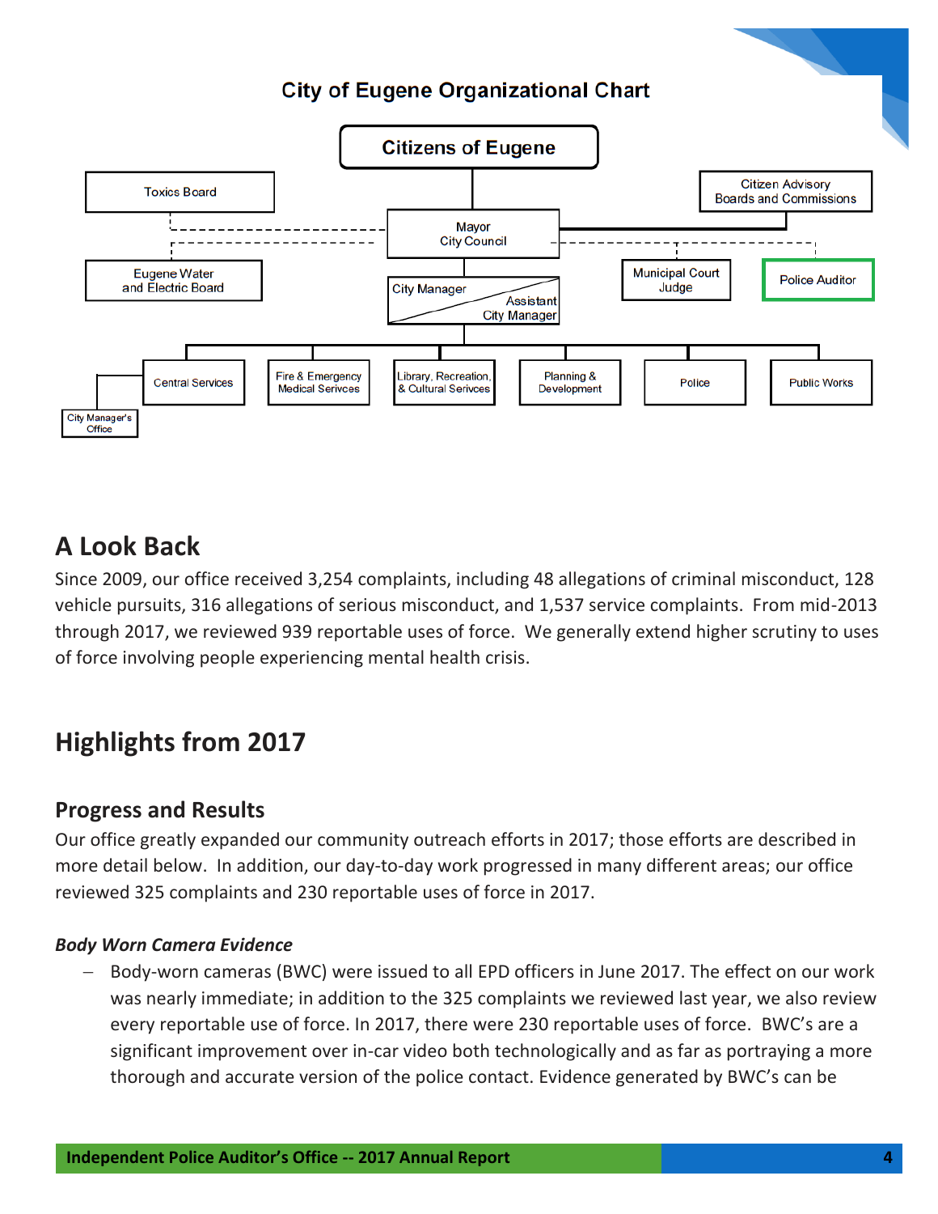## City of Eugene Organizational Chart

Citizens of Eugene

Toxics Board

Citizen Advisory Boards and Commissions

Mayor City Council

Eugene Water and Electric Board

City Manager / Assistant City Manager

Municipal Court Judge

Police Auditor

Central Services

Fire & Emergency Medical Serivces

Library, Recreation, & Cultural Serivces

Planning & Development

Police

Public Works

City Manager's Office

# A Look Back

Since 2009, our office received 3,254 complaints, including 48 allegations of criminal misconduct, 128 vehicle pursuits, 316 allegations of serious misconduct, and 1,537 service complaints. From mid-2013 through 2017, we reviewed 939 reportable uses of force. We generally extend higher scrutiny to uses of force involving people experiencing mental health crisis.

# Highlights from 2017

## Progress and Results

Our office greatly expanded our community outreach efforts in 2017; those efforts are described in more detail below. In addition, our day-to-day work progressed in many different areas; our office reviewed 325 complaints and 230 reportable uses of force in 2017.

### *Body Worn Camera Evidence*

- Body-worn cameras (BWC) were issued to all EPD officers in June 2017. The effect on our work was nearly immediate; in addition to the 325 complaints we reviewed last year, we also review every reportable use of force. In 2017, there were 230 reportable uses of force. BWC's are a significant improvement over in-car video both technologically and as far as portraying a more thorough and accurate version of the police contact. Evidence generated by BWC's can be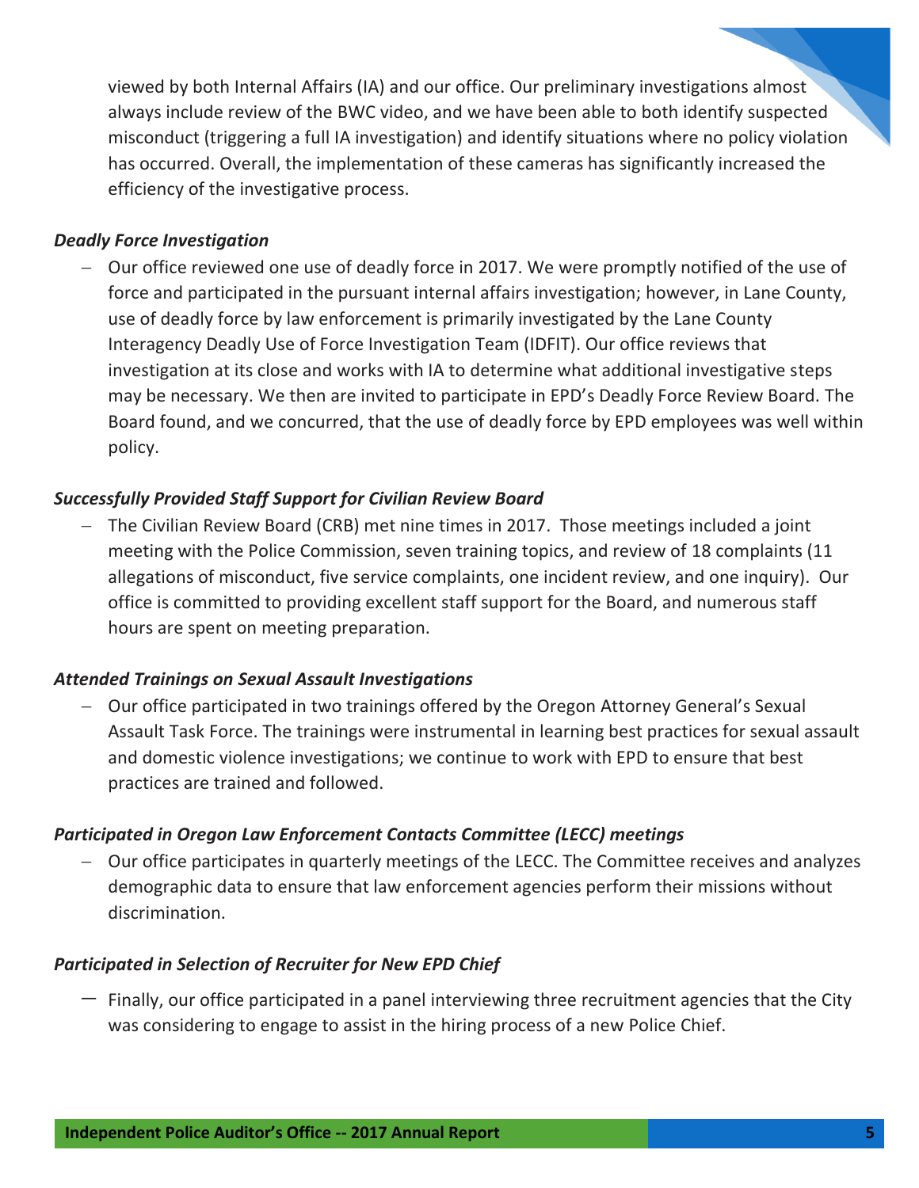viewed by both Internal Affairs (IA) and our office. Our preliminary investigations almost always include review of the BWC video, and we have been able to both identify suspected misconduct (triggering a full IA investigation) and identify situations where no policy violation has occurred. Overall, the implementation of these cameras has significantly increased the efficiency of the investigative process.

***Deadly Force Investigation***

- Our office reviewed one use of deadly force in 2017. We were promptly notified of the use of force and participated in the pursuant internal affairs investigation; however, in Lane County, use of deadly force by law enforcement is primarily investigated by the Lane County Interagency Deadly Use of Force Investigation Team (IDFIT). Our office reviews that investigation at its close and works with IA to determine what additional investigative steps may be necessary. We then are invited to participate in EPD's Deadly Force Review Board. The Board found, and we concurred, that the use of deadly force by EPD employees was well within policy.

***Successfully Provided Staff Support for Civilian Review Board***

- The Civilian Review Board (CRB) met nine times in 2017. Those meetings included a joint meeting with the Police Commission, seven training topics, and review of 18 complaints (11 allegations of misconduct, five service complaints, one incident review, and one inquiry). Our office is committed to providing excellent staff support for the Board, and numerous staff hours are spent on meeting preparation.

***Attended Trainings on Sexual Assault Investigations***

- Our office participated in two trainings offered by the Oregon Attorney General's Sexual Assault Task Force. The trainings were instrumental in learning best practices for sexual assault and domestic violence investigations; we continue to work with EPD to ensure that best practices are trained and followed.

***Participated in Oregon Law Enforcement Contacts Committee (LECC) meetings***

- Our office participates in quarterly meetings of the LECC. The Committee receives and analyzes demographic data to ensure that law enforcement agencies perform their missions without discrimination.

***Participated in Selection of Recruiter for New EPD Chief***

- Finally, our office participated in a panel interviewing three recruitment agencies that the City was considering to engage to assist in the hiring process of a new Police Chief.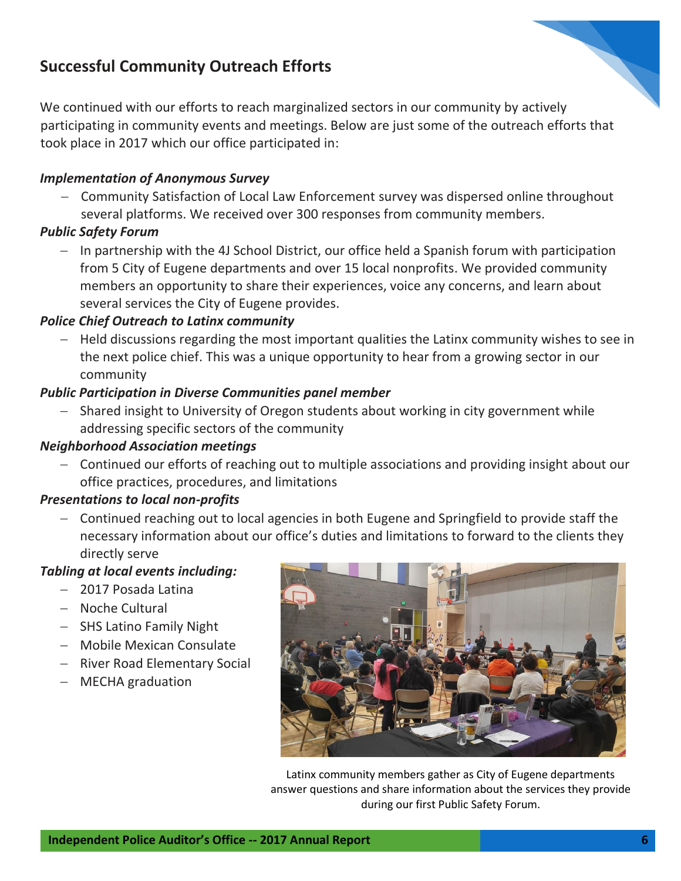## Successful Community Outreach Efforts

We continued with our efforts to reach marginalized sectors in our community by actively participating in community events and meetings. Below are just some of the outreach efforts that took place in 2017 which our office participated in:

***Implementation of Anonymous Survey***

- Community Satisfaction of Local Law Enforcement survey was dispersed online throughout several platforms. We received over 300 responses from community members.

***Public Safety Forum***

- In partnership with the 4J School District, our office held a Spanish forum with participation from 5 City of Eugene departments and over 15 local nonprofits. We provided community members an opportunity to share their experiences, voice any concerns, and learn about several services the City of Eugene provides.

***Police Chief Outreach to Latinx community***

- Held discussions regarding the most important qualities the Latinx community wishes to see in the next police chief. This was a unique opportunity to hear from a growing sector in our community

***Public Participation in Diverse Communities panel member***

- Shared insight to University of Oregon students about working in city government while addressing specific sectors of the community

***Neighborhood Association meetings***

- Continued our efforts of reaching out to multiple associations and providing insight about our office practices, procedures, and limitations

***Presentations to local non-profits***

- Continued reaching out to local agencies in both Eugene and Springfield to provide staff the necessary information about our office's duties and limitations to forward to the clients they directly serve

***Tabling at local events including:***

- 2017 Posada Latina
- Noche Cultural
- SHS Latino Family Night
- Mobile Mexican Consulate
- River Road Elementary Social
- MECHA graduation

Latinx community members gather as City of Eugene departments answer questions and share information about the services they provide during our first Public Safety Forum.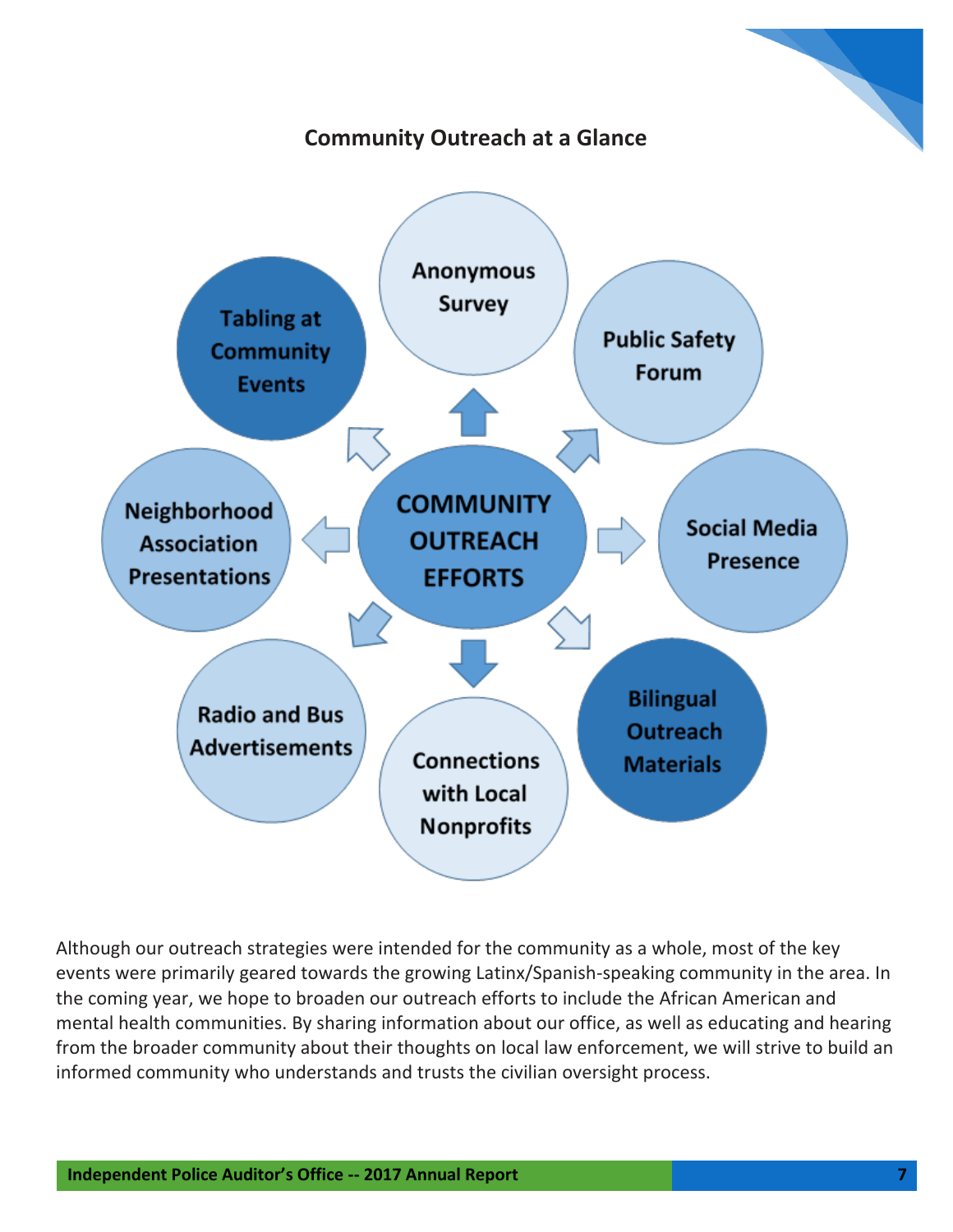## Community Outreach at a Glance

COMMUNITY OUTREACH EFFORTS

- Anonymous Survey
- Public Safety Forum
- Social Media Presence
- Bilingual Outreach Materials
- Connections with Local Nonprofits
- Radio and Bus Advertisements
- Neighborhood Association Presentations
- Tabling at Community Events

Although our outreach strategies were intended for the community as a whole, most of the key events were primarily geared towards the growing Latinx/Spanish-speaking community in the area. In the coming year, we hope to broaden our outreach efforts to include the African American and mental health communities. By sharing information about our office, as well as educating and hearing from the broader community about their thoughts on local law enforcement, we will strive to build an informed community who understands and trusts the civilian oversight process.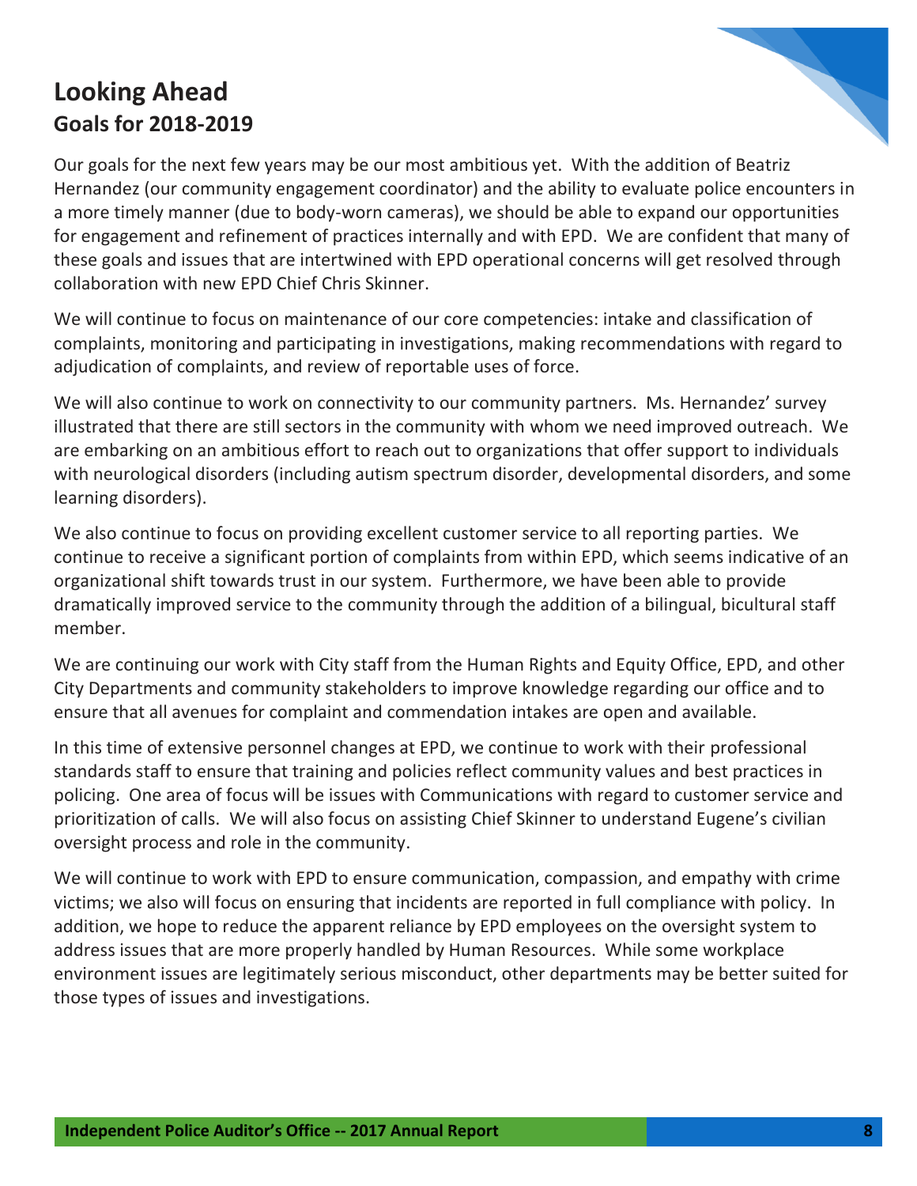# Looking Ahead

## Goals for 2018-2019

Our goals for the next few years may be our most ambitious yet. With the addition of Beatriz Hernandez (our community engagement coordinator) and the ability to evaluate police encounters in a more timely manner (due to body-worn cameras), we should be able to expand our opportunities for engagement and refinement of practices internally and with EPD. We are confident that many of these goals and issues that are intertwined with EPD operational concerns will get resolved through collaboration with new EPD Chief Chris Skinner.

We will continue to focus on maintenance of our core competencies: intake and classification of complaints, monitoring and participating in investigations, making recommendations with regard to adjudication of complaints, and review of reportable uses of force.

We will also continue to work on connectivity to our community partners. Ms. Hernandez' survey illustrated that there are still sectors in the community with whom we need improved outreach. We are embarking on an ambitious effort to reach out to organizations that offer support to individuals with neurological disorders (including autism spectrum disorder, developmental disorders, and some learning disorders).

We also continue to focus on providing excellent customer service to all reporting parties. We continue to receive a significant portion of complaints from within EPD, which seems indicative of an organizational shift towards trust in our system. Furthermore, we have been able to provide dramatically improved service to the community through the addition of a bilingual, bicultural staff member.

We are continuing our work with City staff from the Human Rights and Equity Office, EPD, and other City Departments and community stakeholders to improve knowledge regarding our office and to ensure that all avenues for complaint and commendation intakes are open and available.

In this time of extensive personnel changes at EPD, we continue to work with their professional standards staff to ensure that training and policies reflect community values and best practices in policing. One area of focus will be issues with Communications with regard to customer service and prioritization of calls. We will also focus on assisting Chief Skinner to understand Eugene's civilian oversight process and role in the community.

We will continue to work with EPD to ensure communication, compassion, and empathy with crime victims; we also will focus on ensuring that incidents are reported in full compliance with policy. In addition, we hope to reduce the apparent reliance by EPD employees on the oversight system to address issues that are more properly handled by Human Resources. While some workplace environment issues are legitimately serious misconduct, other departments may be better suited for those types of issues and investigations.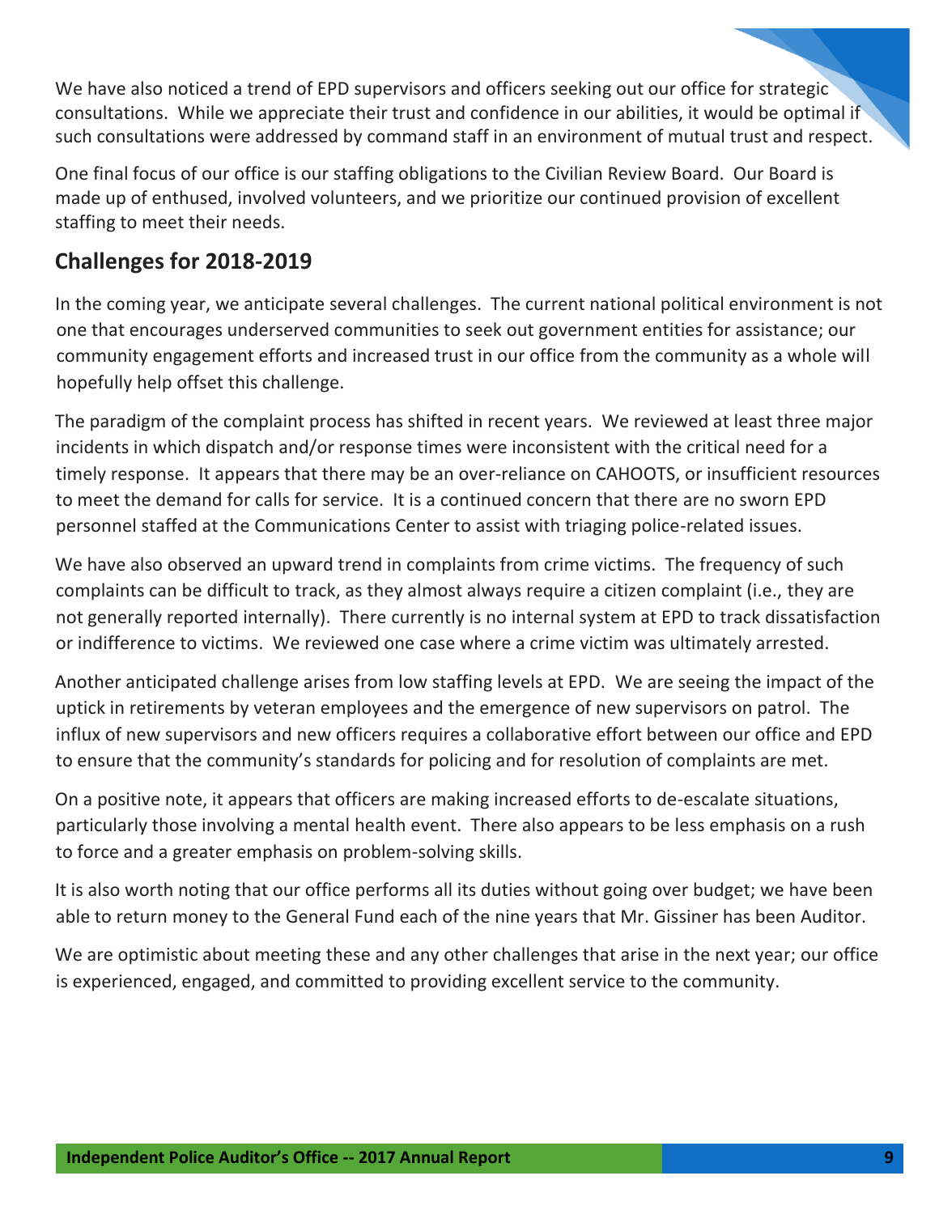We have also noticed a trend of EPD supervisors and officers seeking out our office for strategic consultations. While we appreciate their trust and confidence in our abilities, it would be optimal if such consultations were addressed by command staff in an environment of mutual trust and respect.

One final focus of our office is our staffing obligations to the Civilian Review Board. Our Board is made up of enthused, involved volunteers, and we prioritize our continued provision of excellent staffing to meet their needs.

## Challenges for 2018-2019

In the coming year, we anticipate several challenges. The current national political environment is not one that encourages underserved communities to seek out government entities for assistance; our community engagement efforts and increased trust in our office from the community as a whole will hopefully help offset this challenge.

The paradigm of the complaint process has shifted in recent years. We reviewed at least three major incidents in which dispatch and/or response times were inconsistent with the critical need for a timely response. It appears that there may be an over-reliance on CAHOOTS, or insufficient resources to meet the demand for calls for service. It is a continued concern that there are no sworn EPD personnel staffed at the Communications Center to assist with triaging police-related issues.

We have also observed an upward trend in complaints from crime victims. The frequency of such complaints can be difficult to track, as they almost always require a citizen complaint (i.e., they are not generally reported internally). There currently is no internal system at EPD to track dissatisfaction or indifference to victims. We reviewed one case where a crime victim was ultimately arrested.

Another anticipated challenge arises from low staffing levels at EPD. We are seeing the impact of the uptick in retirements by veteran employees and the emergence of new supervisors on patrol. The influx of new supervisors and new officers requires a collaborative effort between our office and EPD to ensure that the community's standards for policing and for resolution of complaints are met.

On a positive note, it appears that officers are making increased efforts to de-escalate situations, particularly those involving a mental health event. There also appears to be less emphasis on a rush to force and a greater emphasis on problem-solving skills.

It is also worth noting that our office performs all its duties without going over budget; we have been able to return money to the General Fund each of the nine years that Mr. Gissiner has been Auditor.

We are optimistic about meeting these and any other challenges that arise in the next year; our office is experienced, engaged, and committed to providing excellent service to the community.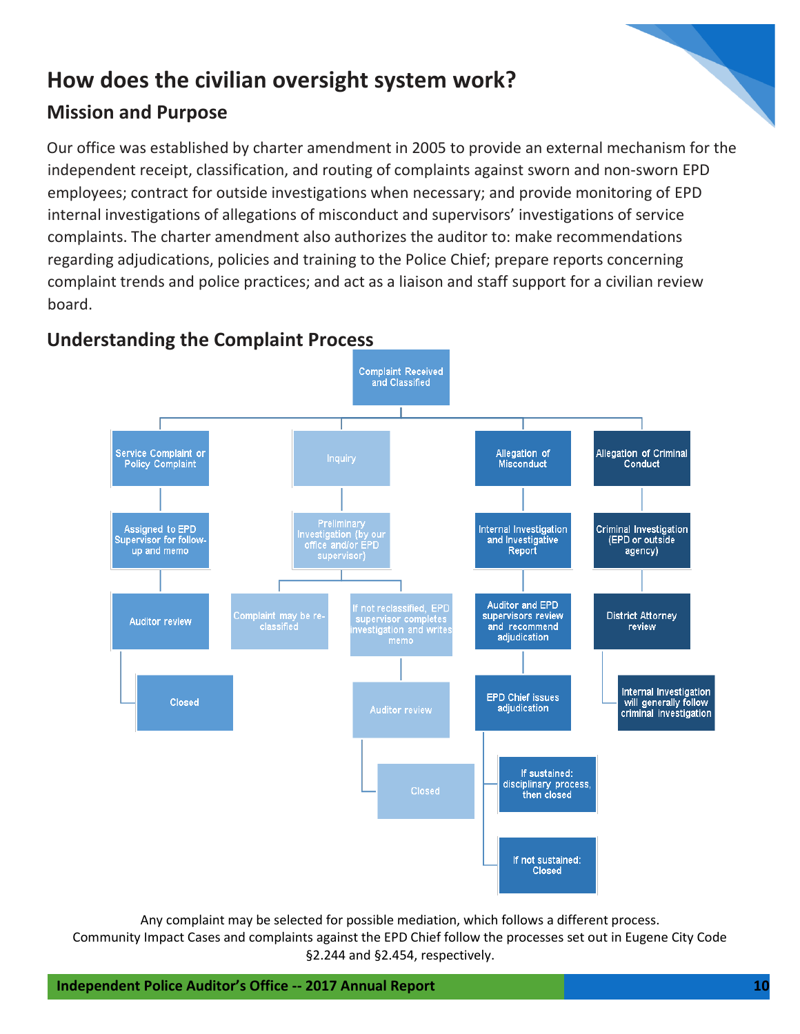# How does the civilian oversight system work?

## Mission and Purpose

Our office was established by charter amendment in 2005 to provide an external mechanism for the independent receipt, classification, and routing of complaints against sworn and non-sworn EPD employees; contract for outside investigations when necessary; and provide monitoring of EPD internal investigations of allegations of misconduct and supervisors' investigations of service complaints. The charter amendment also authorizes the auditor to: make recommendations regarding adjudications, policies and training to the Police Chief; prepare reports concerning complaint trends and police practices; and act as a liaison and staff support for a civilian review board.

## Understanding the Complaint Process

Complaint Received and Classified

- Service Complaint or Policy Complaint
  - Assigned to EPD Supervisor for follow-up and memo
  - Auditor review
  - Closed
- Inquiry
  - Preliminary Investigation (by our office and/or EPD supervisor)
    - Complaint may be re-classified
    - If not reclassified, EPD supervisor completes investigation and writes memo
      - Auditor review
      - Closed
- Allegation of Misconduct
  - Internal Investigation and Investigative Report
  - Auditor and EPD supervisors review and recommend adjudication
  - EPD Chief issues adjudication
    - If sustained: disciplinary process, then closed
    - If not sustained: Closed
- Allegation of Criminal Conduct
  - Criminal Investigation (EPD or outside agency)
  - District Attorney review
  - Internal Investigation will generally follow criminal investigation

Any complaint may be selected for possible mediation, which follows a different process.
Community Impact Cases and complaints against the EPD Chief follow the processes set out in Eugene City Code §2.244 and §2.454, respectively.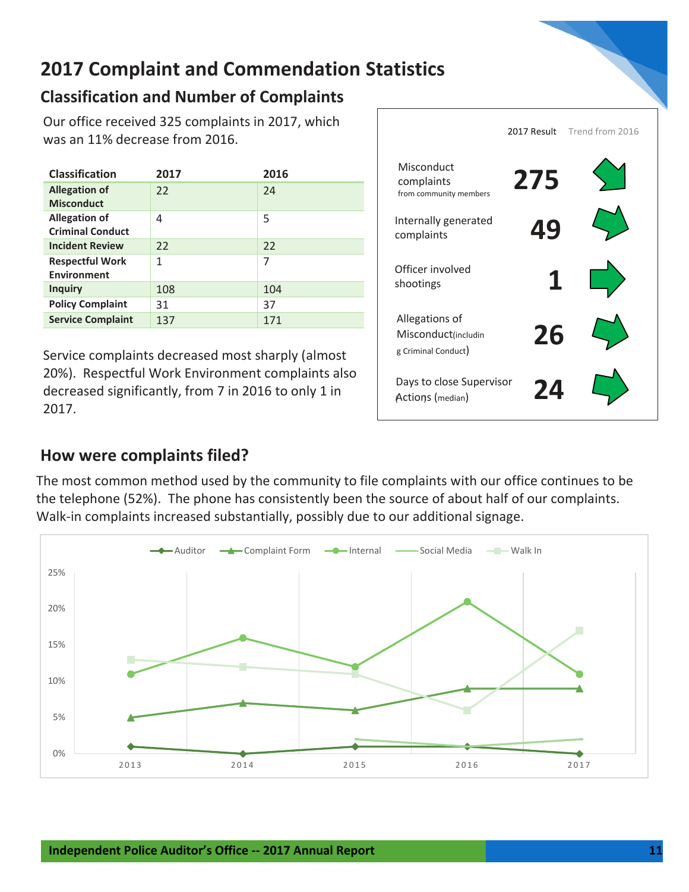# 2017 Complaint and Commendation Statistics

## Classification and Number of Complaints

Our office received 325 complaints in 2017, which was an 11% decrease from 2016.

| Classification | 2017 | 2016 |
|---|---|---|
| Allegation of Misconduct | 22 | 24 |
| Allegation of Criminal Conduct | 4 | 5 |
| Incident Review | 22 | 22 |
| Respectful Work Environment | 1 | 7 |
| Inquiry | 108 | 104 |
| Policy Complaint | 31 | 37 |
| Service Complaint | 137 | 171 |

Service complaints decreased most sharply (almost 20%). Respectful Work Environment complaints also decreased significantly, from 7 in 2016 to only 1 in 2017.

| | 2017 Result | Trend from 2016 |
|---|---|---|
| Misconduct complaints from community members | 275 | ↘ |
| Internally generated complaints | 49 | ↗ |
| Officer involved shootings | 1 | → |
| Allegations of Misconduct (including Criminal Conduct) | 26 | ↗ |
| Days to close Supervisor Actions (median) | 24 | ↗ |

## How were complaints filed?

The most common method used by the community to file complaints with our office continues to be the telephone (52%). The phone has consistently been the source of about half of our complaints. Walk-in complaints increased substantially, possibly due to our additional signage.

| | 2013 | 2014 | 2015 | 2016 | 2017 |
|---|---|---|---|---|---|
| Auditor | 1% | 0% | 1% | 1% | 0% |
| Complaint Form | 5% | 7% | 6% | 9% | 9% |
| Internal | 11% | 16% | 12% | 21% | 11% |
| Social Media | | | 2% | 1% | 2% |
| Walk In | 13% | 12% | 11% | 6% | 17% |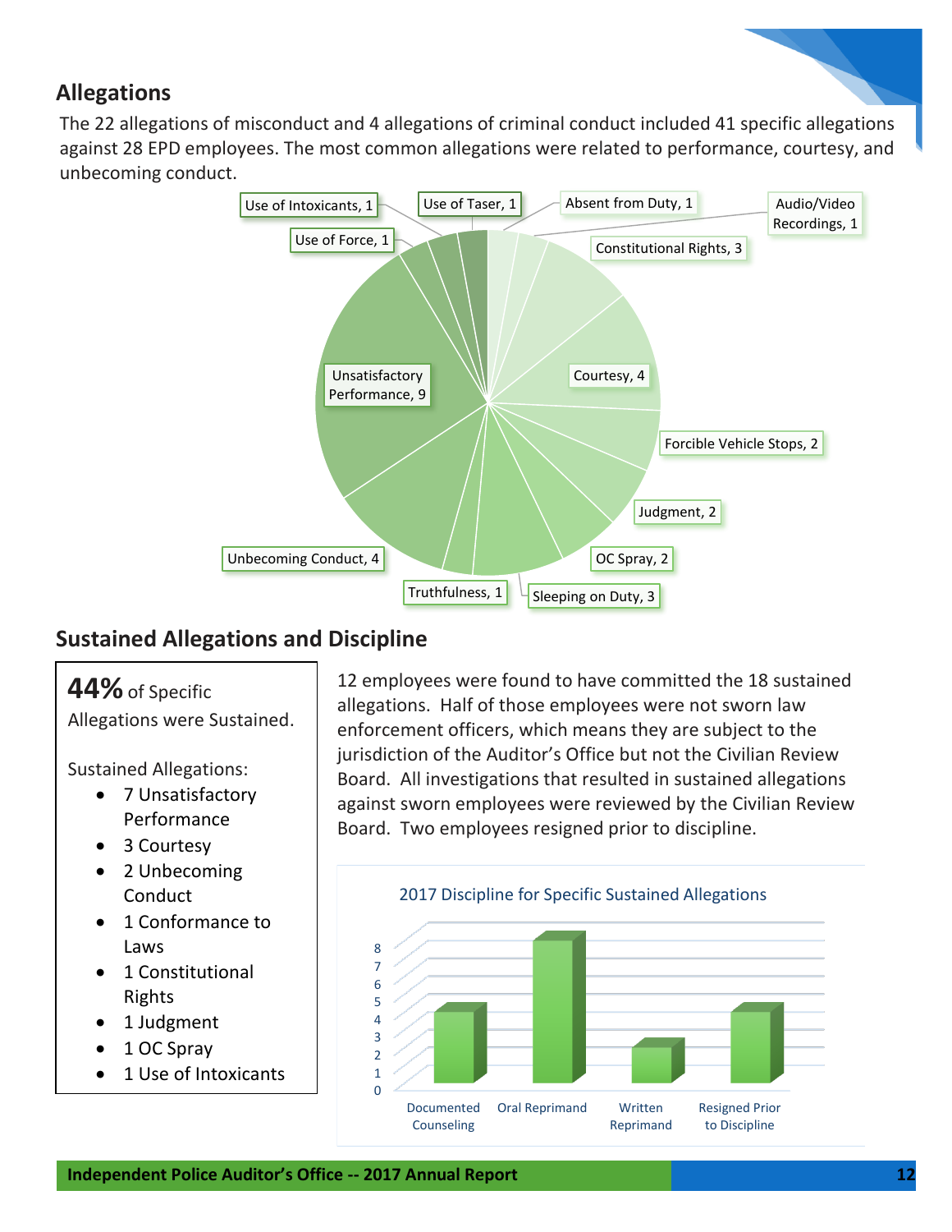## Allegations

The 22 allegations of misconduct and 4 allegations of criminal conduct included 41 specific allegations against 28 EPD employees. The most common allegations were related to performance, courtesy, and unbecoming conduct.

Use of Intoxicants, 1
Use of Taser, 1
Absent from Duty, 1
Audio/Video Recordings, 1
Use of Force, 1
Constitutional Rights, 3
Unsatisfactory Performance, 9
Courtesy, 4
Forcible Vehicle Stops, 2
Judgment, 2
Unbecoming Conduct, 4
OC Spray, 2
Truthfulness, 1
Sleeping on Duty, 3

## Sustained Allegations and Discipline

**44%** of Specific Allegations were Sustained.

Sustained Allegations:

- 7 Unsatisfactory Performance
- 3 Courtesy
- 2 Unbecoming Conduct
- 1 Conformance to Laws
- 1 Constitutional Rights
- 1 Judgment
- 1 OC Spray
- 1 Use of Intoxicants

12 employees were found to have committed the 18 sustained allegations. Half of those employees were not sworn law enforcement officers, which means they are subject to the jurisdiction of the Auditor's Office but not the Civilian Review Board. All investigations that resulted in sustained allegations against sworn employees were reviewed by the Civilian Review Board. Two employees resigned prior to discipline.

2017 Discipline for Specific Sustained Allegations

| Discipline | Count |
| --- | --- |
| Documented Counseling | 4 |
| Oral Reprimand | 8 |
| Written Reprimand | 2 |
| Resigned Prior to Discipline | 4 |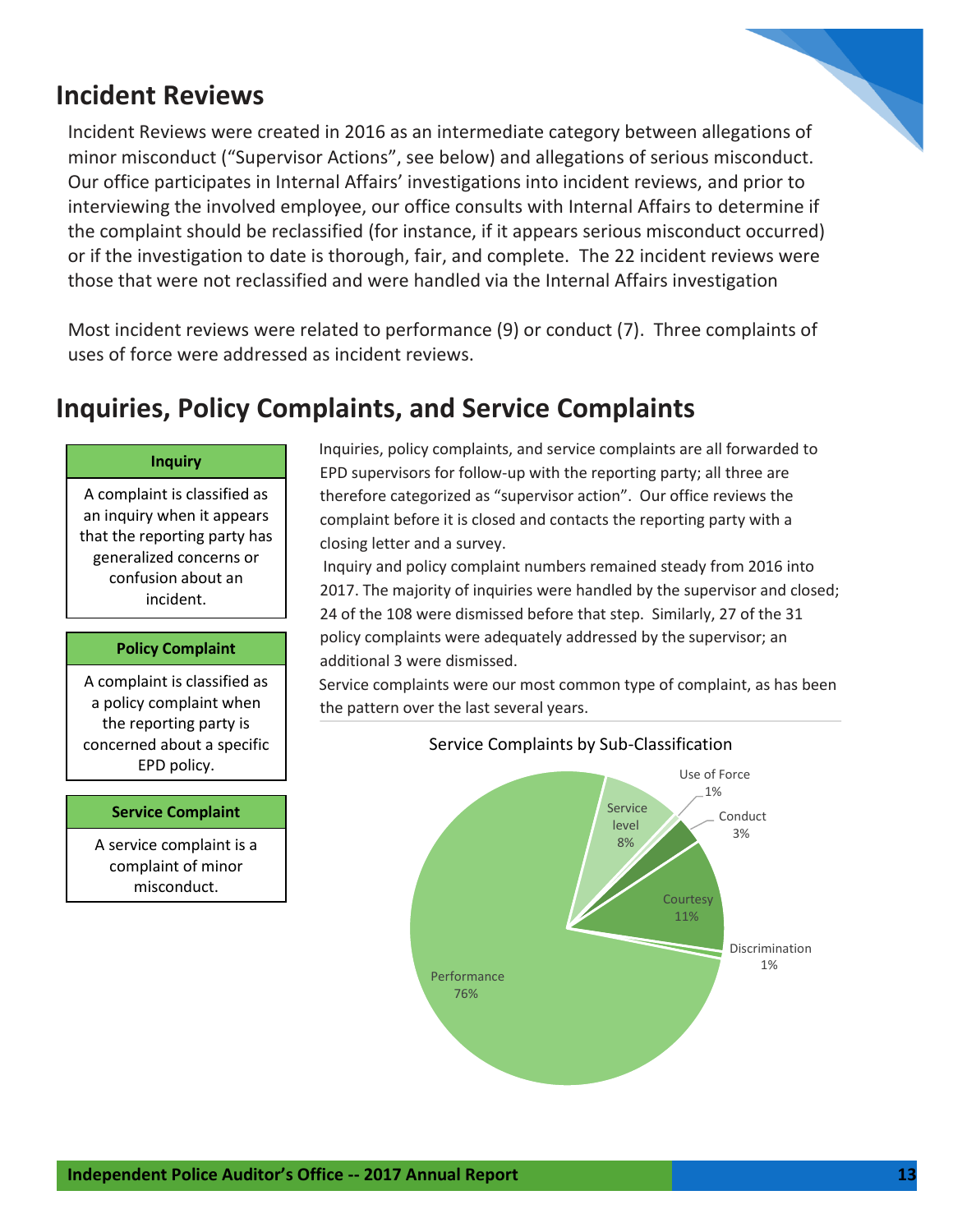## Incident Reviews

Incident Reviews were created in 2016 as an intermediate category between allegations of minor misconduct ("Supervisor Actions", see below) and allegations of serious misconduct. Our office participates in Internal Affairs' investigations into incident reviews, and prior to interviewing the involved employee, our office consults with Internal Affairs to determine if the complaint should be reclassified (for instance, if it appears serious misconduct occurred) or if the investigation to date is thorough, fair, and complete. The 22 incident reviews were those that were not reclassified and were handled via the Internal Affairs investigation

Most incident reviews were related to performance (9) or conduct (7). Three complaints of uses of force were addressed as incident reviews.

## Inquiries, Policy Complaints, and Service Complaints

| Inquiry |
|---|
| A complaint is classified as an inquiry when it appears that the reporting party has generalized concerns or confusion about an incident. |

| Policy Complaint |
|---|
| A complaint is classified as a policy complaint when the reporting party is concerned about a specific EPD policy. |

| Service Complaint |
|---|
| A service complaint is a complaint of minor misconduct. |

Inquiries, policy complaints, and service complaints are all forwarded to EPD supervisors for follow-up with the reporting party; all three are therefore categorized as "supervisor action". Our office reviews the complaint before it is closed and contacts the reporting party with a closing letter and a survey.

Inquiry and policy complaint numbers remained steady from 2016 into 2017. The majority of inquiries were handled by the supervisor and closed; 24 of the 108 were dismissed before that step. Similarly, 27 of the 31 policy complaints were adequately addressed by the supervisor; an additional 3 were dismissed.

Service complaints were our most common type of complaint, as has been the pattern over the last several years.

Service Complaints by Sub-Classification

| Sub-Classification | Percent |
|---|---|
| Performance | 76% |
| Courtesy | 11% |
| Service level | 8% |
| Conduct | 3% |
| Use of Force | 1% |
| Discrimination | 1% |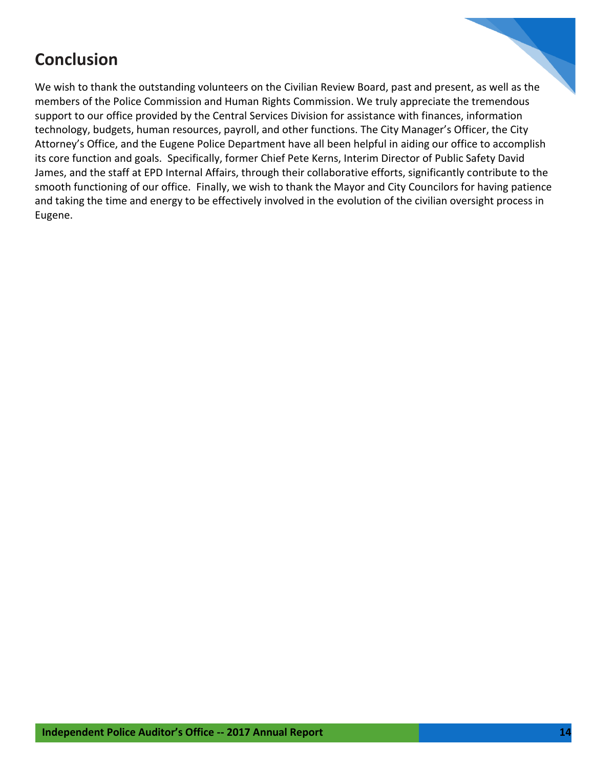## Conclusion

We wish to thank the outstanding volunteers on the Civilian Review Board, past and present, as well as the members of the Police Commission and Human Rights Commission. We truly appreciate the tremendous support to our office provided by the Central Services Division for assistance with finances, information technology, budgets, human resources, payroll, and other functions. The City Manager's Officer, the City Attorney's Office, and the Eugene Police Department have all been helpful in aiding our office to accomplish its core function and goals. Specifically, former Chief Pete Kerns, Interim Director of Public Safety David James, and the staff at EPD Internal Affairs, through their collaborative efforts, significantly contribute to the smooth functioning of our office. Finally, we wish to thank the Mayor and City Councilors for having patience and taking the time and energy to be effectively involved in the evolution of the civilian oversight process in Eugene.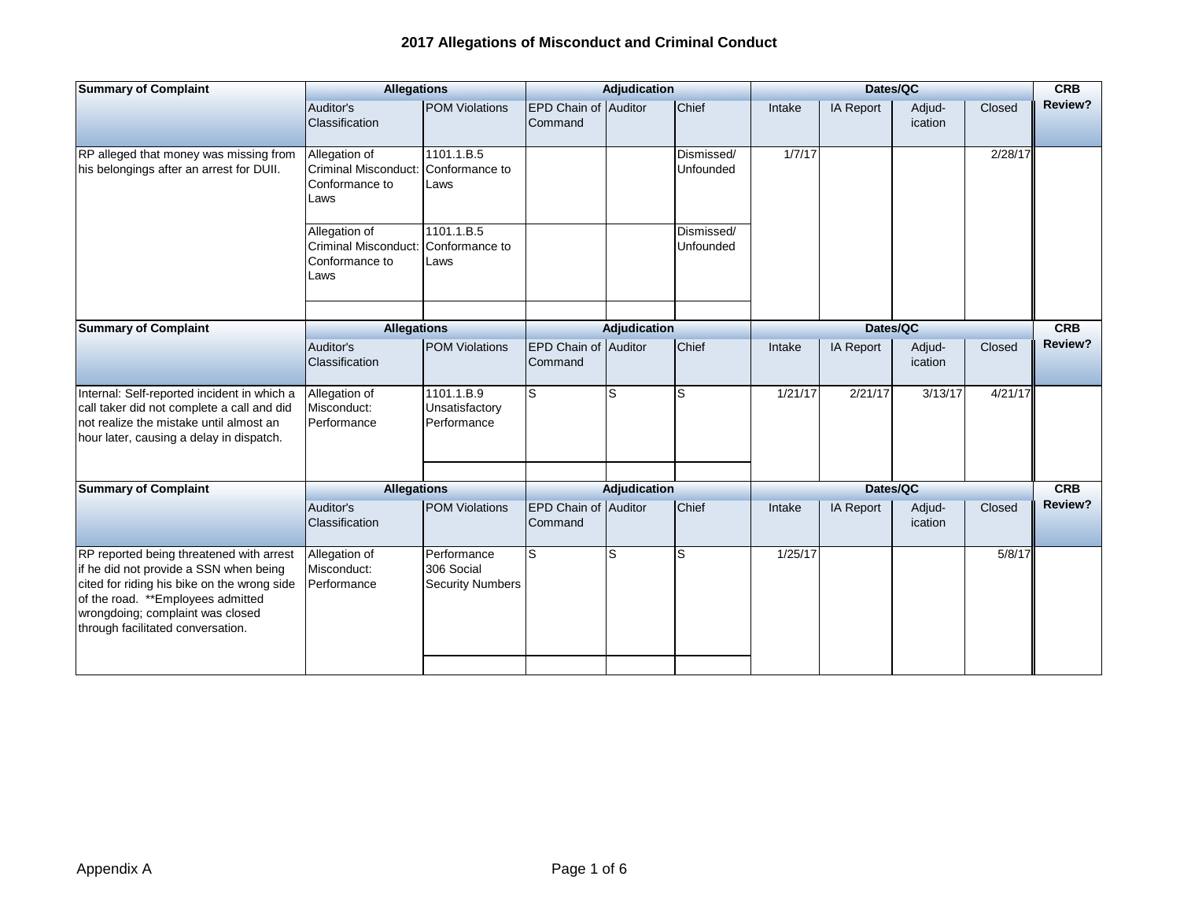## 2017 Allegations of Misconduct and Criminal Conduct

| Summary of Complaint | Allegations | | Adjudication | | | Dates/QC | | | | CRB Review? |
|---|---|---|---|---|---|---|---|---|---|---|
| | Auditor's Classification | POM Violations | EPD Chain of Command | Auditor | Chief | Intake | IA Report | Adjud-ication | Closed | |
| RP alleged that money was missing from his belongings after an arrest for DUII. | Allegation of Criminal Misconduct: Conformance to Laws | 1101.1.B.5 Conformance to Laws | | | Dismissed/ Unfounded | 1/7/17 | | | 2/28/17 | |
| | Allegation of Criminal Misconduct: Conformance to Laws | 1101.1.B.5 Conformance to Laws | | | Dismissed/ Unfounded | | | | | |

| Summary of Complaint | Allegations | | Adjudication | | | Dates/QC | | | | CRB Review? |
|---|---|---|---|---|---|---|---|---|---|---|
| | Auditor's Classification | POM Violations | EPD Chain of Command | Auditor | Chief | Intake | IA Report | Adjud-ication | Closed | |
| Internal: Self-reported incident in which a call taker did not complete a call and did not realize the mistake until almost an hour later, causing a delay in dispatch. | Allegation of Misconduct: Performance | 1101.1.B.9 Unsatisfactory Performance | S | S | S | 1/21/17 | 2/21/17 | 3/13/17 | 4/21/17 | |

| Summary of Complaint | Allegations | | Adjudication | | | Dates/QC | | | | CRB Review? |
|---|---|---|---|---|---|---|---|---|---|---|
| | Auditor's Classification | POM Violations | EPD Chain of Command | Auditor | Chief | Intake | IA Report | Adjud-ication | Closed | |
| RP reported being threatened with arrest if he did not provide a SSN when being cited for riding his bike on the wrong side of the road. **Employees admitted wrongdoing; complaint was closed through facilitated conversation. | Allegation of Misconduct: Performance | Performance 306 Social Security Numbers | S | S | S | 1/25/17 | | | 5/8/17 | |

Appendix A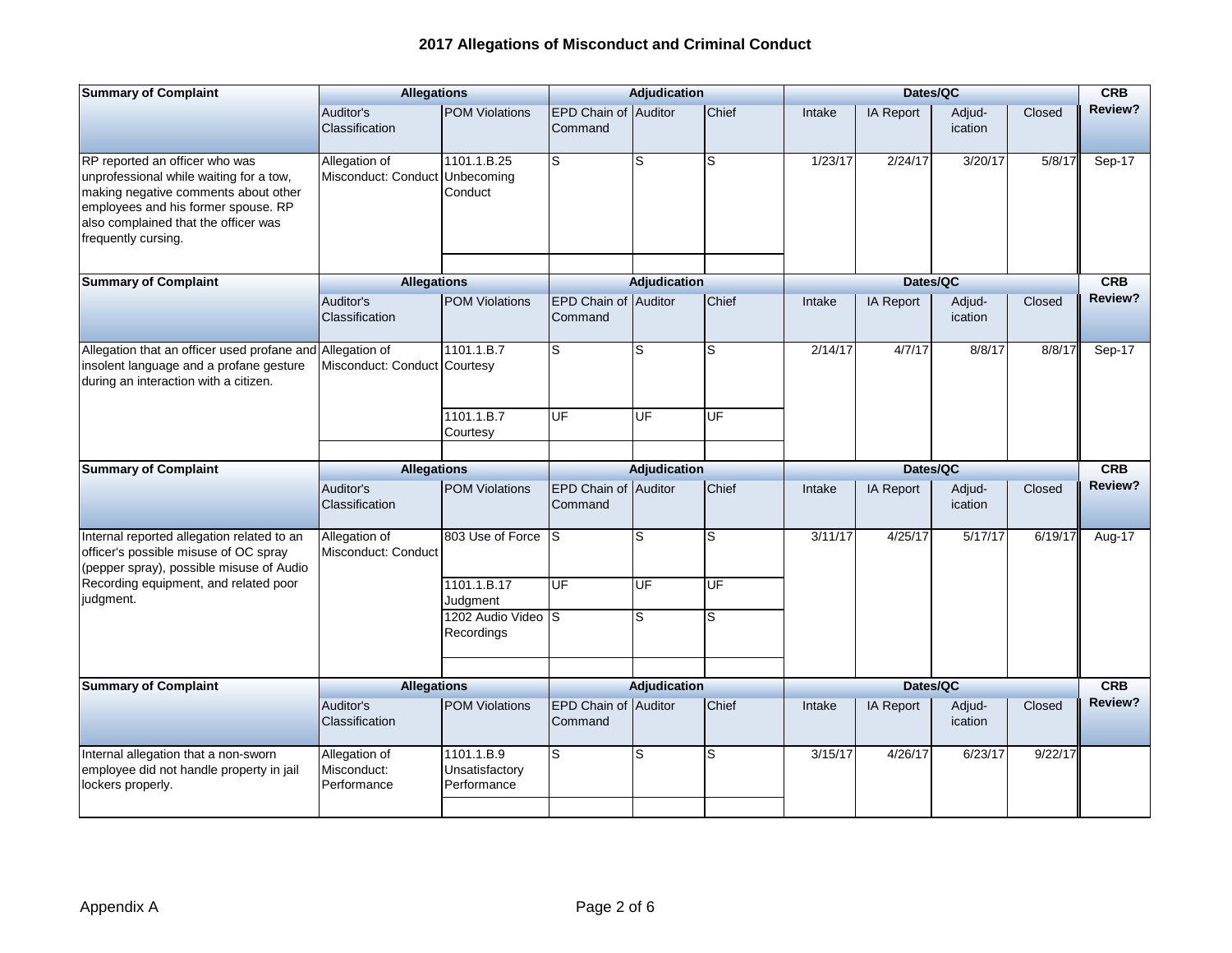## 2017 Allegations of Misconduct and Criminal Conduct

| Summary of Complaint | Allegations | | Adjudication | | | Dates/QC | | | | CRB Review? |
|---|---|---|---|---|---|---|---|---|---|---|
| | Auditor's Classification | POM Violations | EPD Chain of Command | Auditor | Chief | Intake | IA Report | Adjud-ication | Closed | |
| RP reported an officer who was unprofessional while waiting for a tow, making negative comments about other employees and his former spouse. RP also complained that the officer was frequently cursing. | Allegation of Misconduct: Conduct | 1101.1.B.25 Unbecoming Conduct | S | S | S | 1/23/17 | 2/24/17 | 3/20/17 | 5/8/17 | Sep-17 |

| Summary of Complaint | Allegations | | Adjudication | | | Dates/QC | | | | CRB Review? |
|---|---|---|---|---|---|---|---|---|---|---|
| | Auditor's Classification | POM Violations | EPD Chain of Command | Auditor | Chief | Intake | IA Report | Adjud-ication | Closed | |
| Allegation that an officer used profane and insolent language and a profane gesture during an interaction with a citizen. | Allegation of Misconduct: Conduct | 1101.1.B.7 Courtesy | S | S | S | 2/14/17 | 4/7/17 | 8/8/17 | 8/8/17 | Sep-17 |
| | | 1101.1.B.7 Courtesy | UF | UF | UF | | | | | |

| Summary of Complaint | Allegations | | Adjudication | | | Dates/QC | | | | CRB Review? |
|---|---|---|---|---|---|---|---|---|---|---|
| | Auditor's Classification | POM Violations | EPD Chain of Command | Auditor | Chief | Intake | IA Report | Adjud-ication | Closed | |
| Internal reported allegation related to an officer's possible misuse of OC spray (pepper spray), possible misuse of Audio Recording equipment, and related poor judgment. | Allegation of Misconduct: Conduct | 803 Use of Force | S | S | S | 3/11/17 | 4/25/17 | 5/17/17 | 6/19/17 | Aug-17 |
| | | 1101.1.B.17 Judgment | UF | UF | UF | | | | | |
| | | 1202 Audio Video Recordings | S | S | S | | | | | |

| Summary of Complaint | Allegations | | Adjudication | | | Dates/QC | | | | CRB Review? |
|---|---|---|---|---|---|---|---|---|---|---|
| | Auditor's Classification | POM Violations | EPD Chain of Command | Auditor | Chief | Intake | IA Report | Adjud-ication | Closed | |
| Internal allegation that a non-sworn employee did not handle property in jail lockers properly. | Allegation of Misconduct: Performance | 1101.1.B.9 Unsatisfactory Performance | S | S | S | 3/15/17 | 4/26/17 | 6/23/17 | 9/22/17 | |

Appendix A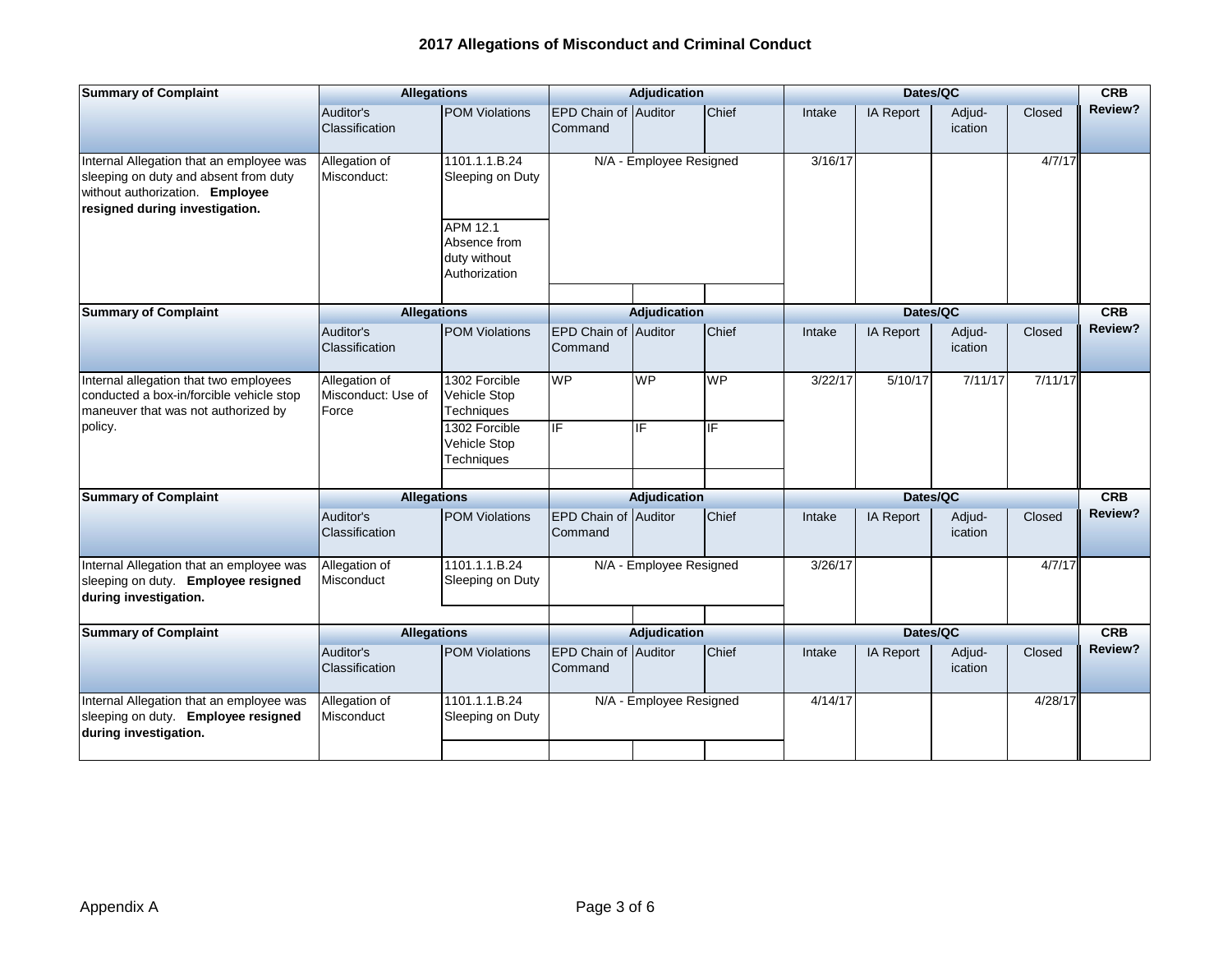## 2017 Allegations of Misconduct and Criminal Conduct

| Summary of Complaint | Allegations | | Adjudication | | | Dates/QC | | | | CRB Review? |
|---|---|---|---|---|---|---|---|---|---|---|
| | Auditor's Classification | POM Violations | EPD Chain of Command | Auditor | Chief | Intake | IA Report | Adjud-ication | Closed | |
| Internal Allegation that an employee was sleeping on duty and absent from duty without authorization. **Employee resigned during investigation.** | Allegation of Misconduct: | 1101.1.1.B.24 Sleeping on Duty | N/A - Employee Resigned | | | 3/16/17 | | | 4/7/17 | |
| | | APM 12.1 Absence from duty without Authorization | | | | | | | | |

| Summary of Complaint | Allegations | | Adjudication | | | Dates/QC | | | | CRB Review? |
|---|---|---|---|---|---|---|---|---|---|---|
| | Auditor's Classification | POM Violations | EPD Chain of Command | Auditor | Chief | Intake | IA Report | Adjud-ication | Closed | |
| Internal allegation that two employees conducted a box-in/forcible vehicle stop maneuver that was not authorized by policy. | Allegation of Misconduct: Use of Force | 1302 Forcible Vehicle Stop Techniques | WP | WP | WP | 3/22/17 | 5/10/17 | 7/11/17 | 7/11/17 | |
| | | 1302 Forcible Vehicle Stop Techniques | IF | IF | IF | | | | | |

| Summary of Complaint | Allegations | | Adjudication | | | Dates/QC | | | | CRB Review? |
|---|---|---|---|---|---|---|---|---|---|---|
| | Auditor's Classification | POM Violations | EPD Chain of Command | Auditor | Chief | Intake | IA Report | Adjud-ication | Closed | |
| Internal Allegation that an employee was sleeping on duty. **Employee resigned during investigation.** | Allegation of Misconduct | 1101.1.1.B.24 Sleeping on Duty | N/A - Employee Resigned | | | 3/26/17 | | | 4/7/17 | |

| Summary of Complaint | Allegations | | Adjudication | | | Dates/QC | | | | CRB Review? |
|---|---|---|---|---|---|---|---|---|---|---|
| | Auditor's Classification | POM Violations | EPD Chain of Command | Auditor | Chief | Intake | IA Report | Adjud-ication | Closed | |
| Internal Allegation that an employee was sleeping on duty. **Employee resigned during investigation.** | Allegation of Misconduct | 1101.1.1.B.24 Sleeping on Duty | N/A - Employee Resigned | | | 4/14/17 | | | 4/28/17 | |

Appendix A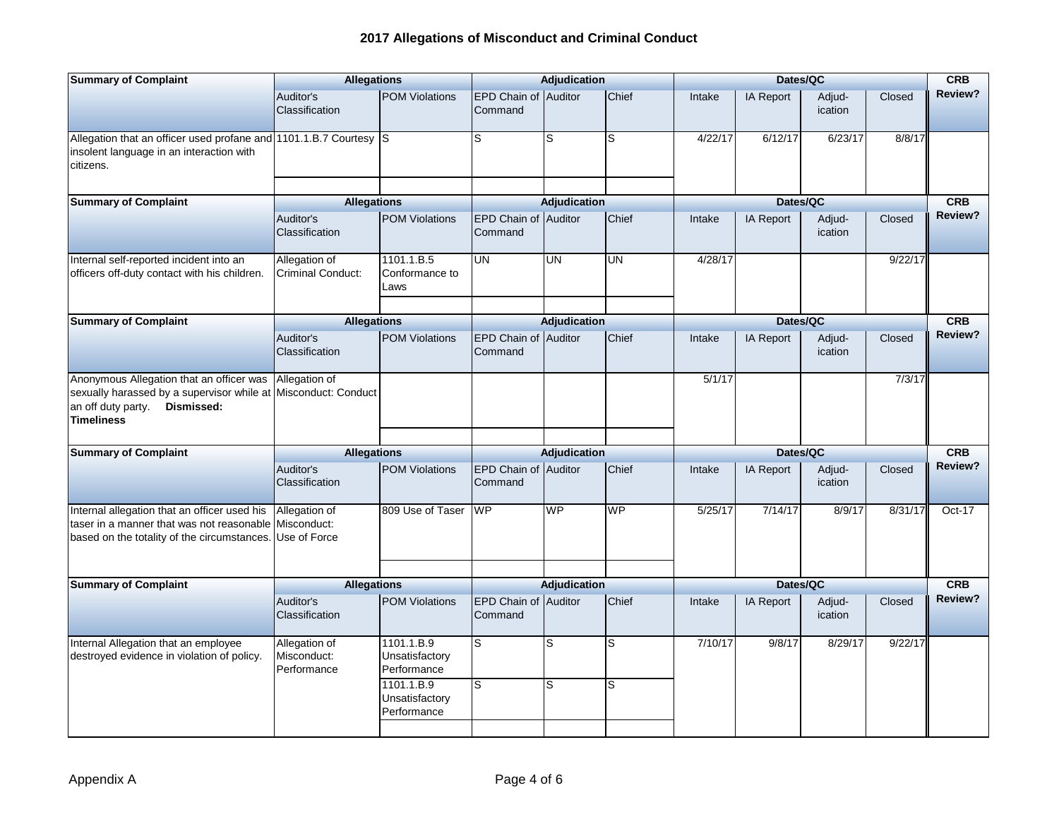## 2017 Allegations of Misconduct and Criminal Conduct

| Summary of Complaint | Allegations | | Adjudication | | | Dates/QC | | | | CRB Review? |
|---|---|---|---|---|---|---|---|---|---|---|
| | Auditor's Classification | POM Violations | EPD Chain of Command | Auditor | Chief | Intake | IA Report | Adjud-ication | Closed | |
| Allegation that an officer used profane and insolent language in an interaction with citizens. | 1101.1.B.7 Courtesy | S | S | S | S | 4/22/17 | 6/12/17 | 6/23/17 | 8/8/17 | |

| Summary of Complaint | Allegations | | Adjudication | | | Dates/QC | | | | CRB Review? |
|---|---|---|---|---|---|---|---|---|---|---|
| | Auditor's Classification | POM Violations | EPD Chain of Command | Auditor | Chief | Intake | IA Report | Adjud-ication | Closed | |
| Internal self-reported incident into an officers off-duty contact with his children. | Allegation of Criminal Conduct: | 1101.1.B.5 Conformance to Laws | UN | UN | UN | 4/28/17 | | | 9/22/17 | |

| Summary of Complaint | Allegations | | Adjudication | | | Dates/QC | | | | CRB Review? |
|---|---|---|---|---|---|---|---|---|---|---|
| | Auditor's Classification | POM Violations | EPD Chain of Command | Auditor | Chief | Intake | IA Report | Adjud-ication | Closed | |
| Anonymous Allegation that an officer was sexually harassed by a supervisor while at an off duty party. **Dismissed: Timeliness** | Allegation of Misconduct: Conduct | | | | | 5/1/17 | | | 7/3/17 | |

| Summary of Complaint | Allegations | | Adjudication | | | Dates/QC | | | | CRB Review? |
|---|---|---|---|---|---|---|---|---|---|---|
| | Auditor's Classification | POM Violations | EPD Chain of Command | Auditor | Chief | Intake | IA Report | Adjud-ication | Closed | |
| Internal allegation that an officer used his taser in a manner that was not reasonable based on the totality of the circumstances. | Allegation of Misconduct: Use of Force | 809 Use of Taser | WP | WP | WP | 5/25/17 | 7/14/17 | 8/9/17 | 8/31/17 | Oct-17 |

| Summary of Complaint | Allegations | | Adjudication | | | Dates/QC | | | | CRB Review? |
|---|---|---|---|---|---|---|---|---|---|---|
| | Auditor's Classification | POM Violations | EPD Chain of Command | Auditor | Chief | Intake | IA Report | Adjud-ication | Closed | |
| Internal Allegation that an employee destroyed evidence in violation of policy. | Allegation of Misconduct: Performance | 1101.1.B.9 Unsatisfactory Performance | S | S | S | 7/10/17 | 9/8/17 | 8/29/17 | 9/22/17 | |
| | | 1101.1.B.9 Unsatisfactory Performance | S | S | S | | | | | |

Appendix A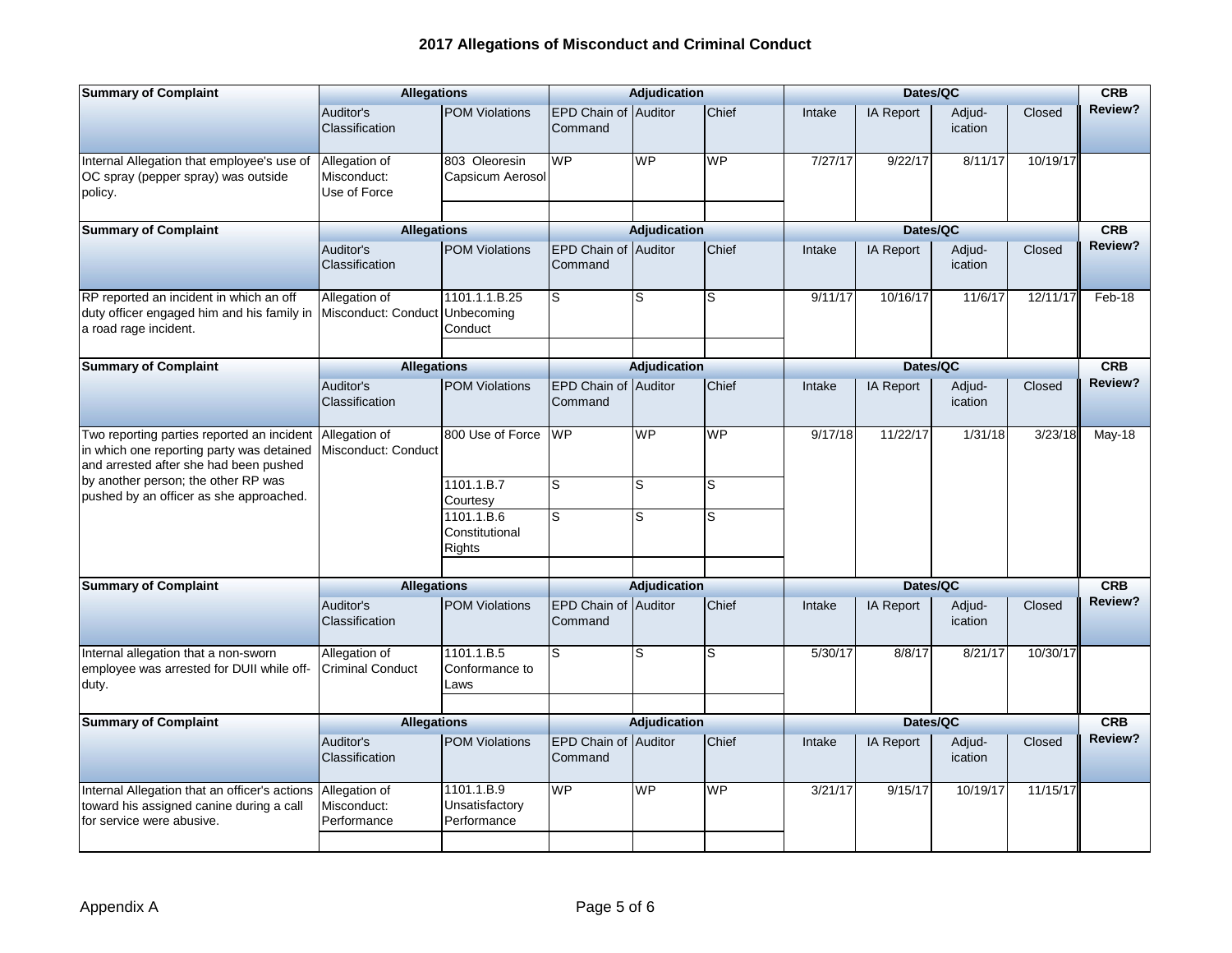# 2017 Allegations of Misconduct and Criminal Conduct

| Summary of Complaint | Allegations | | Adjudication | | | Dates/QC | | | | CRB Review? |
|---|---|---|---|---|---|---|---|---|---|---|
| | Auditor's Classification | POM Violations | EPD Chain of Command | Auditor | Chief | Intake | IA Report | Adjud-ication | Closed | |
| Internal Allegation that employee's use of OC spray (pepper spray) was outside policy. | Allegation of Misconduct: Use of Force | 803 Oleoresin Capsicum Aerosol | WP | WP | WP | 7/27/17 | 9/22/17 | 8/11/17 | 10/19/17 | |

| Summary of Complaint | Allegations | | Adjudication | | | Dates/QC | | | | CRB Review? |
|---|---|---|---|---|---|---|---|---|---|---|
| | Auditor's Classification | POM Violations | EPD Chain of Command | Auditor | Chief | Intake | IA Report | Adjud-ication | Closed | |
| RP reported an incident in which an off duty officer engaged him and his family in a road rage incident. | Allegation of Misconduct: Conduct | 1101.1.1.B.25 Unbecoming Conduct | S | S | S | 9/11/17 | 10/16/17 | 11/6/17 | 12/11/17 | Feb-18 |

| Summary of Complaint | Allegations | | Adjudication | | | Dates/QC | | | | CRB Review? |
|---|---|---|---|---|---|---|---|---|---|---|
| | Auditor's Classification | POM Violations | EPD Chain of Command | Auditor | Chief | Intake | IA Report | Adjud-ication | Closed | |
| Two reporting parties reported an incident in which one reporting party was detained and arrested after she had been pushed by another person; the other RP was pushed by an officer as she approached. | Allegation of Misconduct: Conduct | 800 Use of Force | WP | WP | WP | 9/17/18 | 11/22/17 | 1/31/18 | 3/23/18 | May-18 |
| | | 1101.1.B.7 Courtesy | S | S | S | | | | | |
| | | 1101.1.B.6 Constitutional Rights | S | S | S | | | | | |

| Summary of Complaint | Allegations | | Adjudication | | | Dates/QC | | | | CRB Review? |
|---|---|---|---|---|---|---|---|---|---|---|
| | Auditor's Classification | POM Violations | EPD Chain of Command | Auditor | Chief | Intake | IA Report | Adjud-ication | Closed | |
| Internal allegation that a non-sworn employee was arrested for DUII while off-duty. | Allegation of Criminal Conduct | 1101.1.B.5 Conformance to Laws | S | S | S | 5/30/17 | 8/8/17 | 8/21/17 | 10/30/17 | |

| Summary of Complaint | Allegations | | Adjudication | | | Dates/QC | | | | CRB Review? |
|---|---|---|---|---|---|---|---|---|---|---|
| | Auditor's Classification | POM Violations | EPD Chain of Command | Auditor | Chief | Intake | IA Report | Adjud-ication | Closed | |
| Internal Allegation that an officer's actions toward his assigned canine during a call for service were abusive. | Allegation of Misconduct: Performance | 1101.1.B.9 Unsatisfactory Performance | WP | WP | WP | 3/21/17 | 9/15/17 | 10/19/17 | 11/15/17 | |

Appendix A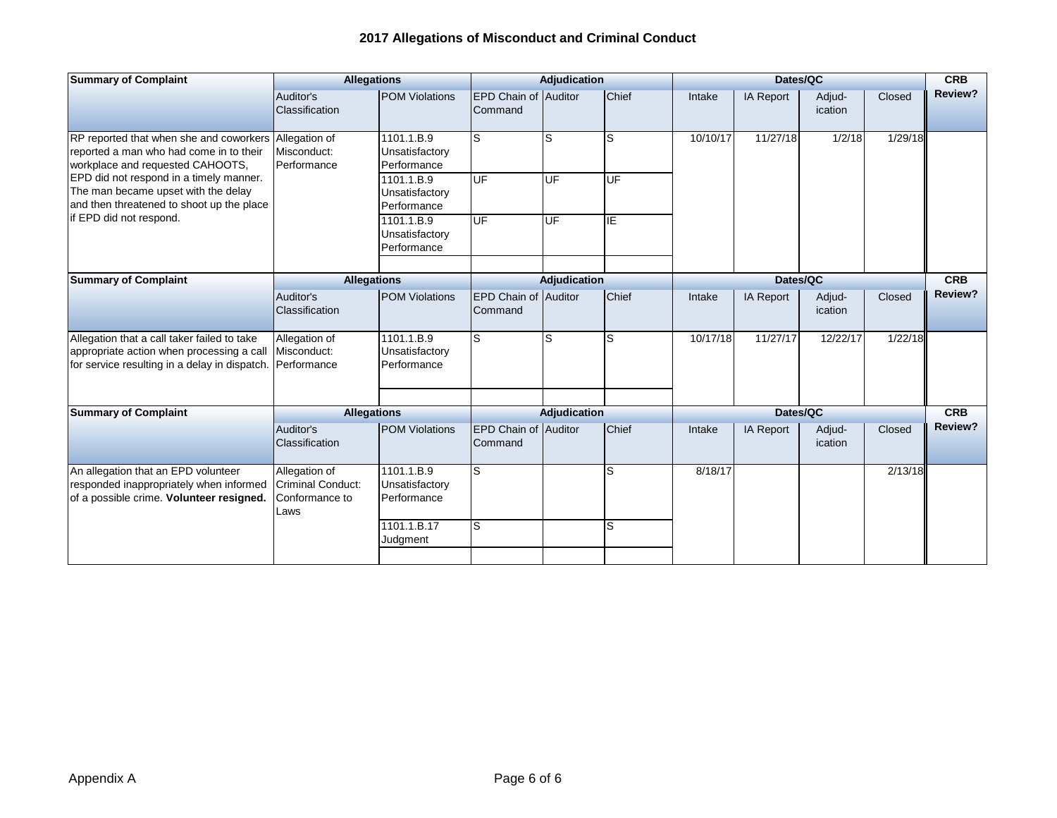# 2017 Allegations of Misconduct and Criminal Conduct

| Summary of Complaint | Allegations | | Adjudication | | | Dates/QC | | | | CRB Review? |
|---|---|---|---|---|---|---|---|---|---|---|
| | Auditor's Classification | POM Violations | EPD Chain of Command | Auditor | Chief | Intake | IA Report | Adjud-ication | Closed | |
| RP reported that when she and coworkers reported a man who had come in to their workplace and requested CAHOOTS, EPD did not respond in a timely manner. The man became upset with the delay and then threatened to shoot up the place if EPD did not respond. | Allegation of Misconduct: Performance | 1101.1.B.9 Unsatisfactory Performance | S | S | S | 10/10/17 | 11/27/18 | 1/2/18 | 1/29/18 | |
| | | 1101.1.B.9 Unsatisfactory Performance | UF | UF | UF | | | | | |
| | | 1101.1.B.9 Unsatisfactory Performance | UF | UF | IE | | | | | |

| Summary of Complaint | Allegations | | Adjudication | | | Dates/QC | | | | CRB Review? |
|---|---|---|---|---|---|---|---|---|---|---|
| | Auditor's Classification | POM Violations | EPD Chain of Command | Auditor | Chief | Intake | IA Report | Adjud-ication | Closed | |
| Allegation that a call taker failed to take appropriate action when processing a call for service resulting in a delay in dispatch. | Allegation of Misconduct: Performance | 1101.1.B.9 Unsatisfactory Performance | S | S | S | 10/17/18 | 11/27/17 | 12/22/17 | 1/22/18 | |

| Summary of Complaint | Allegations | | Adjudication | | | Dates/QC | | | | CRB Review? |
|---|---|---|---|---|---|---|---|---|---|---|
| | Auditor's Classification | POM Violations | EPD Chain of Command | Auditor | Chief | Intake | IA Report | Adjud-ication | Closed | |
| An allegation that an EPD volunteer responded inappropriately when informed of a possible crime. **Volunteer resigned.** | Allegation of Criminal Conduct: Conformance to Laws | 1101.1.B.9 Unsatisfactory Performance | S | | S | 8/18/17 | | | 2/13/18 | |
| | | 1101.1.B.17 Judgment | S | | S | | | | | |

Appendix A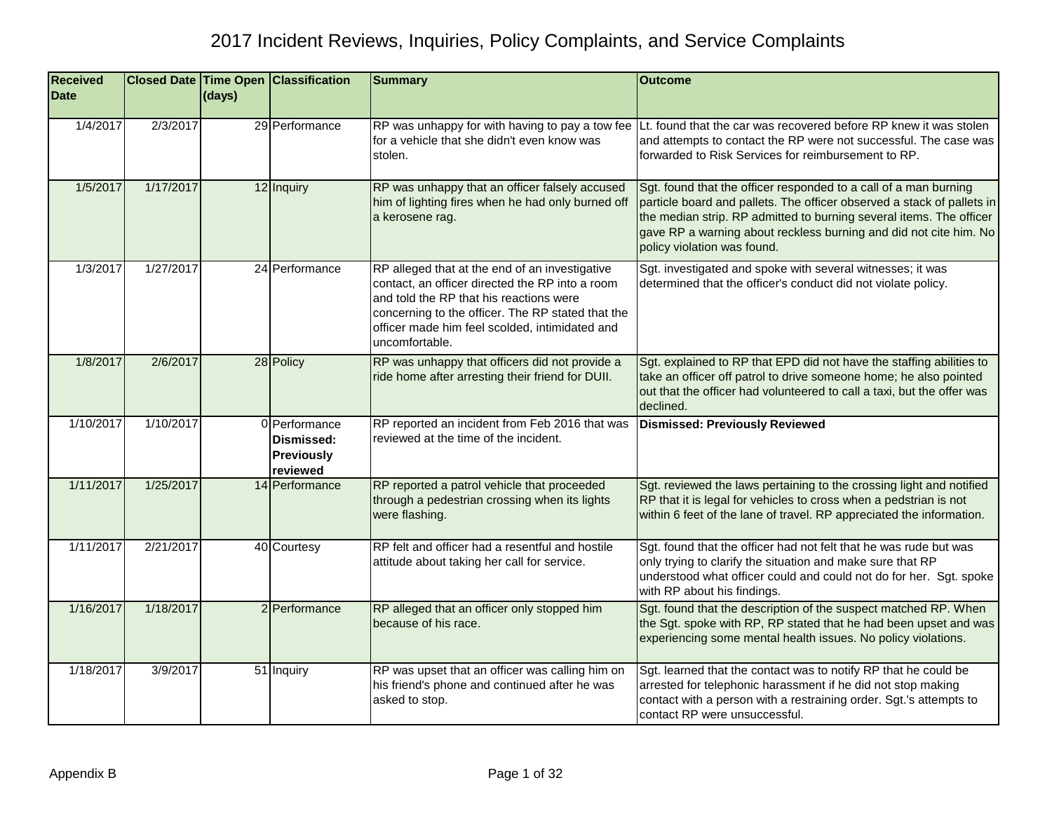# 2017 Incident Reviews, Inquiries, Policy Complaints, and Service Complaints

| Received Date | Closed Date | Time Open (days) | Classification | Summary | Outcome |
|---|---|---|---|---|---|
| 1/4/2017 | 2/3/2017 | 29 | Performance | RP was unhappy for with having to pay a tow fee for a vehicle that she didn't even know was stolen. | Lt. found that the car was recovered before RP knew it was stolen and attempts to contact the RP were not successful. The case was forwarded to Risk Services for reimbursement to RP. |
| 1/5/2017 | 1/17/2017 | 12 | Inquiry | RP was unhappy that an officer falsely accused him of lighting fires when he had only burned off a kerosene rag. | Sgt. found that the officer responded to a call of a man burning particle board and pallets. The officer observed a stack of pallets in the median strip. RP admitted to burning several items. The officer gave RP a warning about reckless burning and did not cite him. No policy violation was found. |
| 1/3/2017 | 1/27/2017 | 24 | Performance | RP alleged that at the end of an investigative contact, an officer directed the RP into a room and told the RP that his reactions were concerning to the officer. The RP stated that the officer made him feel scolded, intimidated and uncomfortable. | Sgt. investigated and spoke with several witnesses; it was determined that the officer's conduct did not violate policy. |
| 1/8/2017 | 2/6/2017 | 28 | Policy | RP was unhappy that officers did not provide a ride home after arresting their friend for DUII. | Sgt. explained to RP that EPD did not have the staffing abilities to take an officer off patrol to drive someone home; he also pointed out that the officer had volunteered to call a taxi, but the offer was declined. |
| 1/10/2017 | 1/10/2017 | 0 | Performance **Dismissed: Previously reviewed** | RP reported an incident from Feb 2016 that was reviewed at the time of the incident. | **Dismissed: Previously Reviewed** |
| 1/11/2017 | 1/25/2017 | 14 | Performance | RP reported a patrol vehicle that proceeded through a pedestrian crossing when its lights were flashing. | Sgt. reviewed the laws pertaining to the crossing light and notified RP that it is legal for vehicles to cross when a pedstrian is not within 6 feet of the lane of travel. RP appreciated the information. |
| 1/11/2017 | 2/21/2017 | 40 | Courtesy | RP felt and officer had a resentful and hostile attitude about taking her call for service. | Sgt. found that the officer had not felt that he was rude but was only trying to clarify the situation and make sure that RP understood what officer could and could not do for her. Sgt. spoke with RP about his findings. |
| 1/16/2017 | 1/18/2017 | 2 | Performance | RP alleged that an officer only stopped him because of his race. | Sgt. found that the description of the suspect matched RP. When the Sgt. spoke with RP, RP stated that he had been upset and was experiencing some mental health issues. No policy violations. |
| 1/18/2017 | 3/9/2017 | 51 | Inquiry | RP was upset that an officer was calling him on his friend's phone and continued after he was asked to stop. | Sgt. learned that the contact was to notify RP that he could be arrested for telephonic harassment if he did not stop making contact with a person with a restraining order. Sgt.'s attempts to contact RP were unsuccessful. |

Appendix B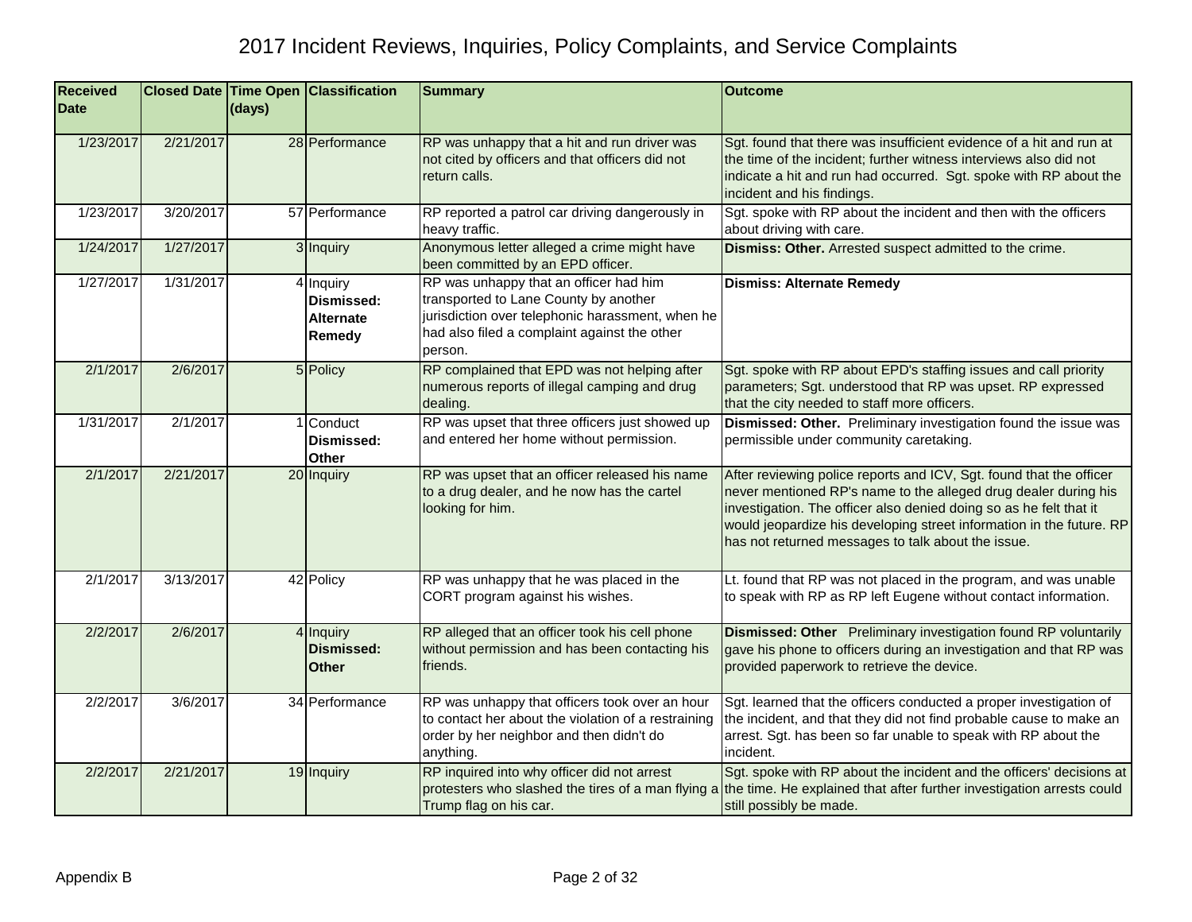# 2017 Incident Reviews, Inquiries, Policy Complaints, and Service Complaints

| Received Date | Closed Date | Time Open (days) | Classification | Summary | Outcome |
|---|---|---|---|---|---|
| 1/23/2017 | 2/21/2017 | 28 | Performance | RP was unhappy that a hit and run driver was not cited by officers and that officers did not return calls. | Sgt. found that there was insufficient evidence of a hit and run at the time of the incident; further witness interviews also did not indicate a hit and run had occurred. Sgt. spoke with RP about the incident and his findings. |
| 1/23/2017 | 3/20/2017 | 57 | Performance | RP reported a patrol car driving dangerously in heavy traffic. | Sgt. spoke with RP about the incident and then with the officers about driving with care. |
| 1/24/2017 | 1/27/2017 | 3 | Inquiry | Anonymous letter alleged a crime might have been committed by an EPD officer. | **Dismiss: Other.** Arrested suspect admitted to the crime. |
| 1/27/2017 | 1/31/2017 | 4 | Inquiry **Dismissed: Alternate Remedy** | RP was unhappy that an officer had him transported to Lane County by another jurisdiction over telephonic harassment, when he had also filed a complaint against the other person. | **Dismiss: Alternate Remedy** |
| 2/1/2017 | 2/6/2017 | 5 | Policy | RP complained that EPD was not helping after numerous reports of illegal camping and drug dealing. | Sgt. spoke with RP about EPD's staffing issues and call priority parameters; Sgt. understood that RP was upset. RP expressed that the city needed to staff more officers. |
| 1/31/2017 | 2/1/2017 | 1 | Conduct **Dismissed: Other** | RP was upset that three officers just showed up and entered her home without permission. | **Dismissed: Other.** Preliminary investigation found the issue was permissible under community caretaking. |
| 2/1/2017 | 2/21/2017 | 20 | Inquiry | RP was upset that an officer released his name to a drug dealer, and he now has the cartel looking for him. | After reviewing police reports and ICV, Sgt. found that the officer never mentioned RP's name to the alleged drug dealer during his investigation. The officer also denied doing so as he felt that it would jeopardize his developing street information in the future. RP has not returned messages to talk about the issue. |
| 2/1/2017 | 3/13/2017 | 42 | Policy | RP was unhappy that he was placed in the CORT program against his wishes. | Lt. found that RP was not placed in the program, and was unable to speak with RP as RP left Eugene without contact information. |
| 2/2/2017 | 2/6/2017 | 4 | Inquiry **Dismissed: Other** | RP alleged that an officer took his cell phone without permission and has been contacting his friends. | **Dismissed: Other** Preliminary investigation found RP voluntarily gave his phone to officers during an investigation and that RP was provided paperwork to retrieve the device. |
| 2/2/2017 | 3/6/2017 | 34 | Performance | RP was unhappy that officers took over an hour to contact her about the violation of a restraining order by her neighbor and then didn't do anything. | Sgt. learned that the officers conducted a proper investigation of the incident, and that they did not find probable cause to make an arrest. Sgt. has been so far unable to speak with RP about the incident. |
| 2/2/2017 | 2/21/2017 | 19 | Inquiry | RP inquired into why officer did not arrest protesters who slashed the tires of a man flying a Trump flag on his car. | Sgt. spoke with RP about the incident and the officers' decisions at the time. He explained that after further investigation arrests could still possibly be made. |

Appendix B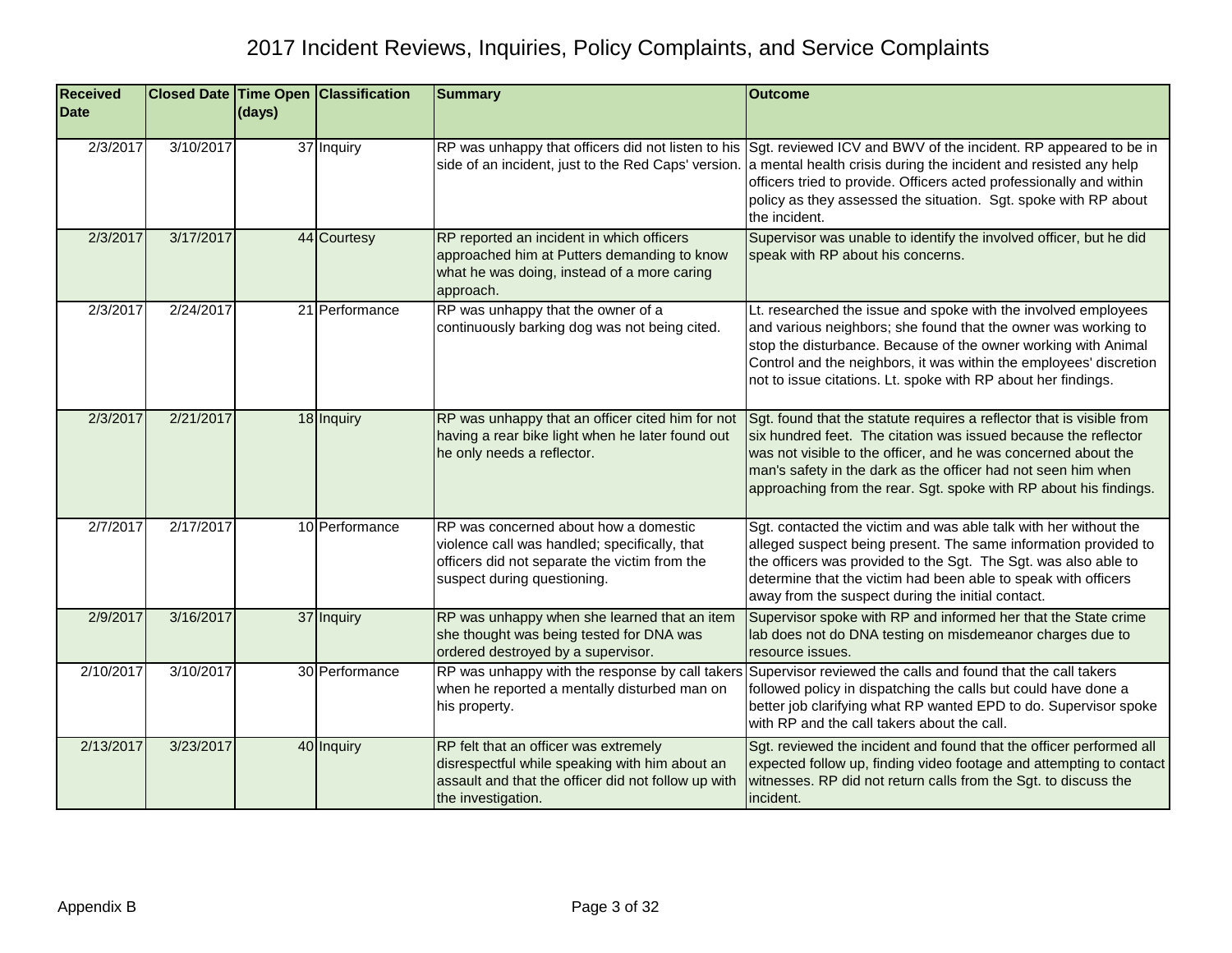# 2017 Incident Reviews, Inquiries, Policy Complaints, and Service Complaints

| Received Date | Closed Date | Time Open (days) | Classification | Summary | Outcome |
|---|---|---|---|---|---|
| 2/3/2017 | 3/10/2017 | 37 | Inquiry | RP was unhappy that officers did not listen to his side of an incident, just to the Red Caps' version. | Sgt. reviewed ICV and BWV of the incident. RP appeared to be in a mental health crisis during the incident and resisted any help officers tried to provide. Officers acted professionally and within policy as they assessed the situation. Sgt. spoke with RP about the incident. |
| 2/3/2017 | 3/17/2017 | 44 | Courtesy | RP reported an incident in which officers approached him at Putters demanding to know what he was doing, instead of a more caring approach. | Supervisor was unable to identify the involved officer, but he did speak with RP about his concerns. |
| 2/3/2017 | 2/24/2017 | 21 | Performance | RP was unhappy that the owner of a continuously barking dog was not being cited. | Lt. researched the issue and spoke with the involved employees and various neighbors; she found that the owner was working to stop the disturbance. Because of the owner working with Animal Control and the neighbors, it was within the employees' discretion not to issue citations. Lt. spoke with RP about her findings. |
| 2/3/2017 | 2/21/2017 | 18 | Inquiry | RP was unhappy that an officer cited him for not having a rear bike light when he later found out he only needs a reflector. | Sgt. found that the statute requires a reflector that is visible from six hundred feet. The citation was issued because the reflector was not visible to the officer, and he was concerned about the man's safety in the dark as the officer had not seen him when approaching from the rear. Sgt. spoke with RP about his findings. |
| 2/7/2017 | 2/17/2017 | 10 | Performance | RP was concerned about how a domestic violence call was handled; specifically, that officers did not separate the victim from the suspect during questioning. | Sgt. contacted the victim and was able talk with her without the alleged suspect being present. The same information provided to the officers was provided to the Sgt. The Sgt. was also able to determine that the victim had been able to speak with officers away from the suspect during the initial contact. |
| 2/9/2017 | 3/16/2017 | 37 | Inquiry | RP was unhappy when she learned that an item she thought was being tested for DNA was ordered destroyed by a supervisor. | Supervisor spoke with RP and informed her that the State crime lab does not do DNA testing on misdemeanor charges due to resource issues. |
| 2/10/2017 | 3/10/2017 | 30 | Performance | RP was unhappy with the response by call takers when he reported a mentally disturbed man on his property. | Supervisor reviewed the calls and found that the call takers followed policy in dispatching the calls but could have done a better job clarifying what RP wanted EPD to do. Supervisor spoke with RP and the call takers about the call. |
| 2/13/2017 | 3/23/2017 | 40 | Inquiry | RP felt that an officer was extremely disrespectful while speaking with him about an assault and that the officer did not follow up with the investigation. | Sgt. reviewed the incident and found that the officer performed all expected follow up, finding video footage and attempting to contact witnesses. RP did not return calls from the Sgt. to discuss the incident. |

Appendix B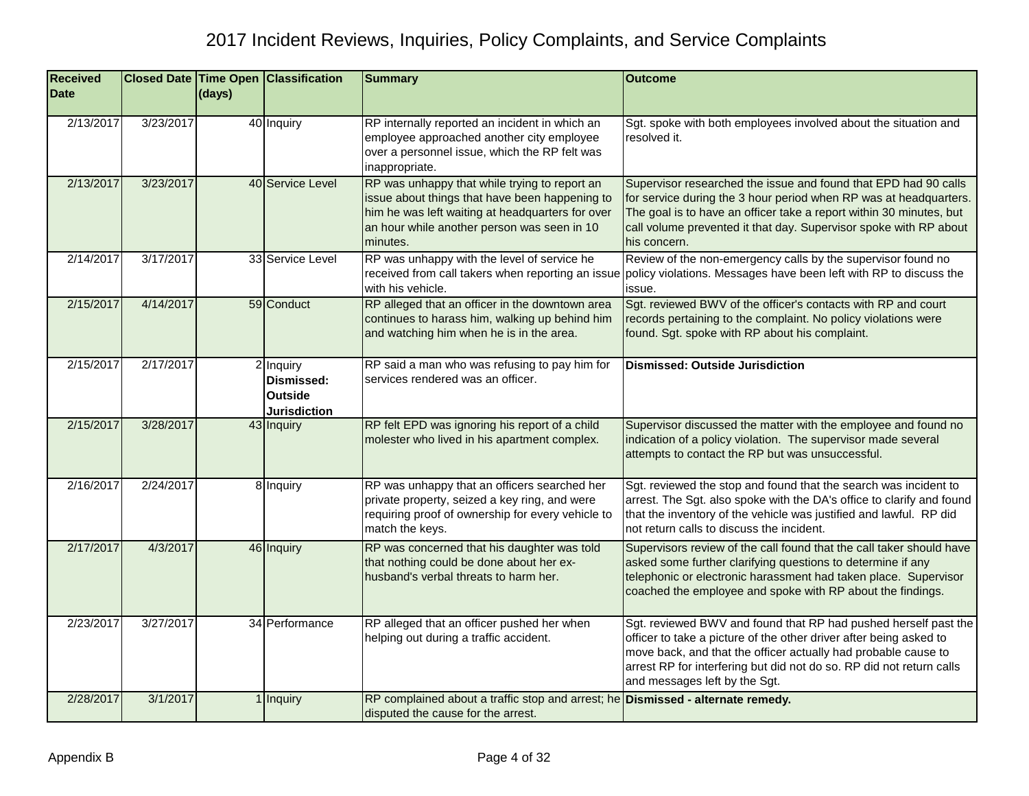# 2017 Incident Reviews, Inquiries, Policy Complaints, and Service Complaints

| Received Date | Closed Date | Time Open (days) | Classification | Summary | Outcome |
|---|---|---|---|---|---|
| 2/13/2017 | 3/23/2017 | 40 | Inquiry | RP internally reported an incident in which an employee approached another city employee over a personnel issue, which the RP felt was inappropriate. | Sgt. spoke with both employees involved about the situation and resolved it. |
| 2/13/2017 | 3/23/2017 | 40 | Service Level | RP was unhappy that while trying to report an issue about things that have been happening to him he was left waiting at headquarters for over an hour while another person was seen in 10 minutes. | Supervisor researched the issue and found that EPD had 90 calls for service during the 3 hour period when RP was at headquarters. The goal is to have an officer take a report within 30 minutes, but call volume prevented it that day. Supervisor spoke with RP about his concern. |
| 2/14/2017 | 3/17/2017 | 33 | Service Level | RP was unhappy with the level of service he received from call takers when reporting an issue with his vehicle. | Review of the non-emergency calls by the supervisor found no policy violations. Messages have been left with RP to discuss the issue. |
| 2/15/2017 | 4/14/2017 | 59 | Conduct | RP alleged that an officer in the downtown area continues to harass him, walking up behind him and watching him when he is in the area. | Sgt. reviewed BWV of the officer's contacts with RP and court records pertaining to the complaint. No policy violations were found. Sgt. spoke with RP about his complaint. |
| 2/15/2017 | 2/17/2017 | 2 | Inquiry **Dismissed: Outside Jurisdiction** | RP said a man who was refusing to pay him for services rendered was an officer. | **Dismissed: Outside Jurisdiction** |
| 2/15/2017 | 3/28/2017 | 43 | Inquiry | RP felt EPD was ignoring his report of a child molester who lived in his apartment complex. | Supervisor discussed the matter with the employee and found no indication of a policy violation. The supervisor made several attempts to contact the RP but was unsuccessful. |
| 2/16/2017 | 2/24/2017 | 8 | Inquiry | RP was unhappy that an officers searched her private property, seized a key ring, and were requiring proof of ownership for every vehicle to match the keys. | Sgt. reviewed the stop and found that the search was incident to arrest. The Sgt. also spoke with the DA's office to clarify and found that the inventory of the vehicle was justified and lawful. RP did not return calls to discuss the incident. |
| 2/17/2017 | 4/3/2017 | 46 | Inquiry | RP was concerned that his daughter was told that nothing could be done about her ex-husband's verbal threats to harm her. | Supervisors review of the call found that the call taker should have asked some further clarifying questions to determine if any telephonic or electronic harassment had taken place. Supervisor coached the employee and spoke with RP about the findings. |
| 2/23/2017 | 3/27/2017 | 34 | Performance | RP alleged that an officer pushed her when helping out during a traffic accident. | Sgt. reviewed BWV and found that RP had pushed herself past the officer to take a picture of the other driver after being asked to move back, and that the officer actually had probable cause to arrest RP for interfering but did not do so. RP did not return calls and messages left by the Sgt. |
| 2/28/2017 | 3/1/2017 | 1 | Inquiry | RP complained about a traffic stop and arrest; he disputed the cause for the arrest. | **Dismissed - alternate remedy.** |

Appendix B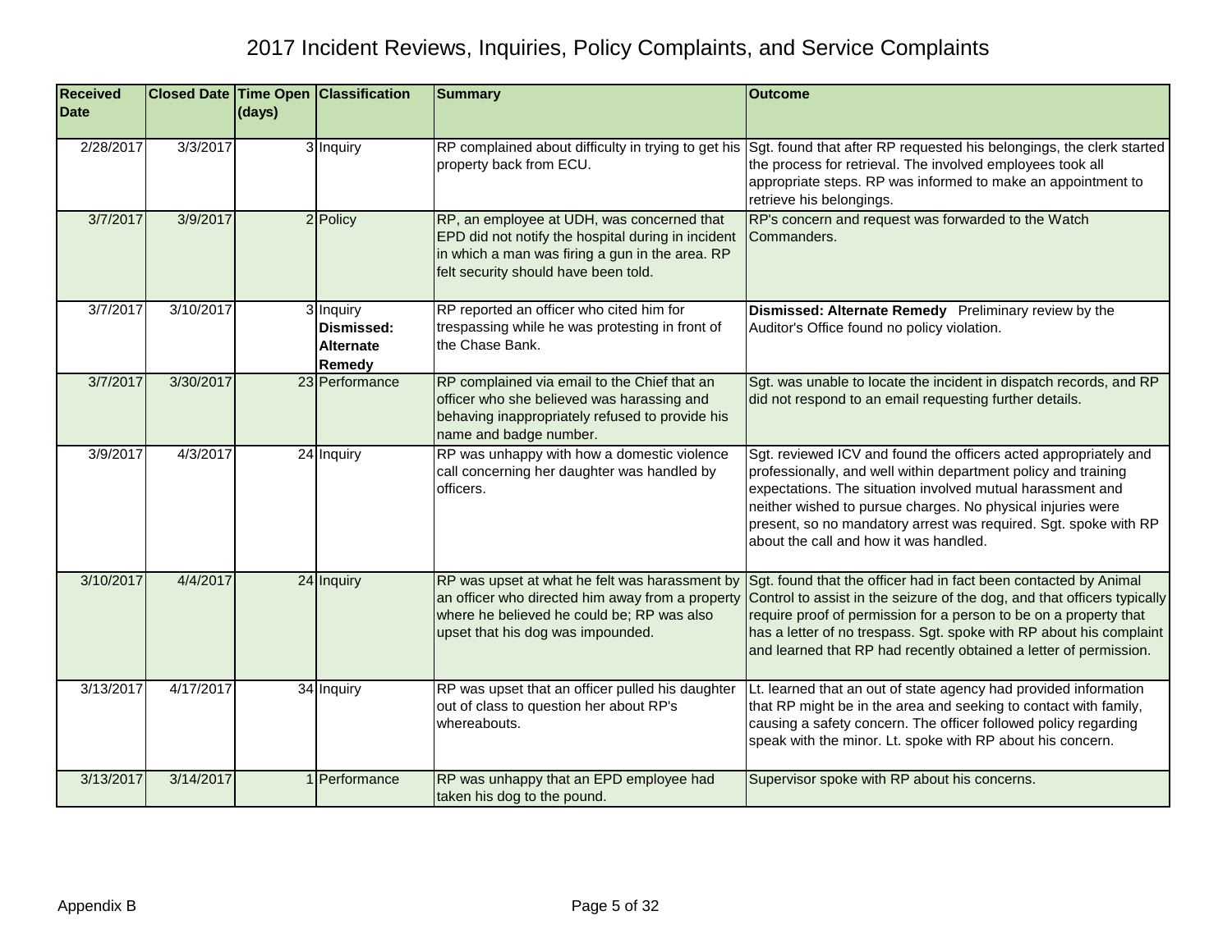# 2017 Incident Reviews, Inquiries, Policy Complaints, and Service Complaints

| Received Date | Closed Date | Time Open (days) | Classification | Summary | Outcome |
|---|---|---|---|---|---|
| 2/28/2017 | 3/3/2017 | 3 | Inquiry | RP complained about difficulty in trying to get his property back from ECU. | Sgt. found that after RP requested his belongings, the clerk started the process for retrieval. The involved employees took all appropriate steps. RP was informed to make an appointment to retrieve his belongings. |
| 3/7/2017 | 3/9/2017 | 2 | Policy | RP, an employee at UDH, was concerned that EPD did not notify the hospital during in incident in which a man was firing a gun in the area. RP felt security should have been told. | RP's concern and request was forwarded to the Watch Commanders. |
| 3/7/2017 | 3/10/2017 | 3 | Inquiry **Dismissed: Alternate Remedy** | RP reported an officer who cited him for trespassing while he was protesting in front of the Chase Bank. | **Dismissed: Alternate Remedy** Preliminary review by the Auditor's Office found no policy violation. |
| 3/7/2017 | 3/30/2017 | 23 | Performance | RP complained via email to the Chief that an officer who she believed was harassing and behaving inappropriately refused to provide his name and badge number. | Sgt. was unable to locate the incident in dispatch records, and RP did not respond to an email requesting further details. |
| 3/9/2017 | 4/3/2017 | 24 | Inquiry | RP was unhappy with how a domestic violence call concerning her daughter was handled by officers. | Sgt. reviewed ICV and found the officers acted appropriately and professionally, and well within department policy and training expectations. The situation involved mutual harassment and neither wished to pursue charges. No physical injuries were present, so no mandatory arrest was required. Sgt. spoke with RP about the call and how it was handled. |
| 3/10/2017 | 4/4/2017 | 24 | Inquiry | RP was upset at what he felt was harassment by an officer who directed him away from a property where he believed he could be; RP was also upset that his dog was impounded. | Sgt. found that the officer had in fact been contacted by Animal Control to assist in the seizure of the dog, and that officers typically require proof of permission for a person to be on a property that has a letter of no trespass. Sgt. spoke with RP about his complaint and learned that RP had recently obtained a letter of permission. |
| 3/13/2017 | 4/17/2017 | 34 | Inquiry | RP was upset that an officer pulled his daughter out of class to question her about RP's whereabouts. | Lt. learned that an out of state agency had provided information that RP might be in the area and seeking to contact with family, causing a safety concern. The officer followed policy regarding speak with the minor. Lt. spoke with RP about his concern. |
| 3/13/2017 | 3/14/2017 | 1 | Performance | RP was unhappy that an EPD employee had taken his dog to the pound. | Supervisor spoke with RP about his concerns. |

Appendix B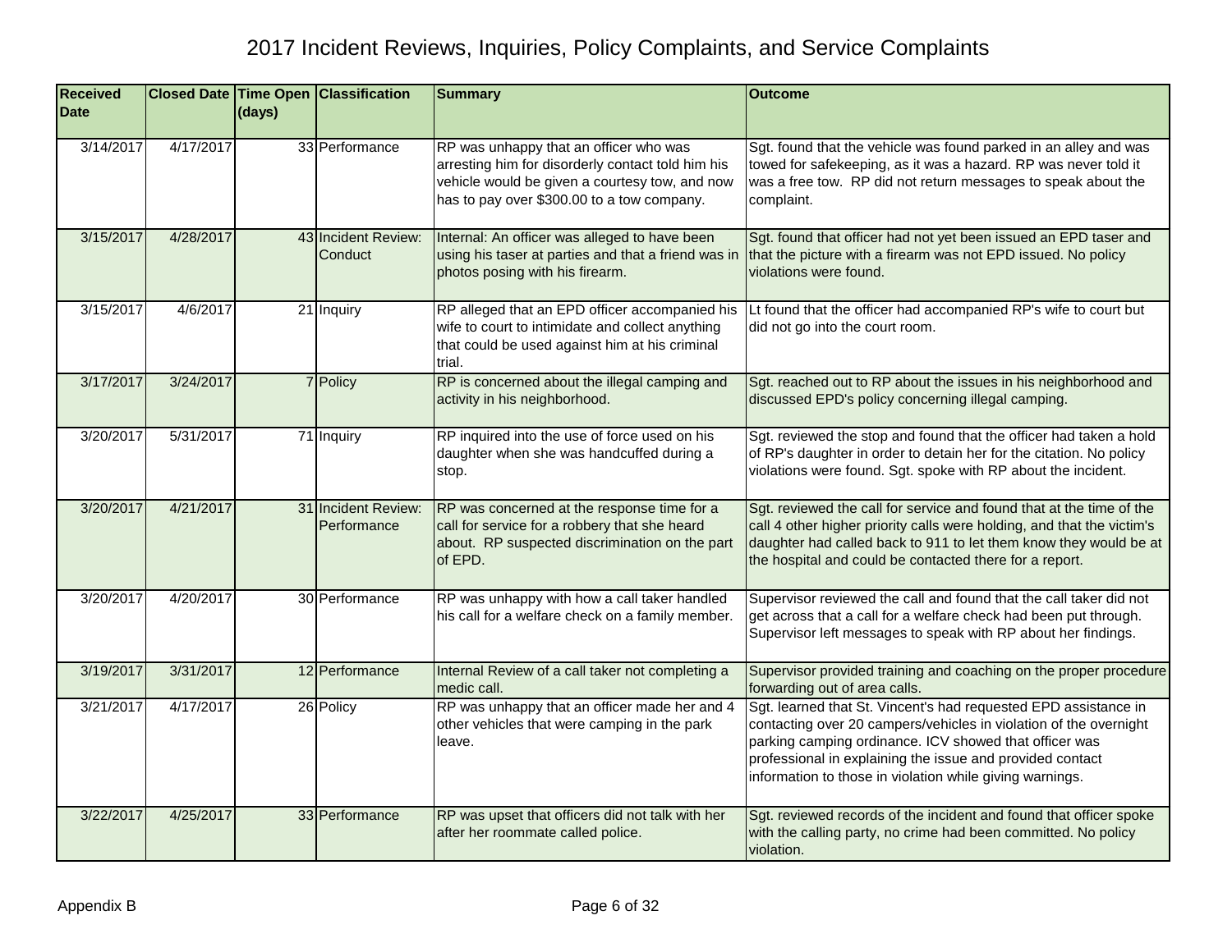# 2017 Incident Reviews, Inquiries, Policy Complaints, and Service Complaints

| Received Date | Closed Date | Time Open (days) | Classification | Summary | Outcome |
|---|---|---|---|---|---|
| 3/14/2017 | 4/17/2017 | 33 | Performance | RP was unhappy that an officer who was arresting him for disorderly contact told him his vehicle would be given a courtesy tow, and now has to pay over $300.00 to a tow company. | Sgt. found that the vehicle was found parked in an alley and was towed for safekeeping, as it was a hazard. RP was never told it was a free tow. RP did not return messages to speak about the complaint. |
| 3/15/2017 | 4/28/2017 | 43 | Incident Review: Conduct | Internal: An officer was alleged to have been using his taser at parties and that a friend was in photos posing with his firearm. | Sgt. found that officer had not yet been issued an EPD taser and that the picture with a firearm was not EPD issued. No policy violations were found. |
| 3/15/2017 | 4/6/2017 | 21 | Inquiry | RP alleged that an EPD officer accompanied his wife to court to intimidate and collect anything that could be used against him at his criminal trial. | Lt found that the officer had accompanied RP's wife to court but did not go into the court room. |
| 3/17/2017 | 3/24/2017 | 7 | Policy | RP is concerned about the illegal camping and activity in his neighborhood. | Sgt. reached out to RP about the issues in his neighborhood and discussed EPD's policy concerning illegal camping. |
| 3/20/2017 | 5/31/2017 | 71 | Inquiry | RP inquired into the use of force used on his daughter when she was handcuffed during a stop. | Sgt. reviewed the stop and found that the officer had taken a hold of RP's daughter in order to detain her for the citation. No policy violations were found. Sgt. spoke with RP about the incident. |
| 3/20/2017 | 4/21/2017 | 31 | Incident Review: Performance | RP was concerned at the response time for a call for service for a robbery that she heard about. RP suspected discrimination on the part of EPD. | Sgt. reviewed the call for service and found that at the time of the call 4 other higher priority calls were holding, and that the victim's daughter had called back to 911 to let them know they would be at the hospital and could be contacted there for a report. |
| 3/20/2017 | 4/20/2017 | 30 | Performance | RP was unhappy with how a call taker handled his call for a welfare check on a family member. | Supervisor reviewed the call and found that the call taker did not get across that a call for a welfare check had been put through. Supervisor left messages to speak with RP about her findings. |
| 3/19/2017 | 3/31/2017 | 12 | Performance | Internal Review of a call taker not completing a medic call. | Supervisor provided training and coaching on the proper procedure forwarding out of area calls. |
| 3/21/2017 | 4/17/2017 | 26 | Policy | RP was unhappy that an officer made her and 4 other vehicles that were camping in the park leave. | Sgt. learned that St. Vincent's had requested EPD assistance in contacting over 20 campers/vehicles in violation of the overnight parking camping ordinance. ICV showed that officer was professional in explaining the issue and provided contact information to those in violation while giving warnings. |
| 3/22/2017 | 4/25/2017 | 33 | Performance | RP was upset that officers did not talk with her after her roommate called police. | Sgt. reviewed records of the incident and found that officer spoke with the calling party, no crime had been committed. No policy violation. |

Appendix B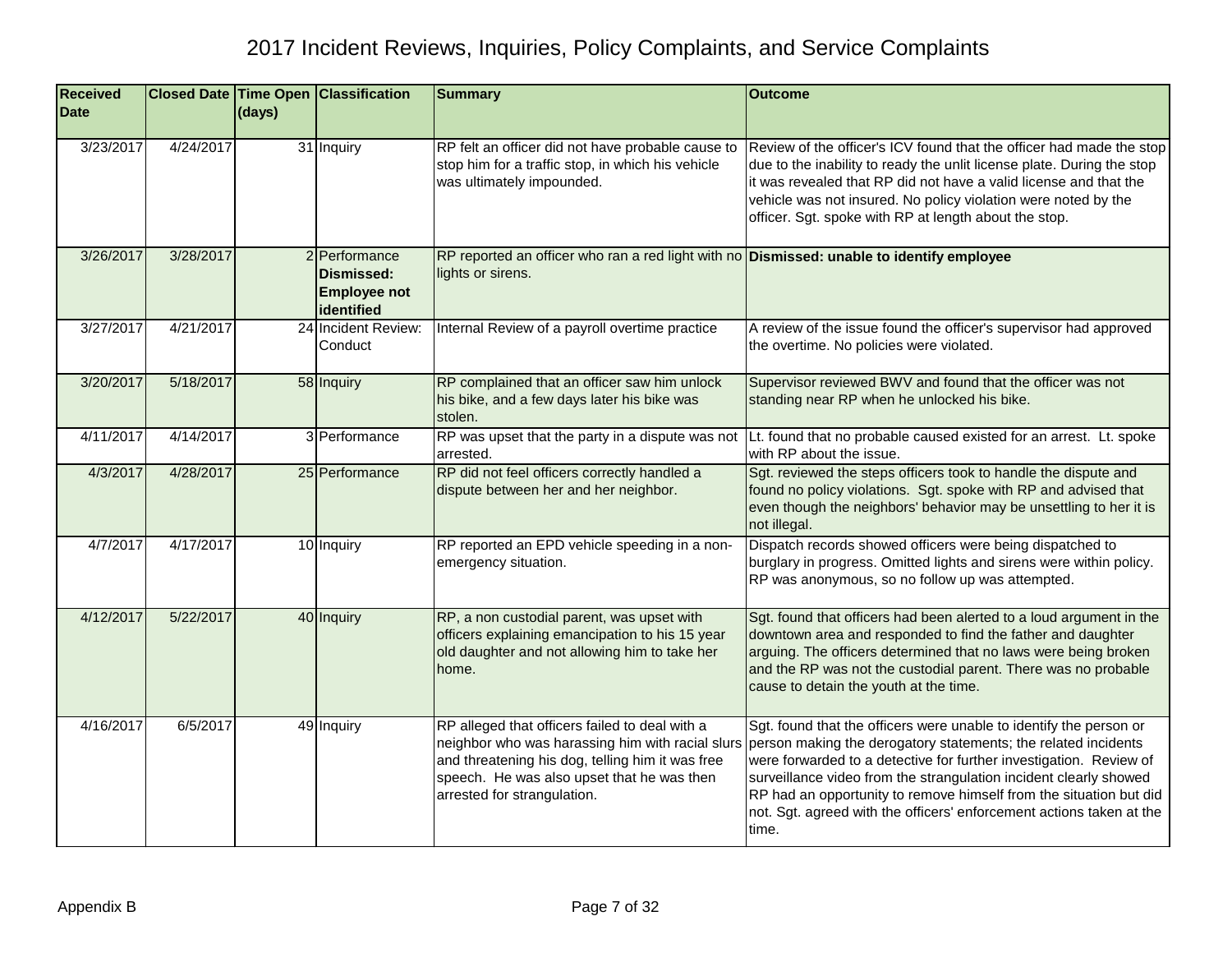# 2017 Incident Reviews, Inquiries, Policy Complaints, and Service Complaints

| Received Date | Closed Date | Time Open (days) | Classification | Summary | Outcome |
|---|---|---|---|---|---|
| 3/23/2017 | 4/24/2017 | 31 | Inquiry | RP felt an officer did not have probable cause to stop him for a traffic stop, in which his vehicle was ultimately impounded. | Review of the officer's ICV found that the officer had made the stop due to the inability to ready the unlit license plate. During the stop it was revealed that RP did not have a valid license and that the vehicle was not insured. No policy violation were noted by the officer. Sgt. spoke with RP at length about the stop. |
| 3/26/2017 | 3/28/2017 | 2 | Performance **Dismissed: Employee not identified** | RP reported an officer who ran a red light with no lights or sirens. | **Dismissed: unable to identify employee** |
| 3/27/2017 | 4/21/2017 | 24 | Incident Review: Conduct | Internal Review of a payroll overtime practice | A review of the issue found the officer's supervisor had approved the overtime. No policies were violated. |
| 3/20/2017 | 5/18/2017 | 58 | Inquiry | RP complained that an officer saw him unlock his bike, and a few days later his bike was stolen. | Supervisor reviewed BWV and found that the officer was not standing near RP when he unlocked his bike. |
| 4/11/2017 | 4/14/2017 | 3 | Performance | RP was upset that the party in a dispute was not arrested. | Lt. found that no probable caused existed for an arrest. Lt. spoke with RP about the issue. |
| 4/3/2017 | 4/28/2017 | 25 | Performance | RP did not feel officers correctly handled a dispute between her and her neighbor. | Sgt. reviewed the steps officers took to handle the dispute and found no policy violations. Sgt. spoke with RP and advised that even though the neighbors' behavior may be unsettling to her it is not illegal. |
| 4/7/2017 | 4/17/2017 | 10 | Inquiry | RP reported an EPD vehicle speeding in a non-emergency situation. | Dispatch records showed officers were being dispatched to burglary in progress. Omitted lights and sirens were within policy. RP was anonymous, so no follow up was attempted. |
| 4/12/2017 | 5/22/2017 | 40 | Inquiry | RP, a non custodial parent, was upset with officers explaining emancipation to his 15 year old daughter and not allowing him to take her home. | Sgt. found that officers had been alerted to a loud argument in the downtown area and responded to find the father and daughter arguing. The officers determined that no laws were being broken and the RP was not the custodial parent. There was no probable cause to detain the youth at the time. |
| 4/16/2017 | 6/5/2017 | 49 | Inquiry | RP alleged that officers failed to deal with a neighbor who was harassing him with racial slurs and threatening his dog, telling him it was free speech. He was also upset that he was then arrested for strangulation. | Sgt. found that the officers were unable to identify the person or person making the derogatory statements; the related incidents were forwarded to a detective for further investigation. Review of surveillance video from the strangulation incident clearly showed RP had an opportunity to remove himself from the situation but did not. Sgt. agreed with the officers' enforcement actions taken at the time. |

Appendix B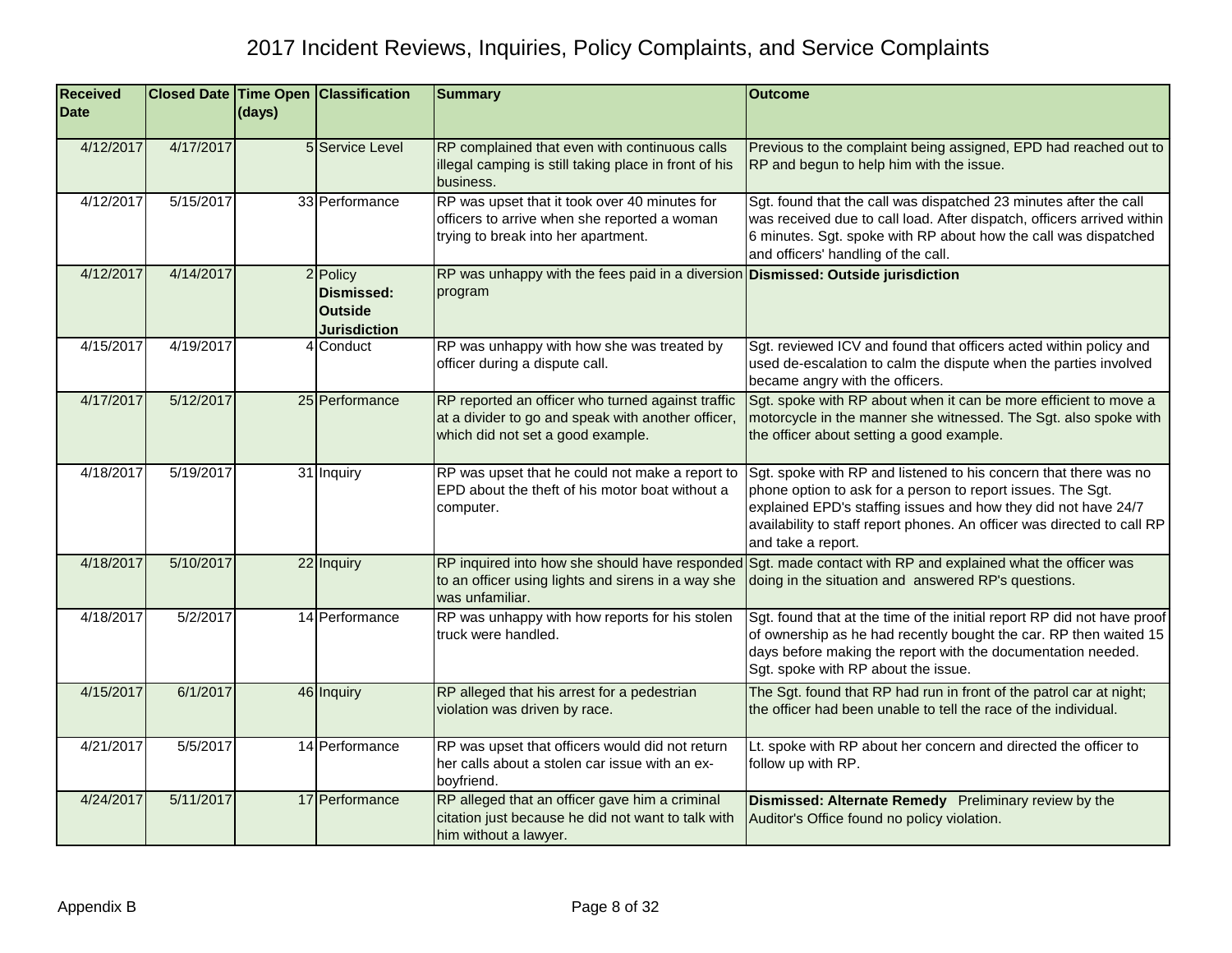# 2017 Incident Reviews, Inquiries, Policy Complaints, and Service Complaints

| Received Date | Closed Date | Time Open (days) | Classification | Summary | Outcome |
|---|---|---|---|---|---|
| 4/12/2017 | 4/17/2017 | 5 | Service Level | RP complained that even with continuous calls illegal camping is still taking place in front of his business. | Previous to the complaint being assigned, EPD had reached out to RP and begun to help him with the issue. |
| 4/12/2017 | 5/15/2017 | 33 | Performance | RP was upset that it took over 40 minutes for officers to arrive when she reported a woman trying to break into her apartment. | Sgt. found that the call was dispatched 23 minutes after the call was received due to call load. After dispatch, officers arrived within 6 minutes. Sgt. spoke with RP about how the call was dispatched and officers' handling of the call. |
| 4/12/2017 | 4/14/2017 | 2 | Policy **Dismissed: Outside Jurisdiction** | RP was unhappy with the fees paid in a diversion program | **Dismissed: Outside jurisdiction** |
| 4/15/2017 | 4/19/2017 | 4 | Conduct | RP was unhappy with how she was treated by officer during a dispute call. | Sgt. reviewed ICV and found that officers acted within policy and used de-escalation to calm the dispute when the parties involved became angry with the officers. |
| 4/17/2017 | 5/12/2017 | 25 | Performance | RP reported an officer who turned against traffic at a divider to go and speak with another officer, which did not set a good example. | Sgt. spoke with RP about when it can be more efficient to move a motorcycle in the manner she witnessed. The Sgt. also spoke with the officer about setting a good example. |
| 4/18/2017 | 5/19/2017 | 31 | Inquiry | RP was upset that he could not make a report to EPD about the theft of his motor boat without a computer. | Sgt. spoke with RP and listened to his concern that there was no phone option to ask for a person to report issues. The Sgt. explained EPD's staffing issues and how they did not have 24/7 availability to staff report phones. An officer was directed to call RP and take a report. |
| 4/18/2017 | 5/10/2017 | 22 | Inquiry | RP inquired into how she should have responded to an officer using lights and sirens in a way she was unfamiliar. | Sgt. made contact with RP and explained what the officer was doing in the situation and answered RP's questions. |
| 4/18/2017 | 5/2/2017 | 14 | Performance | RP was unhappy with how reports for his stolen truck were handled. | Sgt. found that at the time of the initial report RP did not have proof of ownership as he had recently bought the car. RP then waited 15 days before making the report with the documentation needed. Sgt. spoke with RP about the issue. |
| 4/15/2017 | 6/1/2017 | 46 | Inquiry | RP alleged that his arrest for a pedestrian violation was driven by race. | The Sgt. found that RP had run in front of the patrol car at night; the officer had been unable to tell the race of the individual. |
| 4/21/2017 | 5/5/2017 | 14 | Performance | RP was upset that officers would did not return her calls about a stolen car issue with an ex-boyfriend. | Lt. spoke with RP about her concern and directed the officer to follow up with RP. |
| 4/24/2017 | 5/11/2017 | 17 | Performance | RP alleged that an officer gave him a criminal citation just because he did not want to talk with him without a lawyer. | **Dismissed: Alternate Remedy** Preliminary review by the Auditor's Office found no policy violation. |

Appendix B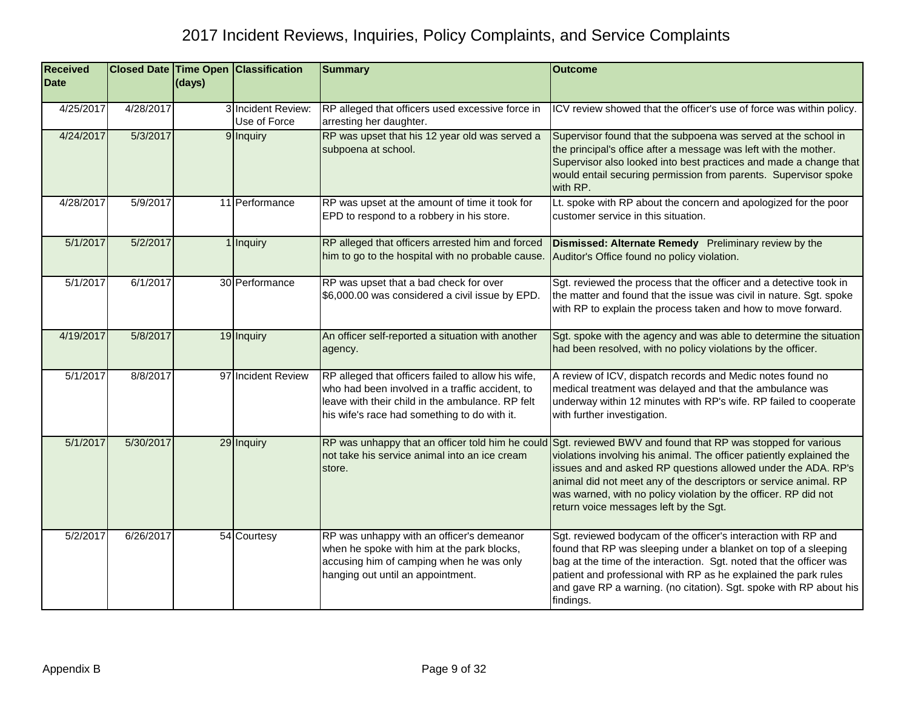# 2017 Incident Reviews, Inquiries, Policy Complaints, and Service Complaints

| Received Date | Closed Date | Time Open (days) | Classification | Summary | Outcome |
|---|---|---|---|---|---|
| 4/25/2017 | 4/28/2017 | 3 | Incident Review: Use of Force | RP alleged that officers used excessive force in arresting her daughter. | ICV review showed that the officer's use of force was within policy. |
| 4/24/2017 | 5/3/2017 | 9 | Inquiry | RP was upset that his 12 year old was served a subpoena at school. | Supervisor found that the subpoena was served at the school in the principal's office after a message was left with the mother. Supervisor also looked into best practices and made a change that would entail securing permission from parents. Supervisor spoke with RP. |
| 4/28/2017 | 5/9/2017 | 11 | Performance | RP was upset at the amount of time it took for EPD to respond to a robbery in his store. | Lt. spoke with RP about the concern and apologized for the poor customer service in this situation. |
| 5/1/2017 | 5/2/2017 | 1 | Inquiry | RP alleged that officers arrested him and forced him to go to the hospital with no probable cause. | **Dismissed: Alternate Remedy** Preliminary review by the Auditor's Office found no policy violation. |
| 5/1/2017 | 6/1/2017 | 30 | Performance | RP was upset that a bad check for over $6,000.00 was considered a civil issue by EPD. | Sgt. reviewed the process that the officer and a detective took in the matter and found that the issue was civil in nature. Sgt. spoke with RP to explain the process taken and how to move forward. |
| 4/19/2017 | 5/8/2017 | 19 | Inquiry | An officer self-reported a situation with another agency. | Sgt. spoke with the agency and was able to determine the situation had been resolved, with no policy violations by the officer. |
| 5/1/2017 | 8/8/2017 | 97 | Incident Review | RP alleged that officers failed to allow his wife, who had been involved in a traffic accident, to leave with their child in the ambulance. RP felt his wife's race had something to do with it. | A review of ICV, dispatch records and Medic notes found no medical treatment was delayed and that the ambulance was underway within 12 minutes with RP's wife. RP failed to cooperate with further investigation. |
| 5/1/2017 | 5/30/2017 | 29 | Inquiry | RP was unhappy that an officer told him he could not take his service animal into an ice cream store. | Sgt. reviewed BWV and found that RP was stopped for various violations involving his animal. The officer patiently explained the issues and and asked RP questions allowed under the ADA. RP's animal did not meet any of the descriptors or service animal. RP was warned, with no policy violation by the officer. RP did not return voice messages left by the Sgt. |
| 5/2/2017 | 6/26/2017 | 54 | Courtesy | RP was unhappy with an officer's demeanor when he spoke with him at the park blocks, accusing him of camping when he was only hanging out until an appointment. | Sgt. reviewed bodycam of the officer's interaction with RP and found that RP was sleeping under a blanket on top of a sleeping bag at the time of the interaction. Sgt. noted that the officer was patient and professional with RP as he explained the park rules and gave RP a warning. (no citation). Sgt. spoke with RP about his findings. |

Appendix B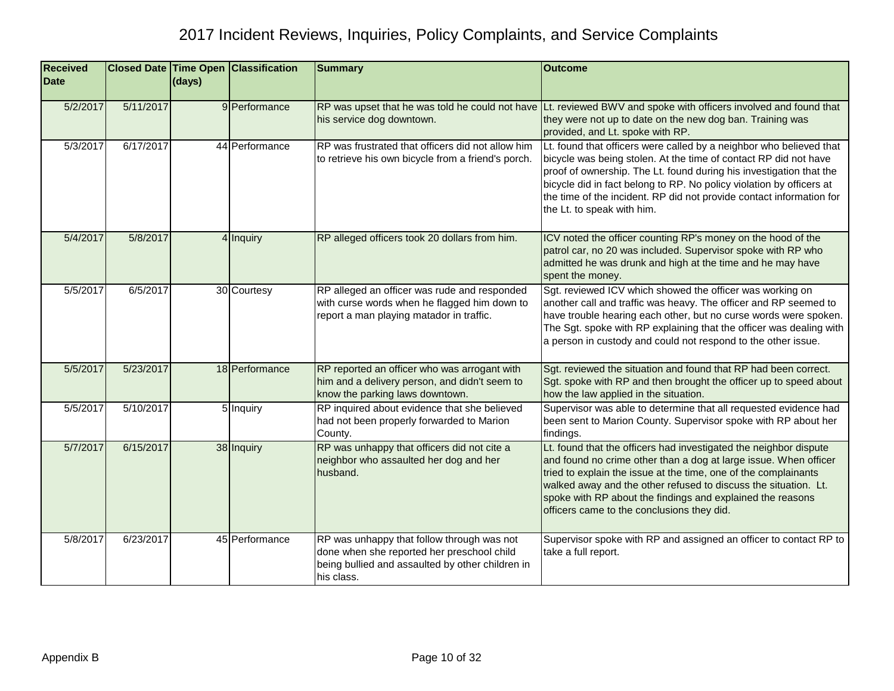# 2017 Incident Reviews, Inquiries, Policy Complaints, and Service Complaints

| Received Date | Closed Date | Time Open (days) | Classification | Summary | Outcome |
|---|---|---|---|---|---|
| 5/2/2017 | 5/11/2017 | 9 | Performance | RP was upset that he was told he could not have his service dog downtown. | Lt. reviewed BWV and spoke with officers involved and found that they were not up to date on the new dog ban. Training was provided, and Lt. spoke with RP. |
| 5/3/2017 | 6/17/2017 | 44 | Performance | RP was frustrated that officers did not allow him to retrieve his own bicycle from a friend's porch. | Lt. found that officers were called by a neighbor who believed that bicycle was being stolen. At the time of contact RP did not have proof of ownership. The Lt. found during his investigation that the bicycle did in fact belong to RP. No policy violation by officers at the time of the incident. RP did not provide contact information for the Lt. to speak with him. |
| 5/4/2017 | 5/8/2017 | 4 | Inquiry | RP alleged officers took 20 dollars from him. | ICV noted the officer counting RP's money on the hood of the patrol car, no 20 was included. Supervisor spoke with RP who admitted he was drunk and high at the time and he may have spent the money. |
| 5/5/2017 | 6/5/2017 | 30 | Courtesy | RP alleged an officer was rude and responded with curse words when he flagged him down to report a man playing matador in traffic. | Sgt. reviewed ICV which showed the officer was working on another call and traffic was heavy. The officer and RP seemed to have trouble hearing each other, but no curse words were spoken. The Sgt. spoke with RP explaining that the officer was dealing with a person in custody and could not respond to the other issue. |
| 5/5/2017 | 5/23/2017 | 18 | Performance | RP reported an officer who was arrogant with him and a delivery person, and didn't seem to know the parking laws downtown. | Sgt. reviewed the situation and found that RP had been correct. Sgt. spoke with RP and then brought the officer up to speed about how the law applied in the situation. |
| 5/5/2017 | 5/10/2017 | 5 | Inquiry | RP inquired about evidence that she believed had not been properly forwarded to Marion County. | Supervisor was able to determine that all requested evidence had been sent to Marion County. Supervisor spoke with RP about her findings. |
| 5/7/2017 | 6/15/2017 | 38 | Inquiry | RP was unhappy that officers did not cite a neighbor who assaulted her dog and her husband. | Lt. found that the officers had investigated the neighbor dispute and found no crime other than a dog at large issue. When officer tried to explain the issue at the time, one of the complainants walked away and the other refused to discuss the situation. Lt. spoke with RP about the findings and explained the reasons officers came to the conclusions they did. |
| 5/8/2017 | 6/23/2017 | 45 | Performance | RP was unhappy that follow through was not done when she reported her preschool child being bullied and assaulted by other children in his class. | Supervisor spoke with RP and assigned an officer to contact RP to take a full report. |

Appendix B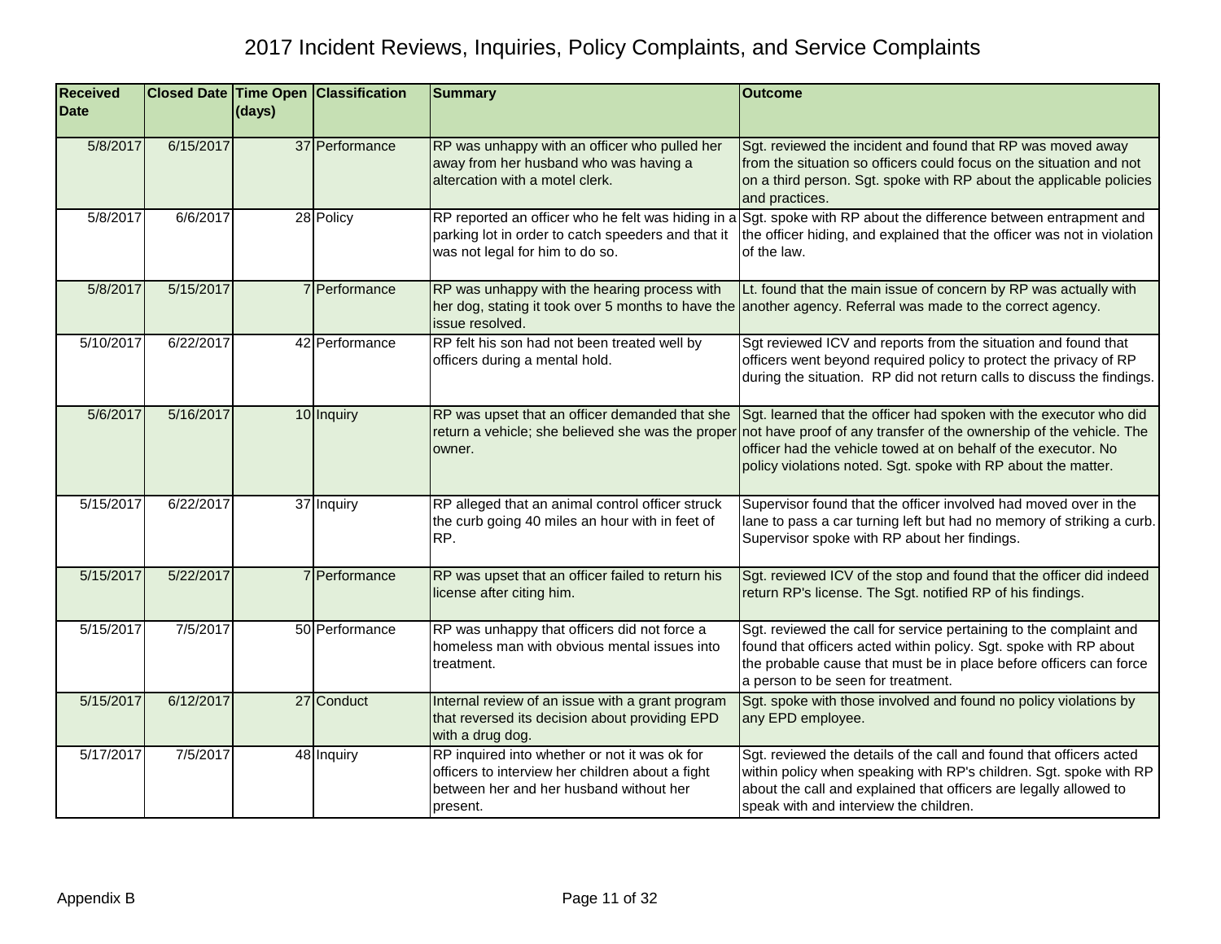# 2017 Incident Reviews, Inquiries, Policy Complaints, and Service Complaints

| Received Date | Closed Date | Time Open (days) | Classification | Summary | Outcome |
|---|---|---|---|---|---|
| 5/8/2017 | 6/15/2017 | 37 | Performance | RP was unhappy with an officer who pulled her away from her husband who was having a altercation with a motel clerk. | Sgt. reviewed the incident and found that RP was moved away from the situation so officers could focus on the situation and not on a third person. Sgt. spoke with RP about the applicable policies and practices. |
| 5/8/2017 | 6/6/2017 | 28 | Policy | RP reported an officer who he felt was hiding in a parking lot in order to catch speeders and that it was not legal for him to do so. | Sgt. spoke with RP about the difference between entrapment and the officer hiding, and explained that the officer was not in violation of the law. |
| 5/8/2017 | 5/15/2017 | 7 | Performance | RP was unhappy with the hearing process with her dog, stating it took over 5 months to have the issue resolved. | Lt. found that the main issue of concern by RP was actually with another agency. Referral was made to the correct agency. |
| 5/10/2017 | 6/22/2017 | 42 | Performance | RP felt his son had not been treated well by officers during a mental hold. | Sgt reviewed ICV and reports from the situation and found that officers went beyond required policy to protect the privacy of RP during the situation. RP did not return calls to discuss the findings. |
| 5/6/2017 | 5/16/2017 | 10 | Inquiry | RP was upset that an officer demanded that she return a vehicle; she believed she was the proper owner. | Sgt. learned that the officer had spoken with the executor who did not have proof of any transfer of the ownership of the vehicle. The officer had the vehicle towed at on behalf of the executor. No policy violations noted. Sgt. spoke with RP about the matter. |
| 5/15/2017 | 6/22/2017 | 37 | Inquiry | RP alleged that an animal control officer struck the curb going 40 miles an hour with in feet of RP. | Supervisor found that the officer involved had moved over in the lane to pass a car turning left but had no memory of striking a curb. Supervisor spoke with RP about her findings. |
| 5/15/2017 | 5/22/2017 | 7 | Performance | RP was upset that an officer failed to return his license after citing him. | Sgt. reviewed ICV of the stop and found that the officer did indeed return RP's license. The Sgt. notified RP of his findings. |
| 5/15/2017 | 7/5/2017 | 50 | Performance | RP was unhappy that officers did not force a homeless man with obvious mental issues into treatment. | Sgt. reviewed the call for service pertaining to the complaint and found that officers acted within policy. Sgt. spoke with RP about the probable cause that must be in place before officers can force a person to be seen for treatment. |
| 5/15/2017 | 6/12/2017 | 27 | Conduct | Internal review of an issue with a grant program that reversed its decision about providing EPD with a drug dog. | Sgt. spoke with those involved and found no policy violations by any EPD employee. |
| 5/17/2017 | 7/5/2017 | 48 | Inquiry | RP inquired into whether or not it was ok for officers to interview her children about a fight between her and her husband without her present. | Sgt. reviewed the details of the call and found that officers acted within policy when speaking with RP's children. Sgt. spoke with RP about the call and explained that officers are legally allowed to speak with and interview the children. |

Appendix B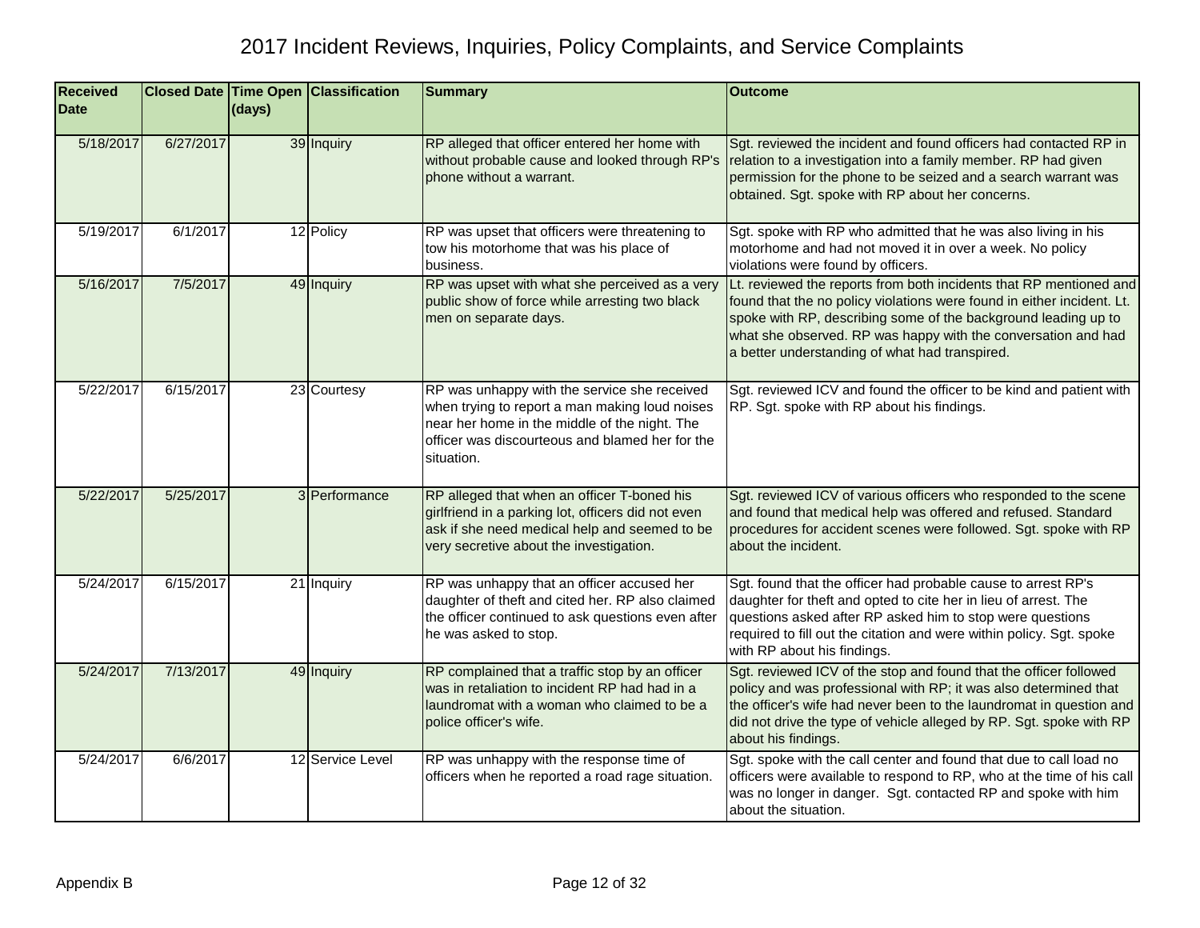# 2017 Incident Reviews, Inquiries, Policy Complaints, and Service Complaints

| Received Date | Closed Date | Time Open (days) | Classification | Summary | Outcome |
|---|---|---|---|---|---|
| 5/18/2017 | 6/27/2017 | 39 | Inquiry | RP alleged that officer entered her home with without probable cause and looked through RP's phone without a warrant. | Sgt. reviewed the incident and found officers had contacted RP in relation to a investigation into a family member. RP had given permission for the phone to be seized and a search warrant was obtained. Sgt. spoke with RP about her concerns. |
| 5/19/2017 | 6/1/2017 | 12 | Policy | RP was upset that officers were threatening to tow his motorhome that was his place of business. | Sgt. spoke with RP who admitted that he was also living in his motorhome and had not moved it in over a week. No policy violations were found by officers. |
| 5/16/2017 | 7/5/2017 | 49 | Inquiry | RP was upset with what she perceived as a very public show of force while arresting two black men on separate days. | Lt. reviewed the reports from both incidents that RP mentioned and found that the no policy violations were found in either incident. Lt. spoke with RP, describing some of the background leading up to what she observed. RP was happy with the conversation and had a better understanding of what had transpired. |
| 5/22/2017 | 6/15/2017 | 23 | Courtesy | RP was unhappy with the service she received when trying to report a man making loud noises near her home in the middle of the night. The officer was discourteous and blamed her for the situation. | Sgt. reviewed ICV and found the officer to be kind and patient with RP. Sgt. spoke with RP about his findings. |
| 5/22/2017 | 5/25/2017 | 3 | Performance | RP alleged that when an officer T-boned his girlfriend in a parking lot, officers did not even ask if she need medical help and seemed to be very secretive about the investigation. | Sgt. reviewed ICV of various officers who responded to the scene and found that medical help was offered and refused. Standard procedures for accident scenes were followed. Sgt. spoke with RP about the incident. |
| 5/24/2017 | 6/15/2017 | 21 | Inquiry | RP was unhappy that an officer accused her daughter of theft and cited her. RP also claimed the officer continued to ask questions even after he was asked to stop. | Sgt. found that the officer had probable cause to arrest RP's daughter for theft and opted to cite her in lieu of arrest. The questions asked after RP asked him to stop were questions required to fill out the citation and were within policy. Sgt. spoke with RP about his findings. |
| 5/24/2017 | 7/13/2017 | 49 | Inquiry | RP complained that a traffic stop by an officer was in retaliation to incident RP had had in a laundromat with a woman who claimed to be a police officer's wife. | Sgt. reviewed ICV of the stop and found that the officer followed policy and was professional with RP; it was also determined that the officer's wife had never been to the laundromat in question and did not drive the type of vehicle alleged by RP. Sgt. spoke with RP about his findings. |
| 5/24/2017 | 6/6/2017 | 12 | Service Level | RP was unhappy with the response time of officers when he reported a road rage situation. | Sgt. spoke with the call center and found that due to call load no officers were available to respond to RP, who at the time of his call was no longer in danger. Sgt. contacted RP and spoke with him about the situation. |

Appendix B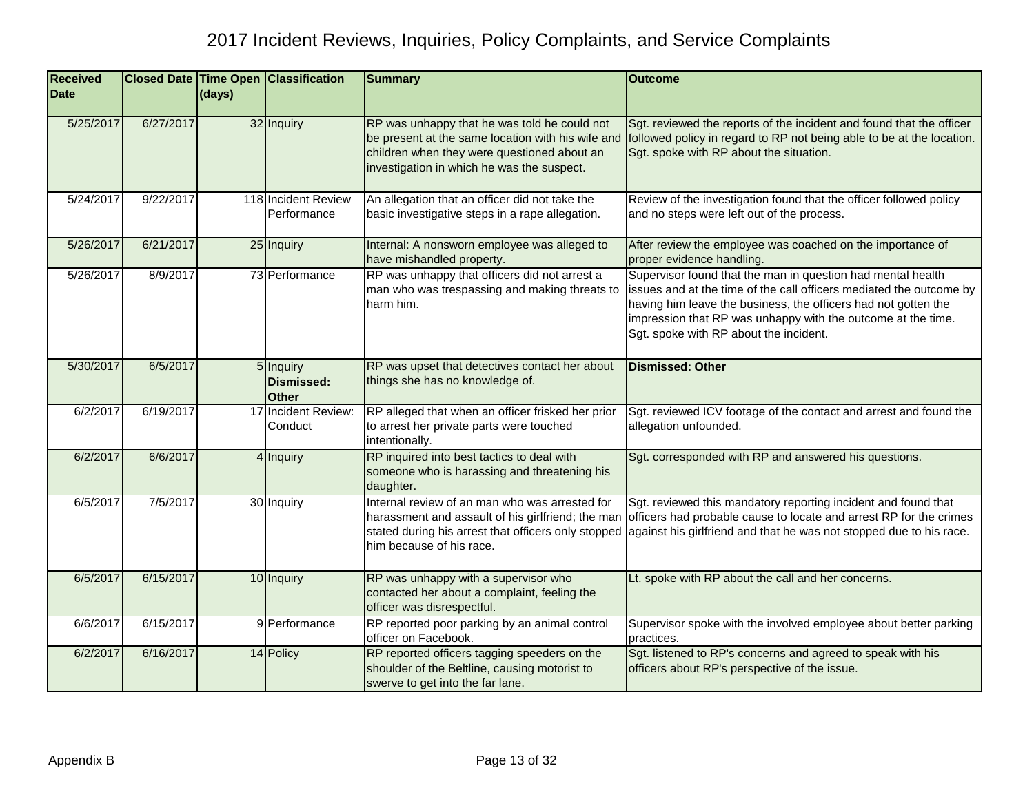# 2017 Incident Reviews, Inquiries, Policy Complaints, and Service Complaints

| Received Date | Closed Date | Time Open (days) | Classification | Summary | Outcome |
|---|---|---|---|---|---|
| 5/25/2017 | 6/27/2017 | 32 | Inquiry | RP was unhappy that he was told he could not be present at the same location with his wife and children when they were questioned about an investigation in which he was the suspect. | Sgt. reviewed the reports of the incident and found that the officer followed policy in regard to RP not being able to be at the location. Sgt. spoke with RP about the situation. |
| 5/24/2017 | 9/22/2017 | 118 | Incident Review Performance | An allegation that an officer did not take the basic investigative steps in a rape allegation. | Review of the investigation found that the officer followed policy and no steps were left out of the process. |
| 5/26/2017 | 6/21/2017 | 25 | Inquiry | Internal: A nonsworn employee was alleged to have mishandled property. | After review the employee was coached on the importance of proper evidence handling. |
| 5/26/2017 | 8/9/2017 | 73 | Performance | RP was unhappy that officers did not arrest a man who was trespassing and making threats to harm him. | Supervisor found that the man in question had mental health issues and at the time of the call officers mediated the outcome by having him leave the business, the officers had not gotten the impression that RP was unhappy with the outcome at the time. Sgt. spoke with RP about the incident. |
| 5/30/2017 | 6/5/2017 | 5 | Inquiry **Dismissed: Other** | RP was upset that detectives contact her about things she has no knowledge of. | **Dismissed: Other** |
| 6/2/2017 | 6/19/2017 | 17 | Incident Review: Conduct | RP alleged that when an officer frisked her prior to arrest her private parts were touched intentionally. | Sgt. reviewed ICV footage of the contact and arrest and found the allegation unfounded. |
| 6/2/2017 | 6/6/2017 | 4 | Inquiry | RP inquired into best tactics to deal with someone who is harassing and threatening his daughter. | Sgt. corresponded with RP and answered his questions. |
| 6/5/2017 | 7/5/2017 | 30 | Inquiry | Internal review of an man who was arrested for harassment and assault of his girlfriend; the man stated during his arrest that officers only stopped him because of his race. | Sgt. reviewed this mandatory reporting incident and found that officers had probable cause to locate and arrest RP for the crimes against his girlfriend and that he was not stopped due to his race. |
| 6/5/2017 | 6/15/2017 | 10 | Inquiry | RP was unhappy with a supervisor who contacted her about a complaint, feeling the officer was disrespectful. | Lt. spoke with RP about the call and her concerns. |
| 6/6/2017 | 6/15/2017 | 9 | Performance | RP reported poor parking by an animal control officer on Facebook. | Supervisor spoke with the involved employee about better parking practices. |
| 6/2/2017 | 6/16/2017 | 14 | Policy | RP reported officers tagging speeders on the shoulder of the Beltline, causing motorist to swerve to get into the far lane. | Sgt. listened to RP's concerns and agreed to speak with his officers about RP's perspective of the issue. |

Appendix B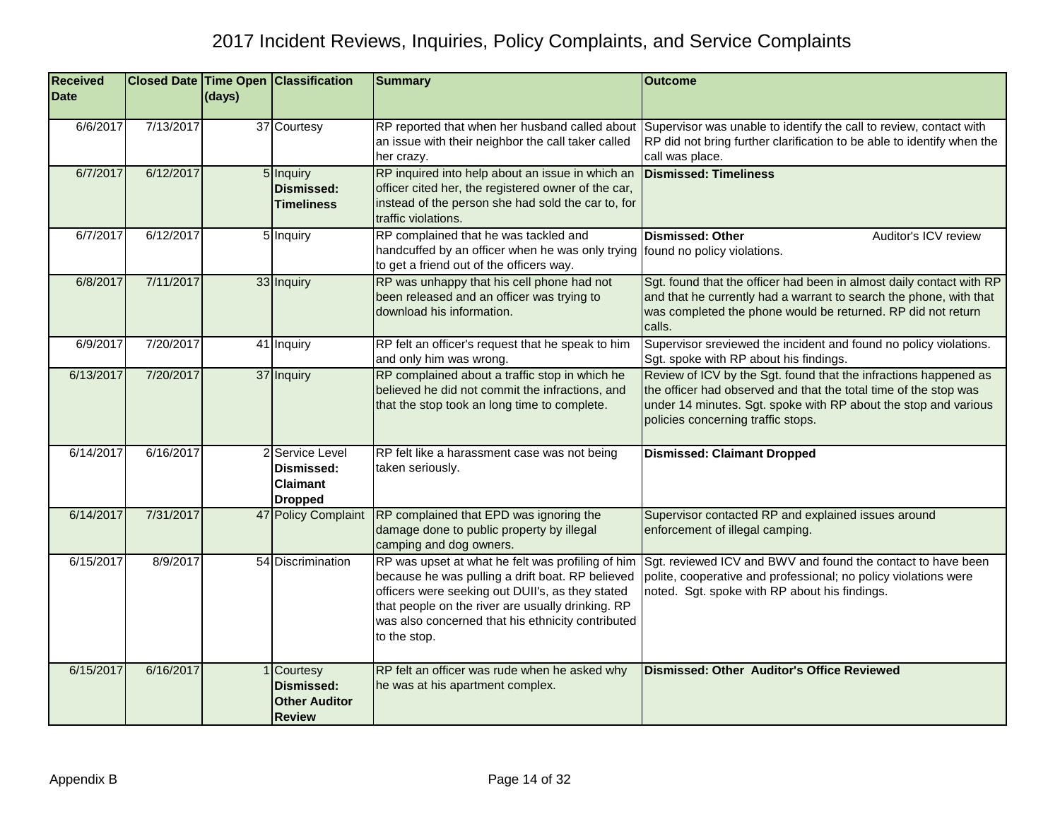# 2017 Incident Reviews, Inquiries, Policy Complaints, and Service Complaints

| Received Date | Closed Date | Time Open (days) | Classification | Summary | Outcome |
|---|---|---|---|---|---|
| 6/6/2017 | 7/13/2017 | 37 | Courtesy | RP reported that when her husband called about an issue with their neighbor the call taker called her crazy. | Supervisor was unable to identify the call to review, contact with RP did not bring further clarification to be able to identify when the call was place. |
| 6/7/2017 | 6/12/2017 | 5 | Inquiry **Dismissed: Timeliness** | RP inquired into help about an issue in which an officer cited her, the registered owner of the car, instead of the person she had sold the car to, for traffic violations. | **Dismissed: Timeliness** |
| 6/7/2017 | 6/12/2017 | 5 | Inquiry | RP complained that he was tackled and handcuffed by an officer when he was only trying to get a friend out of the officers way. | **Dismissed: Other** Auditor's ICV review found no policy violations. |
| 6/8/2017 | 7/11/2017 | 33 | Inquiry | RP was unhappy that his cell phone had not been released and an officer was trying to download his information. | Sgt. found that the officer had been in almost daily contact with RP and that he currently had a warrant to search the phone, with that was completed the phone would be returned. RP did not return calls. |
| 6/9/2017 | 7/20/2017 | 41 | Inquiry | RP felt an officer's request that he speak to him and only him was wrong. | Supervisor sreviewed the incident and found no policy violations. Sgt. spoke with RP about his findings. |
| 6/13/2017 | 7/20/2017 | 37 | Inquiry | RP complained about a traffic stop in which he believed he did not commit the infractions, and that the stop took an long time to complete. | Review of ICV by the Sgt. found that the infractions happened as the officer had observed and that the total time of the stop was under 14 minutes. Sgt. spoke with RP about the stop and various policies concerning traffic stops. |
| 6/14/2017 | 6/16/2017 | 2 | Service Level **Dismissed: Claimant Dropped** | RP felt like a harassment case was not being taken seriously. | **Dismissed: Claimant Dropped** |
| 6/14/2017 | 7/31/2017 | 47 | Policy Complaint | RP complained that EPD was ignoring the damage done to public property by illegal camping and dog owners. | Supervisor contacted RP and explained issues around enforcement of illegal camping. |
| 6/15/2017 | 8/9/2017 | 54 | Discrimination | RP was upset at what he felt was profiling of him because he was pulling a drift boat. RP believed officers were seeking out DUII's, as they stated that people on the river are usually drinking. RP was also concerned that his ethnicity contributed to the stop. | Sgt. reviewed ICV and BWV and found the contact to have been polite, cooperative and professional; no policy violations were noted. Sgt. spoke with RP about his findings. |
| 6/15/2017 | 6/16/2017 | 1 | Courtesy **Dismissed: Other Auditor Review** | RP felt an officer was rude when he asked why he was at his apartment complex. | **Dismissed: Other Auditor's Office Reviewed** |

Appendix B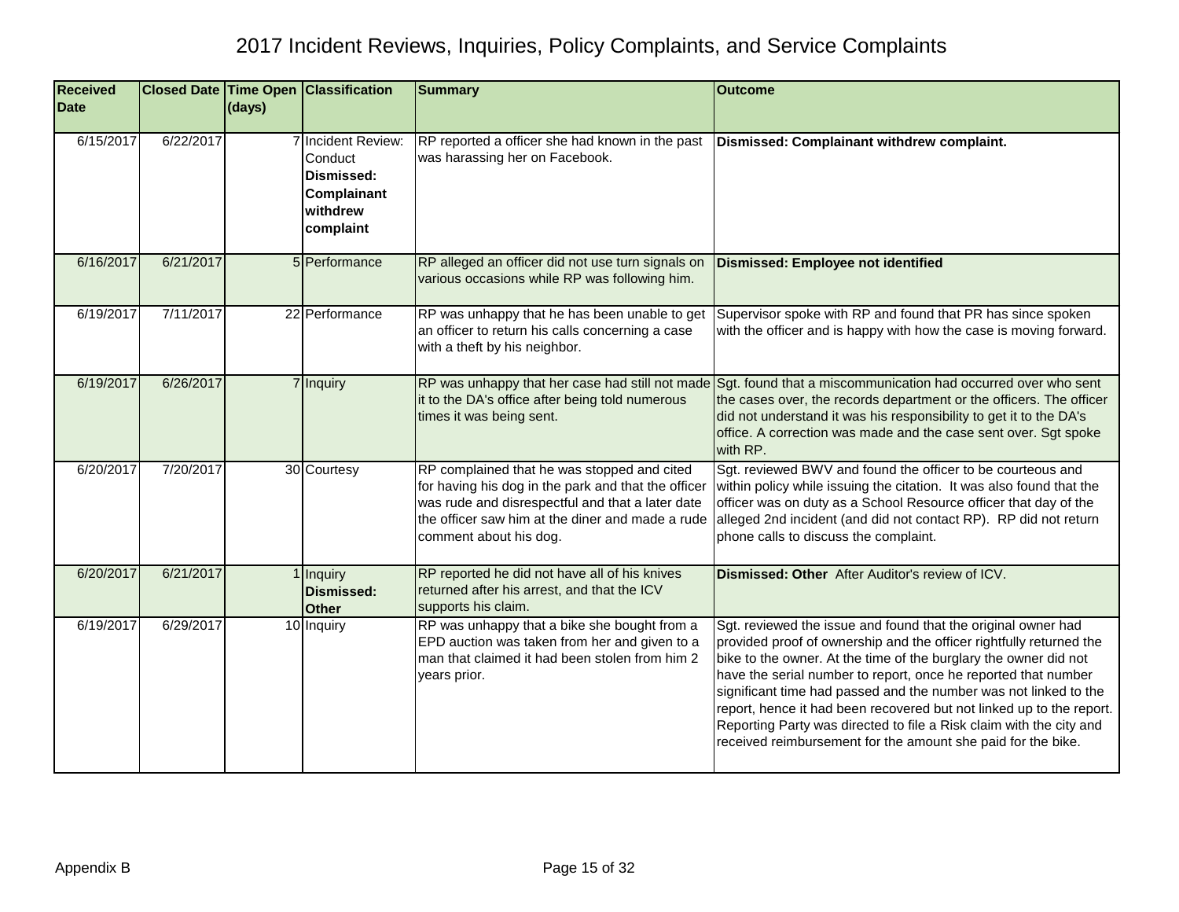# 2017 Incident Reviews, Inquiries, Policy Complaints, and Service Complaints

| Received Date | Closed Date | Time Open (days) | Classification | Summary | Outcome |
|---|---|---|---|---|---|
| 6/15/2017 | 6/22/2017 | 7 | Incident Review: Conduct **Dismissed: Complainant withdrew complaint** | RP reported a officer she had known in the past was harassing her on Facebook. | **Dismissed: Complainant withdrew complaint.** |
| 6/16/2017 | 6/21/2017 | 5 | Performance | RP alleged an officer did not use turn signals on various occasions while RP was following him. | **Dismissed: Employee not identified** |
| 6/19/2017 | 7/11/2017 | 22 | Performance | RP was unhappy that he has been unable to get an officer to return his calls concerning a case with a theft by his neighbor. | Supervisor spoke with RP and found that PR has since spoken with the officer and is happy with how the case is moving forward. |
| 6/19/2017 | 6/26/2017 | 7 | Inquiry | RP was unhappy that her case had still not made it to the DA's office after being told numerous times it was being sent. | Sgt. found that a miscommunication had occurred over who sent the cases over, the records department or the officers. The officer did not understand it was his responsibility to get it to the DA's office. A correction was made and the case sent over. Sgt spoke with RP. |
| 6/20/2017 | 7/20/2017 | 30 | Courtesy | RP complained that he was stopped and cited for having his dog in the park and that the officer was rude and disrespectful and that a later date the officer saw him at the diner and made a rude comment about his dog. | Sgt. reviewed BWV and found the officer to be courteous and within policy while issuing the citation. It was also found that the officer was on duty as a School Resource officer that day of the alleged 2nd incident (and did not contact RP). RP did not return phone calls to discuss the complaint. |
| 6/20/2017 | 6/21/2017 | 1 | Inquiry **Dismissed: Other** | RP reported he did not have all of his knives returned after his arrest, and that the ICV supports his claim. | **Dismissed: Other** After Auditor's review of ICV. |
| 6/19/2017 | 6/29/2017 | 10 | Inquiry | RP was unhappy that a bike she bought from a EPD auction was taken from her and given to a man that claimed it had been stolen from him 2 years prior. | Sgt. reviewed the issue and found that the original owner had provided proof of ownership and the officer rightfully returned the bike to the owner. At the time of the burglary the owner did not have the serial number to report, once he reported that number significant time had passed and the number was not linked to the report, hence it had been recovered but not linked up to the report. Reporting Party was directed to file a Risk claim with the city and received reimbursement for the amount she paid for the bike. |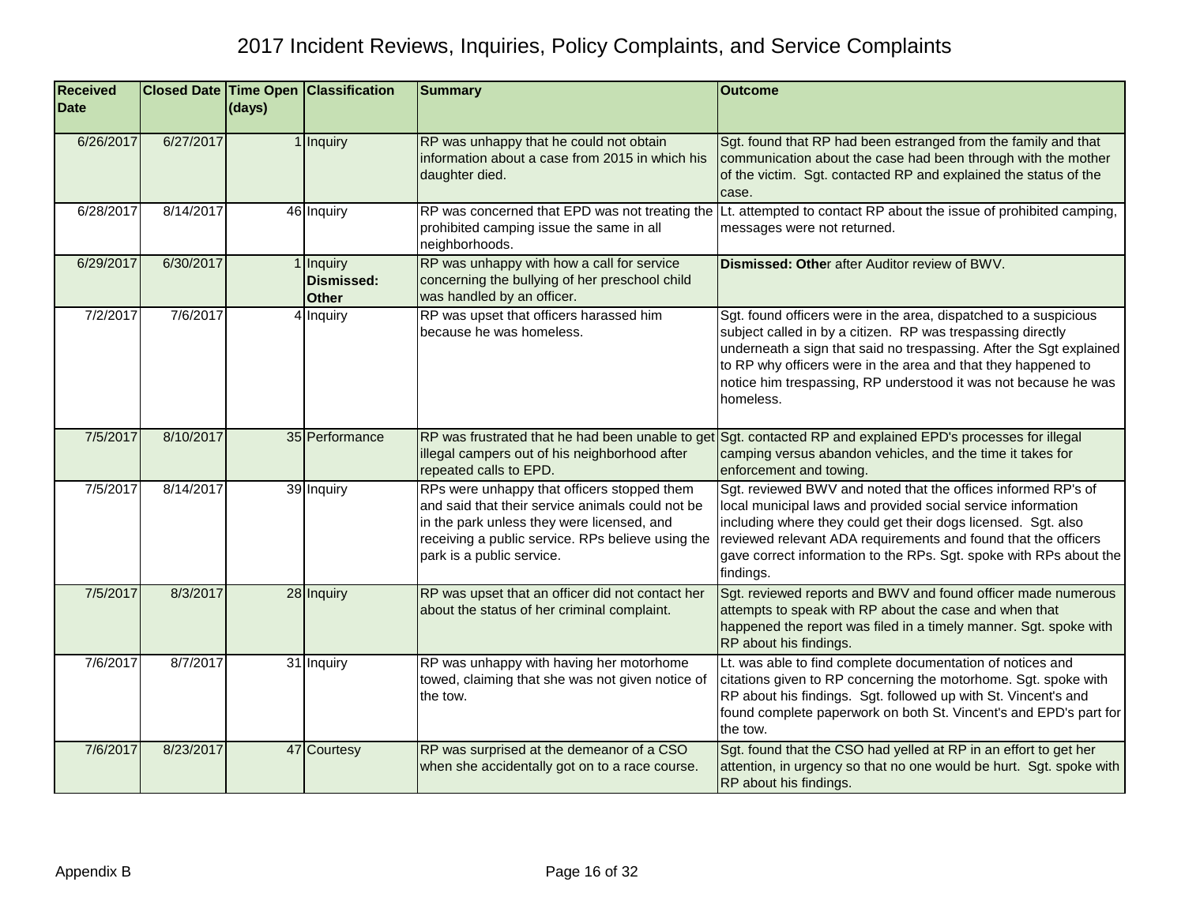# 2017 Incident Reviews, Inquiries, Policy Complaints, and Service Complaints

| Received Date | Closed Date | Time Open (days) | Classification | Summary | Outcome |
|---|---|---|---|---|---|
| 6/26/2017 | 6/27/2017 | 1 | Inquiry | RP was unhappy that he could not obtain information about a case from 2015 in which his daughter died. | Sgt. found that RP had been estranged from the family and that communication about the case had been through with the mother of the victim. Sgt. contacted RP and explained the status of the case. |
| 6/28/2017 | 8/14/2017 | 46 | Inquiry | RP was concerned that EPD was not treating the prohibited camping issue the same in all neighborhoods. | Lt. attempted to contact RP about the issue of prohibited camping, messages were not returned. |
| 6/29/2017 | 6/30/2017 | 1 | Inquiry **Dismissed: Other** | RP was unhappy with how a call for service concerning the bullying of her preschool child was handled by an officer. | **Dismissed: Other** after Auditor review of BWV. |
| 7/2/2017 | 7/6/2017 | 4 | Inquiry | RP was upset that officers harassed him because he was homeless. | Sgt. found officers were in the area, dispatched to a suspicious subject called in by a citizen. RP was trespassing directly underneath a sign that said no trespassing. After the Sgt explained to RP why officers were in the area and that they happened to notice him trespassing, RP understood it was not because he was homeless. |
| 7/5/2017 | 8/10/2017 | 35 | Performance | RP was frustrated that he had been unable to get illegal campers out of his neighborhood after repeated calls to EPD. | Sgt. contacted RP and explained EPD's processes for illegal camping versus abandon vehicles, and the time it takes for enforcement and towing. |
| 7/5/2017 | 8/14/2017 | 39 | Inquiry | RPs were unhappy that officers stopped them and said that their service animals could not be in the park unless they were licensed, and receiving a public service. RPs believe using the park is a public service. | Sgt. reviewed BWV and noted that the offices informed RP's of local municipal laws and provided social service information including where they could get their dogs licensed. Sgt. also reviewed relevant ADA requirements and found that the officers gave correct information to the RPs. Sgt. spoke with RPs about the findings. |
| 7/5/2017 | 8/3/2017 | 28 | Inquiry | RP was upset that an officer did not contact her about the status of her criminal complaint. | Sgt. reviewed reports and BWV and found officer made numerous attempts to speak with RP about the case and when that happened the report was filed in a timely manner. Sgt. spoke with RP about his findings. |
| 7/6/2017 | 8/7/2017 | 31 | Inquiry | RP was unhappy with having her motorhome towed, claiming that she was not given notice of the tow. | Lt. was able to find complete documentation of notices and citations given to RP concerning the motorhome. Sgt. spoke with RP about his findings. Sgt. followed up with St. Vincent's and found complete paperwork on both St. Vincent's and EPD's part for the tow. |
| 7/6/2017 | 8/23/2017 | 47 | Courtesy | RP was surprised at the demeanor of a CSO when she accidentally got on to a race course. | Sgt. found that the CSO had yelled at RP in an effort to get her attention, in urgency so that no one would be hurt. Sgt. spoke with RP about his findings. |

Appendix B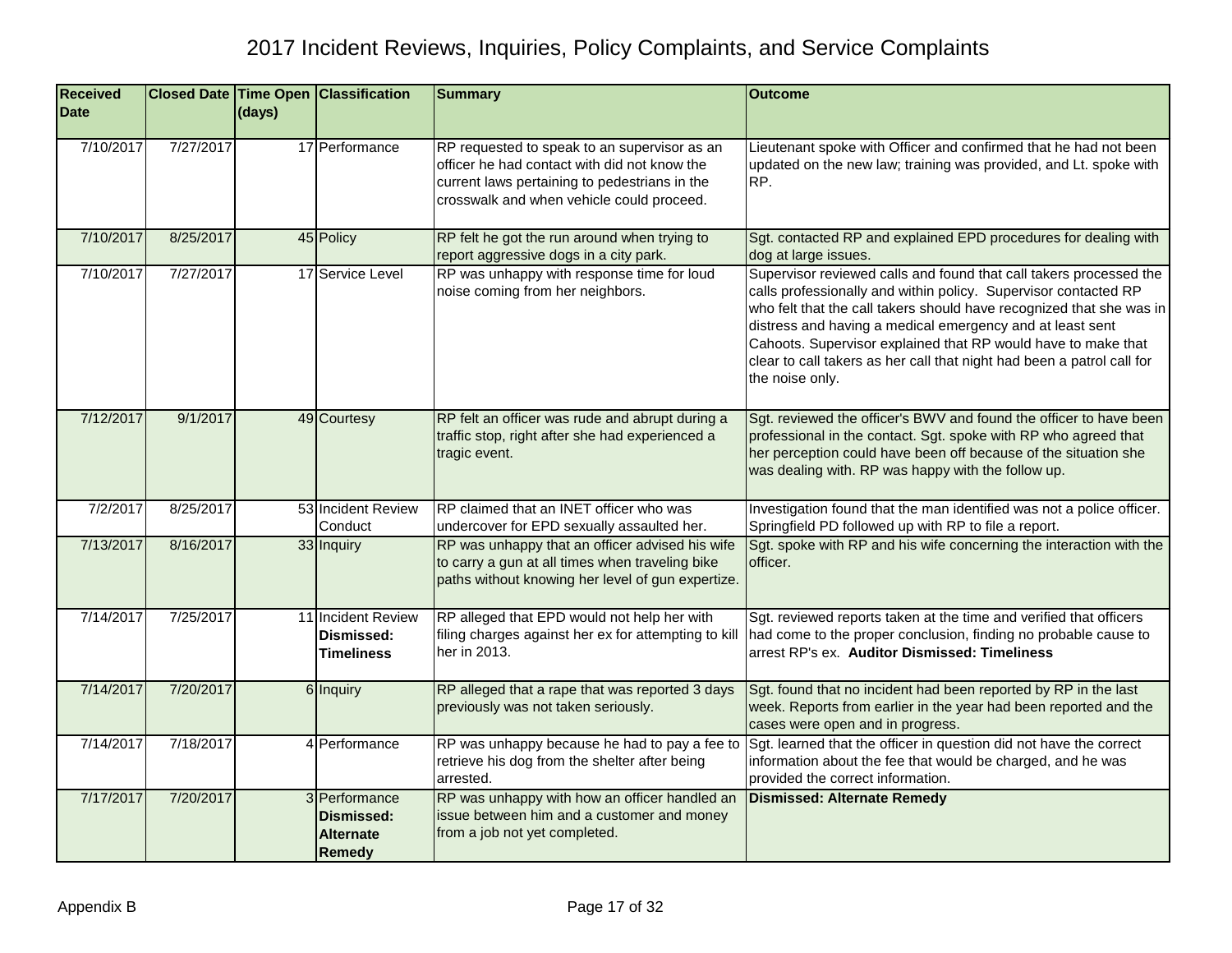# 2017 Incident Reviews, Inquiries, Policy Complaints, and Service Complaints

| Received Date | Closed Date | Time Open (days) | Classification | Summary | Outcome |
|---|---|---|---|---|---|
| 7/10/2017 | 7/27/2017 | 17 | Performance | RP requested to speak to an supervisor as an officer he had contact with did not know the current laws pertaining to pedestrians in the crosswalk and when vehicle could proceed. | Lieutenant spoke with Officer and confirmed that he had not been updated on the new law; training was provided, and Lt. spoke with RP. |
| 7/10/2017 | 8/25/2017 | 45 | Policy | RP felt he got the run around when trying to report aggressive dogs in a city park. | Sgt. contacted RP and explained EPD procedures for dealing with dog at large issues. |
| 7/10/2017 | 7/27/2017 | 17 | Service Level | RP was unhappy with response time for loud noise coming from her neighbors. | Supervisor reviewed calls and found that call takers processed the calls professionally and within policy. Supervisor contacted RP who felt that the call takers should have recognized that she was in distress and having a medical emergency and at least sent Cahoots. Supervisor explained that RP would have to make that clear to call takers as her call that night had been a patrol call for the noise only. |
| 7/12/2017 | 9/1/2017 | 49 | Courtesy | RP felt an officer was rude and abrupt during a traffic stop, right after she had experienced a tragic event. | Sgt. reviewed the officer's BWV and found the officer to have been professional in the contact. Sgt. spoke with RP who agreed that her perception could have been off because of the situation she was dealing with. RP was happy with the follow up. |
| 7/2/2017 | 8/25/2017 | 53 | Incident Review Conduct | RP claimed that an INET officer who was undercover for EPD sexually assaulted her. | Investigation found that the man identified was not a police officer. Springfield PD followed up with RP to file a report. |
| 7/13/2017 | 8/16/2017 | 33 | Inquiry | RP was unhappy that an officer advised his wife to carry a gun at all times when traveling bike paths without knowing her level of gun expertize. | Sgt. spoke with RP and his wife concerning the interaction with the officer. |
| 7/14/2017 | 7/25/2017 | 11 | Incident Review **Dismissed: Timeliness** | RP alleged that EPD would not help her with filing charges against her ex for attempting to kill her in 2013. | Sgt. reviewed reports taken at the time and verified that officers had come to the proper conclusion, finding no probable cause to arrest RP's ex. **Auditor Dismissed: Timeliness** |
| 7/14/2017 | 7/20/2017 | 6 | Inquiry | RP alleged that a rape that was reported 3 days previously was not taken seriously. | Sgt. found that no incident had been reported by RP in the last week. Reports from earlier in the year had been reported and the cases were open and in progress. |
| 7/14/2017 | 7/18/2017 | 4 | Performance | RP was unhappy because he had to pay a fee to retrieve his dog from the shelter after being arrested. | Sgt. learned that the officer in question did not have the correct information about the fee that would be charged, and he was provided the correct information. |
| 7/17/2017 | 7/20/2017 | 3 | Performance **Dismissed: Alternate Remedy** | RP was unhappy with how an officer handled an issue between him and a customer and money from a job not yet completed. | **Dismissed: Alternate Remedy** |

Appendix B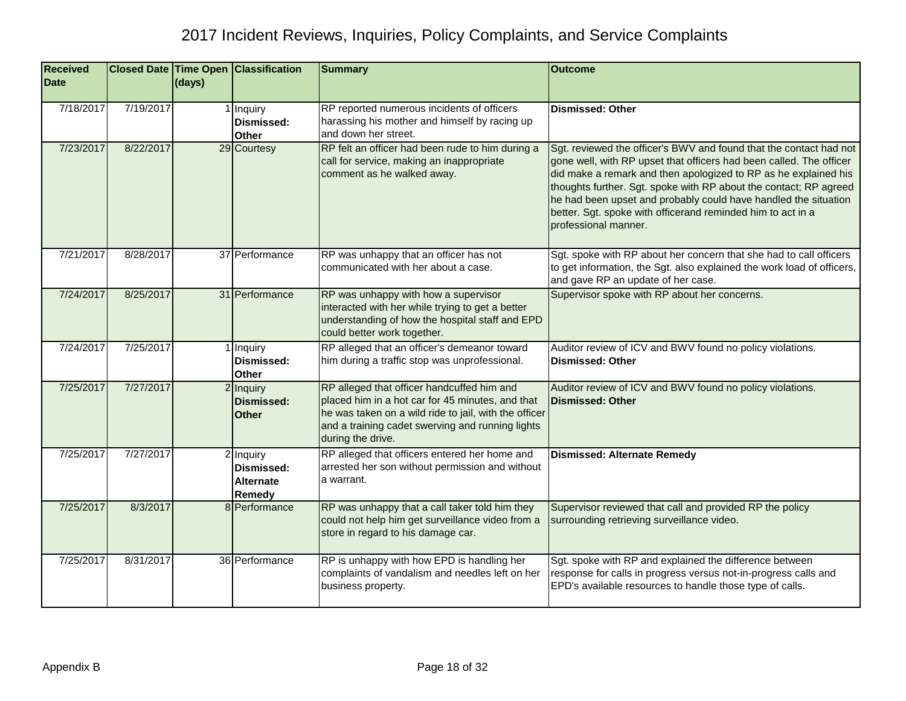# 2017 Incident Reviews, Inquiries, Policy Complaints, and Service Complaints

| Received Date | Closed Date | Time Open (days) | Classification | Summary | Outcome |
|---|---|---|---|---|---|
| 7/18/2017 | 7/19/2017 | 1 | Inquiry **Dismissed: Other** | RP reported numerous incidents of officers harassing his mother and himself by racing up and down her street. | **Dismissed: Other** |
| 7/23/2017 | 8/22/2017 | 29 | Courtesy | RP felt an officer had been rude to him during a call for service, making an inappropriate comment as he walked away. | Sgt. reviewed the officer's BWV and found that the contact had not gone well, with RP upset that officers had been called. The officer did make a remark and then apologized to RP as he explained his thoughts further. Sgt. spoke with RP about the contact; RP agreed he had been upset and probably could have handled the situation better. Sgt. spoke with officerand reminded him to act in a professional manner. |
| 7/21/2017 | 8/28/2017 | 37 | Performance | RP was unhappy that an officer has not communicated with her about a case. | Sgt. spoke with RP about her concern that she had to call officers to get information, the Sgt. also explained the work load of officers, and gave RP an update of her case. |
| 7/24/2017 | 8/25/2017 | 31 | Performance | RP was unhappy with how a supervisor interacted with her while trying to get a better understanding of how the hospital staff and EPD could better work together. | Supervisor spoke with RP about her concerns. |
| 7/24/2017 | 7/25/2017 | 1 | Inquiry **Dismissed: Other** | RP alleged that an officer's demeanor toward him during a traffic stop was unprofessional. | Auditor review of ICV and BWV found no policy violations. **Dismissed: Other** |
| 7/25/2017 | 7/27/2017 | 2 | Inquiry **Dismissed: Other** | RP alleged that officer handcuffed him and placed him in a hot car for 45 minutes, and that he was taken on a wild ride to jail, with the officer and a training cadet swerving and running lights during the drive. | Auditor review of ICV and BWV found no policy violations. **Dismissed: Other** |
| 7/25/2017 | 7/27/2017 | 2 | Inquiry **Dismissed: Alternate Remedy** | RP alleged that officers entered her home and arrested her son without permission and without a warrant. | **Dismissed: Alternate Remedy** |
| 7/25/2017 | 8/3/2017 | 8 | Performance | RP was unhappy that a call taker told him they could not help him get surveillance video from a store in regard to his damage car. | Supervisor reviewed that call and provided RP the policy surrounding retrieving surveillance video. |
| 7/25/2017 | 8/31/2017 | 36 | Performance | RP is unhappy with how EPD is handling her complaints of vandalism and needles left on her business property. | Sgt. spoke with RP and explained the difference between response for calls in progress versus not-in-progress calls and EPD's available resources to handle those type of calls. |

Appendix B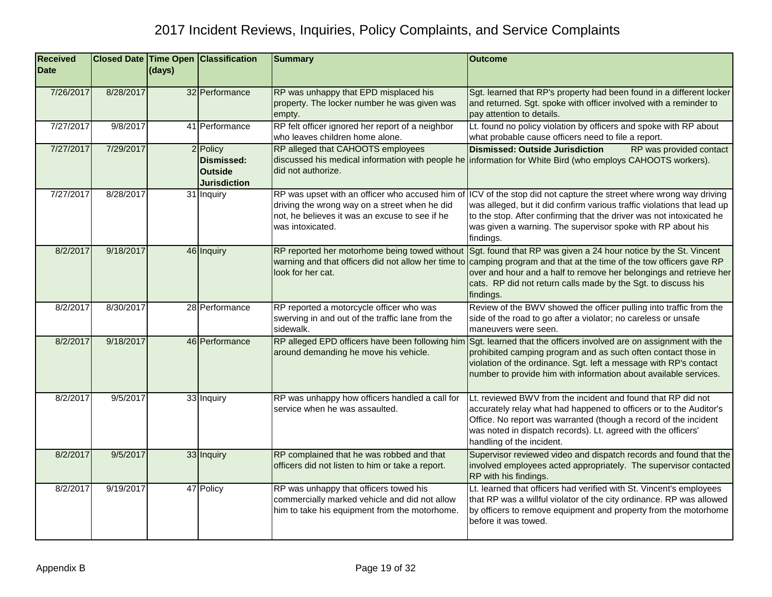# 2017 Incident Reviews, Inquiries, Policy Complaints, and Service Complaints

| Received Date | Closed Date | Time Open (days) | Classification | Summary | Outcome |
|---|---|---|---|---|---|
| 7/26/2017 | 8/28/2017 | 32 | Performance | RP was unhappy that EPD misplaced his property. The locker number he was given was empty. | Sgt. learned that RP's property had been found in a different locker and returned. Sgt. spoke with officer involved with a reminder to pay attention to details. |
| 7/27/2017 | 9/8/2017 | 41 | Performance | RP felt officer ignored her report of a neighbor who leaves children home alone. | Lt. found no policy violation by officers and spoke with RP about what probable cause officers need to file a report. |
| 7/27/2017 | 7/29/2017 | 2 | Policy **Dismissed: Outside Jurisdiction** | RP alleged that CAHOOTS employees discussed his medical information with people he did not authorize. | **Dismissed: Outside Jurisdiction** RP was provided contact information for White Bird (who employs CAHOOTS workers). |
| 7/27/2017 | 8/28/2017 | 31 | Inquiry | RP was upset with an officer who accused him of driving the wrong way on a street when he did not, he believes it was an excuse to see if he was intoxicated. | ICV of the stop did not capture the street where wrong way driving was alleged, but it did confirm various traffic violations that lead up to the stop. After confirming that the driver was not intoxicated he was given a warning. The supervisor spoke with RP about his findings. |
| 8/2/2017 | 9/18/2017 | 46 | Inquiry | RP reported her motorhome being towed without warning and that officers did not allow her time to look for her cat. | Sgt. found that RP was given a 24 hour notice by the St. Vincent camping program and that at the time of the tow officers gave RP over and hour and a half to remove her belongings and retrieve her cats. RP did not return calls made by the Sgt. to discuss his findings. |
| 8/2/2017 | 8/30/2017 | 28 | Performance | RP reported a motorcycle officer who was swerving in and out of the traffic lane from the sidewalk. | Review of the BWV showed the officer pulling into traffic from the side of the road to go after a violator; no careless or unsafe maneuvers were seen. |
| 8/2/2017 | 9/18/2017 | 46 | Performance | RP alleged EPD officers have been following him around demanding he move his vehicle. | Sgt. learned that the officers involved are on assignment with the prohibited camping program and as such often contact those in violation of the ordinance. Sgt. left a message with RP's contact number to provide him with information about available services. |
| 8/2/2017 | 9/5/2017 | 33 | Inquiry | RP was unhappy how officers handled a call for service when he was assaulted. | Lt. reviewed BWV from the incident and found that RP did not accurately relay what had happened to officers or to the Auditor's Office. No report was warranted (though a record of the incident was noted in dispatch records). Lt. agreed with the officers' handling of the incident. |
| 8/2/2017 | 9/5/2017 | 33 | Inquiry | RP complained that he was robbed and that officers did not listen to him or take a report. | Supervisor reviewed video and dispatch records and found that the involved employees acted appropriately. The supervisor contacted RP with his findings. |
| 8/2/2017 | 9/19/2017 | 47 | Policy | RP was unhappy that officers towed his commercially marked vehicle and did not allow him to take his equipment from the motorhome. | Lt. learned that officers had verified with St. Vincent's employees that RP was a willful violator of the city ordinance. RP was allowed by officers to remove equipment and property from the motorhome before it was towed. |

Appendix B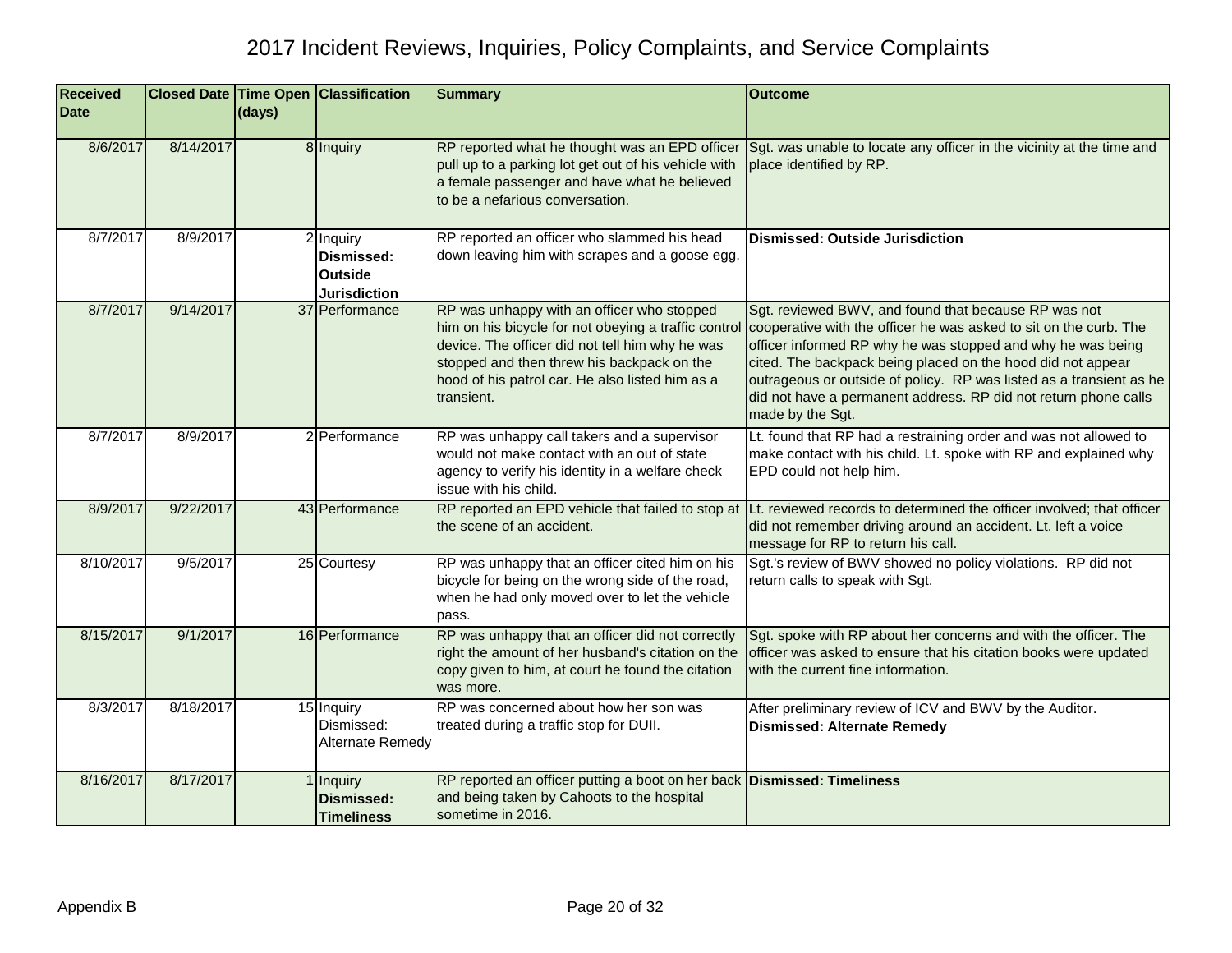# 2017 Incident Reviews, Inquiries, Policy Complaints, and Service Complaints

| Received Date | Closed Date | Time Open (days) | Classification | Summary | Outcome |
|---|---|---|---|---|---|
| 8/6/2017 | 8/14/2017 | 8 | Inquiry | RP reported what he thought was an EPD officer pull up to a parking lot get out of his vehicle with a female passenger and have what he believed to be a nefarious conversation. | Sgt. was unable to locate any officer in the vicinity at the time and place identified by RP. |
| 8/7/2017 | 8/9/2017 | 2 | Inquiry **Dismissed: Outside Jurisdiction** | RP reported an officer who slammed his head down leaving him with scrapes and a goose egg. | **Dismissed: Outside Jurisdiction** |
| 8/7/2017 | 9/14/2017 | 37 | Performance | RP was unhappy with an officer who stopped him on his bicycle for not obeying a traffic control device. The officer did not tell him why he was stopped and then threw his backpack on the hood of his patrol car. He also listed him as a transient. | Sgt. reviewed BWV, and found that because RP was not cooperative with the officer he was asked to sit on the curb. The officer informed RP why he was stopped and why he was being cited. The backpack being placed on the hood did not appear outrageous or outside of policy. RP was listed as a transient as he did not have a permanent address. RP did not return phone calls made by the Sgt. |
| 8/7/2017 | 8/9/2017 | 2 | Performance | RP was unhappy call takers and a supervisor would not make contact with an out of state agency to verify his identity in a welfare check issue with his child. | Lt. found that RP had a restraining order and was not allowed to make contact with his child. Lt. spoke with RP and explained why EPD could not help him. |
| 8/9/2017 | 9/22/2017 | 43 | Performance | RP reported an EPD vehicle that failed to stop at the scene of an accident. | Lt. reviewed records to determined the officer involved; that officer did not remember driving around an accident. Lt. left a voice message for RP to return his call. |
| 8/10/2017 | 9/5/2017 | 25 | Courtesy | RP was unhappy that an officer cited him on his bicycle for being on the wrong side of the road, when he had only moved over to let the vehicle pass. | Sgt.'s review of BWV showed no policy violations. RP did not return calls to speak with Sgt. |
| 8/15/2017 | 9/1/2017 | 16 | Performance | RP was unhappy that an officer did not correctly right the amount of her husband's citation on the copy given to him, at court he found the citation was more. | Sgt. spoke with RP about her concerns and with the officer. The officer was asked to ensure that his citation books were updated with the current fine information. |
| 8/3/2017 | 8/18/2017 | 15 | Inquiry Dismissed: Alternate Remedy | RP was concerned about how her son was treated during a traffic stop for DUII. | After preliminary review of ICV and BWV by the Auditor. **Dismissed: Alternate Remedy** |
| 8/16/2017 | 8/17/2017 | 1 | Inquiry **Dismissed: Timeliness** | RP reported an officer putting a boot on her back and being taken by Cahoots to the hospital sometime in 2016. | **Dismissed: Timeliness** |

Appendix B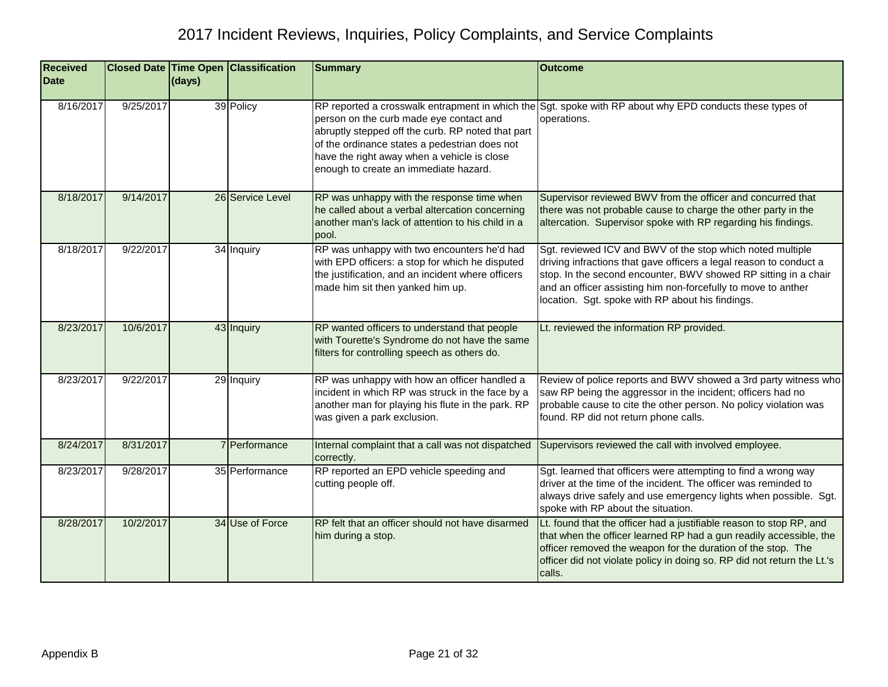# 2017 Incident Reviews, Inquiries, Policy Complaints, and Service Complaints

| Received Date | Closed Date | Time Open (days) | Classification | Summary | Outcome |
|---|---|---|---|---|---|
| 8/16/2017 | 9/25/2017 | 39 | Policy | RP reported a crosswalk entrapment in which the person on the curb made eye contact and abruptly stepped off the curb. RP noted that part of the ordinance states a pedestrian does not have the right away when a vehicle is close enough to create an immediate hazard. | Sgt. spoke with RP about why EPD conducts these types of operations. |
| 8/18/2017 | 9/14/2017 | 26 | Service Level | RP was unhappy with the response time when he called about a verbal altercation concerning another man's lack of attention to his child in a pool. | Supervisor reviewed BWV from the officer and concurred that there was not probable cause to charge the other party in the altercation. Supervisor spoke with RP regarding his findings. |
| 8/18/2017 | 9/22/2017 | 34 | Inquiry | RP was unhappy with two encounters he'd had with EPD officers: a stop for which he disputed the justification, and an incident where officers made him sit then yanked him up. | Sgt. reviewed ICV and BWV of the stop which noted multiple driving infractions that gave officers a legal reason to conduct a stop. In the second encounter, BWV showed RP sitting in a chair and an officer assisting him non-forcefully to move to anther location. Sgt. spoke with RP about his findings. |
| 8/23/2017 | 10/6/2017 | 43 | Inquiry | RP wanted officers to understand that people with Tourette's Syndrome do not have the same filters for controlling speech as others do. | Lt. reviewed the information RP provided. |
| 8/23/2017 | 9/22/2017 | 29 | Inquiry | RP was unhappy with how an officer handled a incident in which RP was struck in the face by a another man for playing his flute in the park. RP was given a park exclusion. | Review of police reports and BWV showed a 3rd party witness who saw RP being the aggressor in the incident; officers had no probable cause to cite the other person. No policy violation was found. RP did not return phone calls. |
| 8/24/2017 | 8/31/2017 | 7 | Performance | Internal complaint that a call was not dispatched correctly. | Supervisors reviewed the call with involved employee. |
| 8/23/2017 | 9/28/2017 | 35 | Performance | RP reported an EPD vehicle speeding and cutting people off. | Sgt. learned that officers were attempting to find a wrong way driver at the time of the incident. The officer was reminded to always drive safely and use emergency lights when possible. Sgt. spoke with RP about the situation. |
| 8/28/2017 | 10/2/2017 | 34 | Use of Force | RP felt that an officer should not have disarmed him during a stop. | Lt. found that the officer had a justifiable reason to stop RP, and that when the officer learned RP had a gun readily accessible, the officer removed the weapon for the duration of the stop. The officer did not violate policy in doing so. RP did not return the Lt.'s calls. |

Appendix B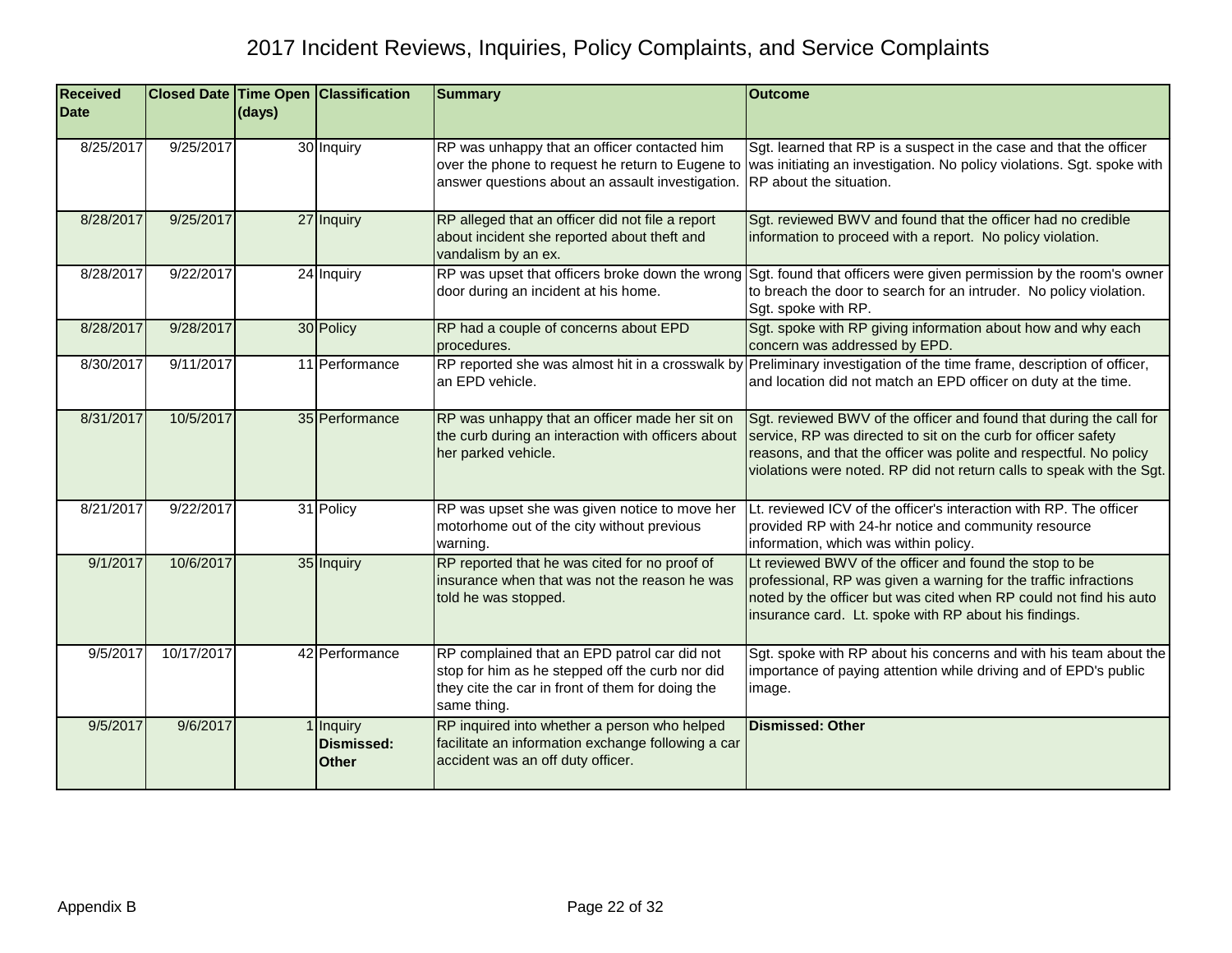# 2017 Incident Reviews, Inquiries, Policy Complaints, and Service Complaints

| Received Date | Closed Date | Time Open (days) | Classification | Summary | Outcome |
|---|---|---|---|---|---|
| 8/25/2017 | 9/25/2017 | 30 | Inquiry | RP was unhappy that an officer contacted him over the phone to request he return to Eugene to answer questions about an assault investigation. | Sgt. learned that RP is a suspect in the case and that the officer was initiating an investigation. No policy violations. Sgt. spoke with RP about the situation. |
| 8/28/2017 | 9/25/2017 | 27 | Inquiry | RP alleged that an officer did not file a report about incident she reported about theft and vandalism by an ex. | Sgt. reviewed BWV and found that the officer had no credible information to proceed with a report. No policy violation. |
| 8/28/2017 | 9/22/2017 | 24 | Inquiry | RP was upset that officers broke down the wrong door during an incident at his home. | Sgt. found that officers were given permission by the room's owner to breach the door to search for an intruder. No policy violation. Sgt. spoke with RP. |
| 8/28/2017 | 9/28/2017 | 30 | Policy | RP had a couple of concerns about EPD procedures. | Sgt. spoke with RP giving information about how and why each concern was addressed by EPD. |
| 8/30/2017 | 9/11/2017 | 11 | Performance | RP reported she was almost hit in a crosswalk by an EPD vehicle. | Preliminary investigation of the time frame, description of officer, and location did not match an EPD officer on duty at the time. |
| 8/31/2017 | 10/5/2017 | 35 | Performance | RP was unhappy that an officer made her sit on the curb during an interaction with officers about her parked vehicle. | Sgt. reviewed BWV of the officer and found that during the call for service, RP was directed to sit on the curb for officer safety reasons, and that the officer was polite and respectful. No policy violations were noted. RP did not return calls to speak with the Sgt. |
| 8/21/2017 | 9/22/2017 | 31 | Policy | RP was upset she was given notice to move her motorhome out of the city without previous warning. | Lt. reviewed ICV of the officer's interaction with RP. The officer provided RP with 24-hr notice and community resource information, which was within policy. |
| 9/1/2017 | 10/6/2017 | 35 | Inquiry | RP reported that he was cited for no proof of insurance when that was not the reason he was told he was stopped. | Lt reviewed BWV of the officer and found the stop to be professional, RP was given a warning for the traffic infractions noted by the officer but was cited when RP could not find his auto insurance card. Lt. spoke with RP about his findings. |
| 9/5/2017 | 10/17/2017 | 42 | Performance | RP complained that an EPD patrol car did not stop for him as he stepped off the curb nor did they cite the car in front of them for doing the same thing. | Sgt. spoke with RP about his concerns and with his team about the importance of paying attention while driving and of EPD's public image. |
| 9/5/2017 | 9/6/2017 | 1 | Inquiry **Dismissed: Other** | RP inquired into whether a person who helped facilitate an information exchange following a car accident was an off duty officer. | **Dismissed: Other** |

Appendix B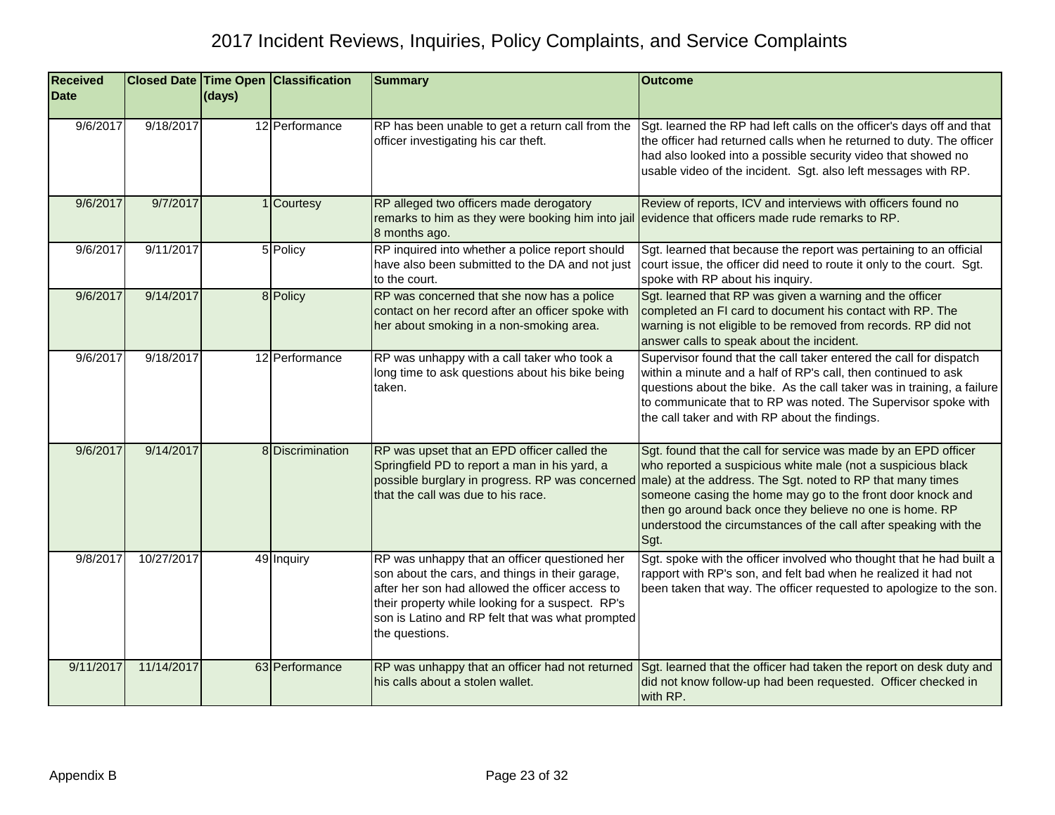# 2017 Incident Reviews, Inquiries, Policy Complaints, and Service Complaints

| Received Date | Closed Date | Time Open (days) | Classification | Summary | Outcome |
|---|---|---|---|---|---|
| 9/6/2017 | 9/18/2017 | 12 | Performance | RP has been unable to get a return call from the officer investigating his car theft. | Sgt. learned the RP had left calls on the officer's days off and that the officer had returned calls when he returned to duty. The officer had also looked into a possible security video that showed no usable video of the incident. Sgt. also left messages with RP. |
| 9/6/2017 | 9/7/2017 | 1 | Courtesy | RP alleged two officers made derogatory remarks to him as they were booking him into jail 8 months ago. | Review of reports, ICV and interviews with officers found no evidence that officers made rude remarks to RP. |
| 9/6/2017 | 9/11/2017 | 5 | Policy | RP inquired into whether a police report should have also been submitted to the DA and not just to the court. | Sgt. learned that because the report was pertaining to an official court issue, the officer did need to route it only to the court. Sgt. spoke with RP about his inquiry. |
| 9/6/2017 | 9/14/2017 | 8 | Policy | RP was concerned that she now has a police contact on her record after an officer spoke with her about smoking in a non-smoking area. | Sgt. learned that RP was given a warning and the officer completed an FI card to document his contact with RP. The warning is not eligible to be removed from records. RP did not answer calls to speak about the incident. |
| 9/6/2017 | 9/18/2017 | 12 | Performance | RP was unhappy with a call taker who took a long time to ask questions about his bike being taken. | Supervisor found that the call taker entered the call for dispatch within a minute and a half of RP's call, then continued to ask questions about the bike. As the call taker was in training, a failure to communicate that to RP was noted. The Supervisor spoke with the call taker and with RP about the findings. |
| 9/6/2017 | 9/14/2017 | 8 | Discrimination | RP was upset that an EPD officer called the Springfield PD to report a man in his yard, a possible burglary in progress. RP was concerned that the call was due to his race. | Sgt. found that the call for service was made by an EPD officer who reported a suspicious white male (not a suspicious black male) at the address. The Sgt. noted to RP that many times someone casing the home may go to the front door knock and then go around back once they believe no one is home. RP understood the circumstances of the call after speaking with the Sgt. |
| 9/8/2017 | 10/27/2017 | 49 | Inquiry | RP was unhappy that an officer questioned her son about the cars, and things in their garage, after her son had allowed the officer access to their property while looking for a suspect. RP's son is Latino and RP felt that was what prompted the questions. | Sgt. spoke with the officer involved who thought that he had built a rapport with RP's son, and felt bad when he realized it had not been taken that way. The officer requested to apologize to the son. |
| 9/11/2017 | 11/14/2017 | 63 | Performance | RP was unhappy that an officer had not returned his calls about a stolen wallet. | Sgt. learned that the officer had taken the report on desk duty and did not know follow-up had been requested. Officer checked in with RP. |

Appendix B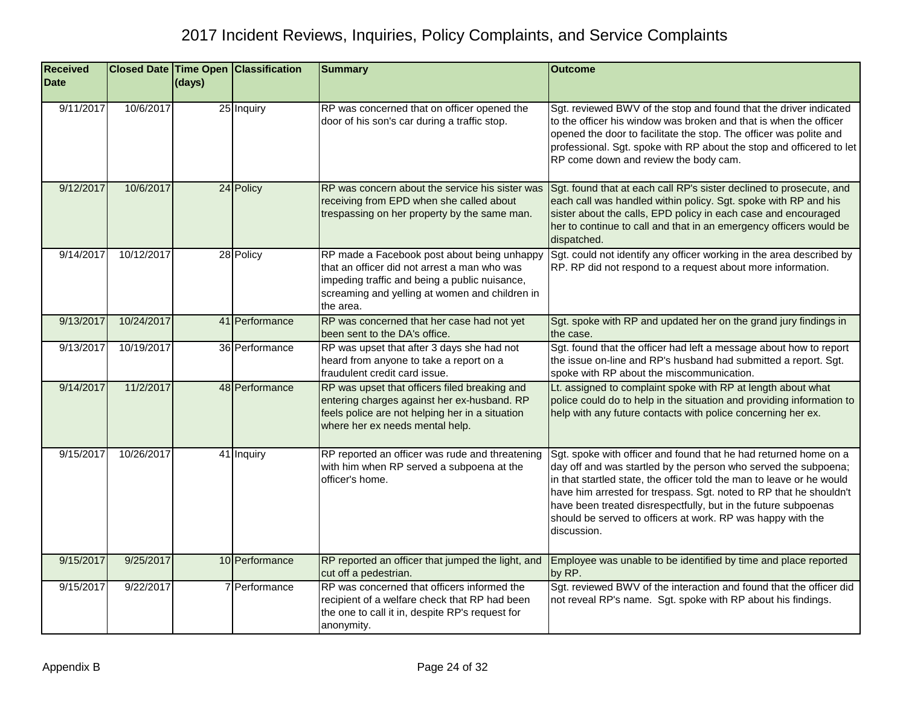# 2017 Incident Reviews, Inquiries, Policy Complaints, and Service Complaints

| Received Date | Closed Date | Time Open (days) | Classification | Summary | Outcome |
|---|---|---|---|---|---|
| 9/11/2017 | 10/6/2017 | 25 | Inquiry | RP was concerned that on officer opened the door of his son's car during a traffic stop. | Sgt. reviewed BWV of the stop and found that the driver indicated to the officer his window was broken and that is when the officer opened the door to facilitate the stop. The officer was polite and professional. Sgt. spoke with RP about the stop and officered to let RP come down and review the body cam. |
| 9/12/2017 | 10/6/2017 | 24 | Policy | RP was concern about the service his sister was receiving from EPD when she called about trespassing on her property by the same man. | Sgt. found that at each call RP's sister declined to prosecute, and each call was handled within policy. Sgt. spoke with RP and his sister about the calls, EPD policy in each case and encouraged her to continue to call and that in an emergency officers would be dispatched. |
| 9/14/2017 | 10/12/2017 | 28 | Policy | RP made a Facebook post about being unhappy that an officer did not arrest a man who was impeding traffic and being a public nuisance, screaming and yelling at women and children in the area. | Sgt. could not identify any officer working in the area described by RP. RP did not respond to a request about more information. |
| 9/13/2017 | 10/24/2017 | 41 | Performance | RP was concerned that her case had not yet been sent to the DA's office. | Sgt. spoke with RP and updated her on the grand jury findings in the case. |
| 9/13/2017 | 10/19/2017 | 36 | Performance | RP was upset that after 3 days she had not heard from anyone to take a report on a fraudulent credit card issue. | Sgt. found that the officer had left a message about how to report the issue on-line and RP's husband had submitted a report. Sgt. spoke with RP about the miscommunication. |
| 9/14/2017 | 11/2/2017 | 48 | Performance | RP was upset that officers filed breaking and entering charges against her ex-husband. RP feels police are not helping her in a situation where her ex needs mental help. | Lt. assigned to complaint spoke with RP at length about what police could do to help in the situation and providing information to help with any future contacts with police concerning her ex. |
| 9/15/2017 | 10/26/2017 | 41 | Inquiry | RP reported an officer was rude and threatening with him when RP served a subpoena at the officer's home. | Sgt. spoke with officer and found that he had returned home on a day off and was startled by the person who served the subpoena; in that startled state, the officer told the man to leave or he would have him arrested for trespass. Sgt. noted to RP that he shouldn't have been treated disrespectfully, but in the future subpoenas should be served to officers at work. RP was happy with the discussion. |
| 9/15/2017 | 9/25/2017 | 10 | Performance | RP reported an officer that jumped the light, and cut off a pedestrian. | Employee was unable to be identified by time and place reported by RP. |
| 9/15/2017 | 9/22/2017 | 7 | Performance | RP was concerned that officers informed the recipient of a welfare check that RP had been the one to call it in, despite RP's request for anonymity. | Sgt. reviewed BWV of the interaction and found that the officer did not reveal RP's name. Sgt. spoke with RP about his findings. |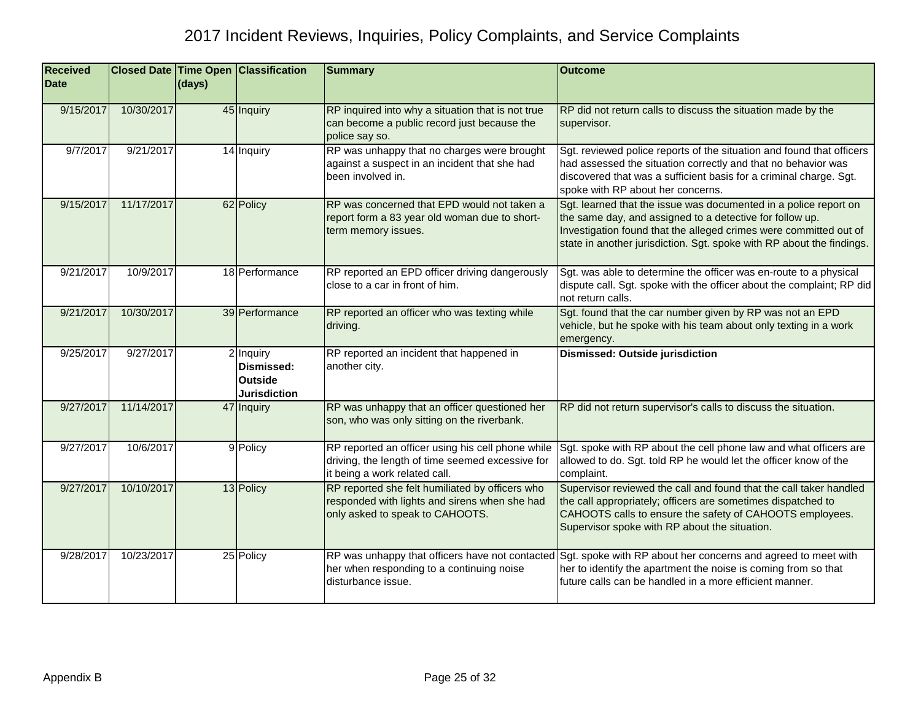# 2017 Incident Reviews, Inquiries, Policy Complaints, and Service Complaints

| Received Date | Closed Date | Time Open (days) | Classification | Summary | Outcome |
|---|---|---|---|---|---|
| 9/15/2017 | 10/30/2017 | 45 | Inquiry | RP inquired into why a situation that is not true can become a public record just because the police say so. | RP did not return calls to discuss the situation made by the supervisor. |
| 9/7/2017 | 9/21/2017 | 14 | Inquiry | RP was unhappy that no charges were brought against a suspect in an incident that she had been involved in. | Sgt. reviewed police reports of the situation and found that officers had assessed the situation correctly and that no behavior was discovered that was a sufficient basis for a criminal charge. Sgt. spoke with RP about her concerns. |
| 9/15/2017 | 11/17/2017 | 62 | Policy | RP was concerned that EPD would not taken a report form a 83 year old woman due to short-term memory issues. | Sgt. learned that the issue was documented in a police report on the same day, and assigned to a detective for follow up. Investigation found that the alleged crimes were committed out of state in another jurisdiction. Sgt. spoke with RP about the findings. |
| 9/21/2017 | 10/9/2017 | 18 | Performance | RP reported an EPD officer driving dangerously close to a car in front of him. | Sgt. was able to determine the officer was en-route to a physical dispute call. Sgt. spoke with the officer about the complaint; RP did not return calls. |
| 9/21/2017 | 10/30/2017 | 39 | Performance | RP reported an officer who was texting while driving. | Sgt. found that the car number given by RP was not an EPD vehicle, but he spoke with his team about only texting in a work emergency. |
| 9/25/2017 | 9/27/2017 | 2 | Inquiry **Dismissed: Outside Jurisdiction** | RP reported an incident that happened in another city. | **Dismissed: Outside jurisdiction** |
| 9/27/2017 | 11/14/2017 | 47 | Inquiry | RP was unhappy that an officer questioned her son, who was only sitting on the riverbank. | RP did not return supervisor's calls to discuss the situation. |
| 9/27/2017 | 10/6/2017 | 9 | Policy | RP reported an officer using his cell phone while driving, the length of time seemed excessive for it being a work related call. | Sgt. spoke with RP about the cell phone law and what officers are allowed to do. Sgt. told RP he would let the officer know of the complaint. |
| 9/27/2017 | 10/10/2017 | 13 | Policy | RP reported she felt humiliated by officers who responded with lights and sirens when she had only asked to speak to CAHOOTS. | Supervisor reviewed the call and found that the call taker handled the call appropriately; officers are sometimes dispatched to CAHOOTS calls to ensure the safety of CAHOOTS employees. Supervisor spoke with RP about the situation. |
| 9/28/2017 | 10/23/2017 | 25 | Policy | RP was unhappy that officers have not contacted her when responding to a continuing noise disturbance issue. | Sgt. spoke with RP about her concerns and agreed to meet with her to identify the apartment the noise is coming from so that future calls can be handled in a more efficient manner. |

Appendix B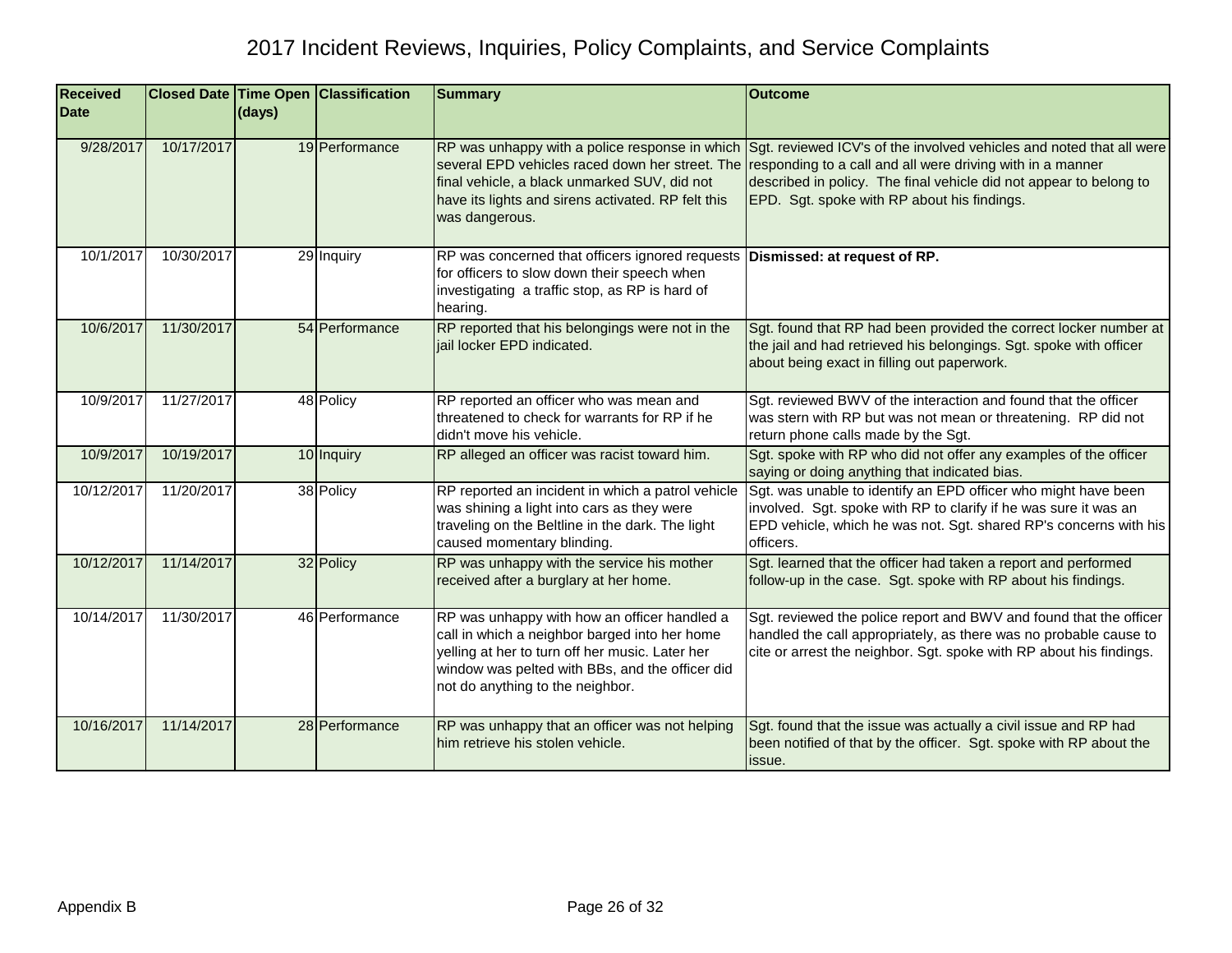# 2017 Incident Reviews, Inquiries, Policy Complaints, and Service Complaints

| Received Date | Closed Date | Time Open (days) | Classification | Summary | Outcome |
|---|---|---|---|---|---|
| 9/28/2017 | 10/17/2017 | 19 | Performance | RP was unhappy with a police response in which several EPD vehicles raced down her street. The final vehicle, a black unmarked SUV, did not have its lights and sirens activated. RP felt this was dangerous. | Sgt. reviewed ICV's of the involved vehicles and noted that all were responding to a call and all were driving with in a manner described in policy. The final vehicle did not appear to belong to EPD. Sgt. spoke with RP about his findings. |
| 10/1/2017 | 10/30/2017 | 29 | Inquiry | RP was concerned that officers ignored requests for officers to slow down their speech when investigating a traffic stop, as RP is hard of hearing. | **Dismissed: at request of RP.** |
| 10/6/2017 | 11/30/2017 | 54 | Performance | RP reported that his belongings were not in the jail locker EPD indicated. | Sgt. found that RP had been provided the correct locker number at the jail and had retrieved his belongings. Sgt. spoke with officer about being exact in filling out paperwork. |
| 10/9/2017 | 11/27/2017 | 48 | Policy | RP reported an officer who was mean and threatened to check for warrants for RP if he didn't move his vehicle. | Sgt. reviewed BWV of the interaction and found that the officer was stern with RP but was not mean or threatening. RP did not return phone calls made by the Sgt. |
| 10/9/2017 | 10/19/2017 | 10 | Inquiry | RP alleged an officer was racist toward him. | Sgt. spoke with RP who did not offer any examples of the officer saying or doing anything that indicated bias. |
| 10/12/2017 | 11/20/2017 | 38 | Policy | RP reported an incident in which a patrol vehicle was shining a light into cars as they were traveling on the Beltline in the dark. The light caused momentary blinding. | Sgt. was unable to identify an EPD officer who might have been involved. Sgt. spoke with RP to clarify if he was sure it was an EPD vehicle, which he was not. Sgt. shared RP's concerns with his officers. |
| 10/12/2017 | 11/14/2017 | 32 | Policy | RP was unhappy with the service his mother received after a burglary at her home. | Sgt. learned that the officer had taken a report and performed follow-up in the case. Sgt. spoke with RP about his findings. |
| 10/14/2017 | 11/30/2017 | 46 | Performance | RP was unhappy with how an officer handled a call in which a neighbor barged into her home yelling at her to turn off her music. Later her window was pelted with BBs, and the officer did not do anything to the neighbor. | Sgt. reviewed the police report and BWV and found that the officer handled the call appropriately, as there was no probable cause to cite or arrest the neighbor. Sgt. spoke with RP about his findings. |
| 10/16/2017 | 11/14/2017 | 28 | Performance | RP was unhappy that an officer was not helping him retrieve his stolen vehicle. | Sgt. found that the issue was actually a civil issue and RP had been notified of that by the officer. Sgt. spoke with RP about the issue. |

Appendix B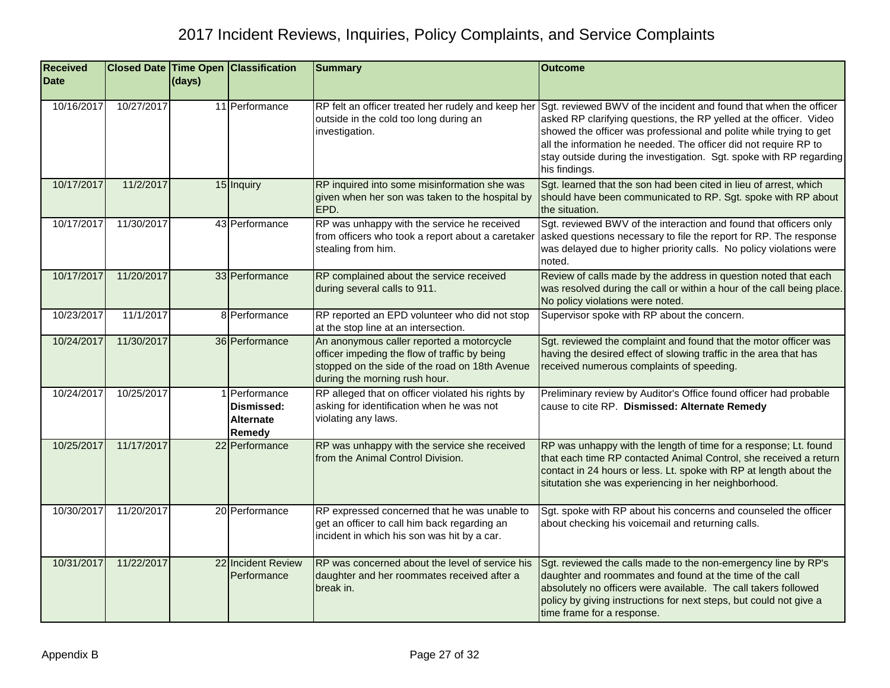# 2017 Incident Reviews, Inquiries, Policy Complaints, and Service Complaints

| Received Date | Closed Date | Time Open (days) | Classification | Summary | Outcome |
|---|---|---|---|---|---|
| 10/16/2017 | 10/27/2017 | 11 | Performance | RP felt an officer treated her rudely and keep her outside in the cold too long during an investigation. | Sgt. reviewed BWV of the incident and found that when the officer asked RP clarifying questions, the RP yelled at the officer. Video showed the officer was professional and polite while trying to get all the information he needed. The officer did not require RP to stay outside during the investigation. Sgt. spoke with RP regarding his findings. |
| 10/17/2017 | 11/2/2017 | 15 | Inquiry | RP inquired into some misinformation she was given when her son was taken to the hospital by EPD. | Sgt. learned that the son had been cited in lieu of arrest, which should have been communicated to RP. Sgt. spoke with RP about the situation. |
| 10/17/2017 | 11/30/2017 | 43 | Performance | RP was unhappy with the service he received from officers who took a report about a caretaker stealing from him. | Sgt. reviewed BWV of the interaction and found that officers only asked questions necessary to file the report for RP. The response was delayed due to higher priority calls. No policy violations were noted. |
| 10/17/2017 | 11/20/2017 | 33 | Performance | RP complained about the service received during several calls to 911. | Review of calls made by the address in question noted that each was resolved during the call or within a hour of the call being place. No policy violations were noted. |
| 10/23/2017 | 11/1/2017 | 8 | Performance | RP reported an EPD volunteer who did not stop at the stop line at an intersection. | Supervisor spoke with RP about the concern. |
| 10/24/2017 | 11/30/2017 | 36 | Performance | An anonymous caller reported a motorcycle officer impeding the flow of traffic by being stopped on the side of the road on 18th Avenue during the morning rush hour. | Sgt. reviewed the complaint and found that the motor officer was having the desired effect of slowing traffic in the area that has received numerous complaints of speeding. |
| 10/24/2017 | 10/25/2017 | 1 | Performance **Dismissed: Alternate Remedy** | RP alleged that on officer violated his rights by asking for identification when he was not violating any laws. | Preliminary review by Auditor's Office found officer had probable cause to cite RP. **Dismissed: Alternate Remedy** |
| 10/25/2017 | 11/17/2017 | 22 | Performance | RP was unhappy with the service she received from the Animal Control Division. | RP was unhappy with the length of time for a response; Lt. found that each time RP contacted Animal Control, she received a return contact in 24 hours or less. Lt. spoke with RP at length about the situtation she was experiencing in her neighborhood. |
| 10/30/2017 | 11/20/2017 | 20 | Performance | RP expressed concerned that he was unable to get an officer to call him back regarding an incident in which his son was hit by a car. | Sgt. spoke with RP about his concerns and counseled the officer about checking his voicemail and returning calls. |
| 10/31/2017 | 11/22/2017 | 22 | Incident Review Performance | RP was concerned about the level of service his daughter and her roommates received after a break in. | Sgt. reviewed the calls made to the non-emergency line by RP's daughter and roommates and found at the time of the call absolutely no officers were available. The call takers followed policy by giving instructions for next steps, but could not give a time frame for a response. |

Appendix B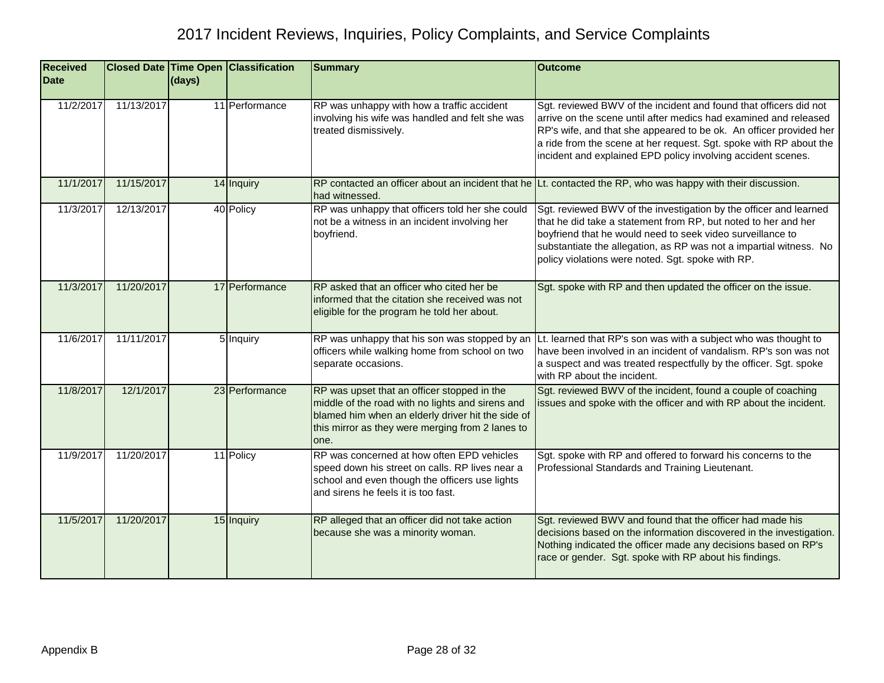# 2017 Incident Reviews, Inquiries, Policy Complaints, and Service Complaints

| Received Date | Closed Date | Time Open (days) | Classification | Summary | Outcome |
|---|---|---|---|---|---|
| 11/2/2017 | 11/13/2017 | 11 | Performance | RP was unhappy with how a traffic accident involving his wife was handled and felt she was treated dismissively. | Sgt. reviewed BWV of the incident and found that officers did not arrive on the scene until after medics had examined and released RP's wife, and that she appeared to be ok. An officer provided her a ride from the scene at her request. Sgt. spoke with RP about the incident and explained EPD policy involving accident scenes. |
| 11/1/2017 | 11/15/2017 | 14 | Inquiry | RP contacted an officer about an incident that he had witnessed. | Lt. contacted the RP, who was happy with their discussion. |
| 11/3/2017 | 12/13/2017 | 40 | Policy | RP was unhappy that officers told her she could not be a witness in an incident involving her boyfriend. | Sgt. reviewed BWV of the investigation by the officer and learned that he did take a statement from RP, but noted to her and her boyfriend that he would need to seek video surveillance to substantiate the allegation, as RP was not a impartial witness. No policy violations were noted. Sgt. spoke with RP. |
| 11/3/2017 | 11/20/2017 | 17 | Performance | RP asked that an officer who cited her be informed that the citation she received was not eligible for the program he told her about. | Sgt. spoke with RP and then updated the officer on the issue. |
| 11/6/2017 | 11/11/2017 | 5 | Inquiry | RP was unhappy that his son was stopped by an officers while walking home from school on two separate occasions. | Lt. learned that RP's son was with a subject who was thought to have been involved in an incident of vandalism. RP's son was not a suspect and was treated respectfully by the officer. Sgt. spoke with RP about the incident. |
| 11/8/2017 | 12/1/2017 | 23 | Performance | RP was upset that an officer stopped in the middle of the road with no lights and sirens and blamed him when an elderly driver hit the side of this mirror as they were merging from 2 lanes to one. | Sgt. reviewed BWV of the incident, found a couple of coaching issues and spoke with the officer and with RP about the incident. |
| 11/9/2017 | 11/20/2017 | 11 | Policy | RP was concerned at how often EPD vehicles speed down his street on calls. RP lives near a school and even though the officers use lights and sirens he feels it is too fast. | Sgt. spoke with RP and offered to forward his concerns to the Professional Standards and Training Lieutenant. |
| 11/5/2017 | 11/20/2017 | 15 | Inquiry | RP alleged that an officer did not take action because she was a minority woman. | Sgt. reviewed BWV and found that the officer had made his decisions based on the information discovered in the investigation. Nothing indicated the officer made any decisions based on RP's race or gender. Sgt. spoke with RP about his findings. |

Appendix B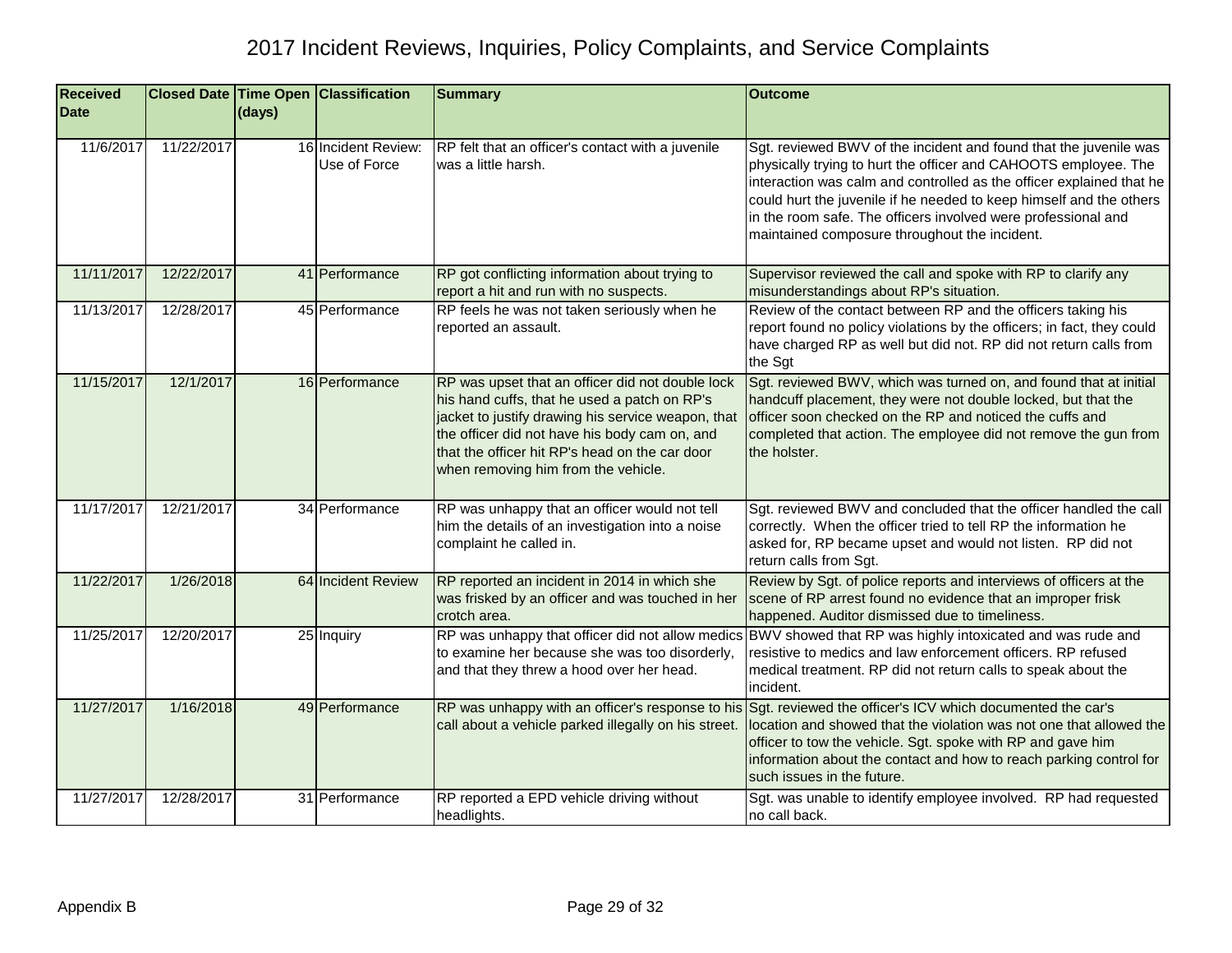# 2017 Incident Reviews, Inquiries, Policy Complaints, and Service Complaints

| Received Date | Closed Date | Time Open (days) | Classification | Summary | Outcome |
|---|---|---|---|---|---|
| 11/6/2017 | 11/22/2017 | 16 | Incident Review: Use of Force | RP felt that an officer's contact with a juvenile was a little harsh. | Sgt. reviewed BWV of the incident and found that the juvenile was physically trying to hurt the officer and CAHOOTS employee. The interaction was calm and controlled as the officer explained that he could hurt the juvenile if he needed to keep himself and the others in the room safe. The officers involved were professional and maintained composure throughout the incident. |
| 11/11/2017 | 12/22/2017 | 41 | Performance | RP got conflicting information about trying to report a hit and run with no suspects. | Supervisor reviewed the call and spoke with RP to clarify any misunderstandings about RP's situation. |
| 11/13/2017 | 12/28/2017 | 45 | Performance | RP feels he was not taken seriously when he reported an assault. | Review of the contact between RP and the officers taking his report found no policy violations by the officers; in fact, they could have charged RP as well but did not. RP did not return calls from the Sgt |
| 11/15/2017 | 12/1/2017 | 16 | Performance | RP was upset that an officer did not double lock his hand cuffs, that he used a patch on RP's jacket to justify drawing his service weapon, that the officer did not have his body cam on, and that the officer hit RP's head on the car door when removing him from the vehicle. | Sgt. reviewed BWV, which was turned on, and found that at initial handcuff placement, they were not double locked, but that the officer soon checked on the RP and noticed the cuffs and completed that action. The employee did not remove the gun from the holster. |
| 11/17/2017 | 12/21/2017 | 34 | Performance | RP was unhappy that an officer would not tell him the details of an investigation into a noise complaint he called in. | Sgt. reviewed BWV and concluded that the officer handled the call correctly. When the officer tried to tell RP the information he asked for, RP became upset and would not listen. RP did not return calls from Sgt. |
| 11/22/2017 | 1/26/2018 | 64 | Incident Review | RP reported an incident in 2014 in which she was frisked by an officer and was touched in her crotch area. | Review by Sgt. of police reports and interviews of officers at the scene of RP arrest found no evidence that an improper frisk happened. Auditor dismissed due to timeliness. |
| 11/25/2017 | 12/20/2017 | 25 | Inquiry | RP was unhappy that officer did not allow medics to examine her because she was too disorderly, and that they threw a hood over her head. | BWV showed that RP was highly intoxicated and was rude and resistive to medics and law enforcement officers. RP refused medical treatment. RP did not return calls to speak about the incident. |
| 11/27/2017 | 1/16/2018 | 49 | Performance | RP was unhappy with an officer's response to his call about a vehicle parked illegally on his street. | Sgt. reviewed the officer's ICV which documented the car's location and showed that the violation was not one that allowed the officer to tow the vehicle. Sgt. spoke with RP and gave him information about the contact and how to reach parking control for such issues in the future. |
| 11/27/2017 | 12/28/2017 | 31 | Performance | RP reported a EPD vehicle driving without headlights. | Sgt. was unable to identify employee involved. RP had requested no call back. |

Appendix B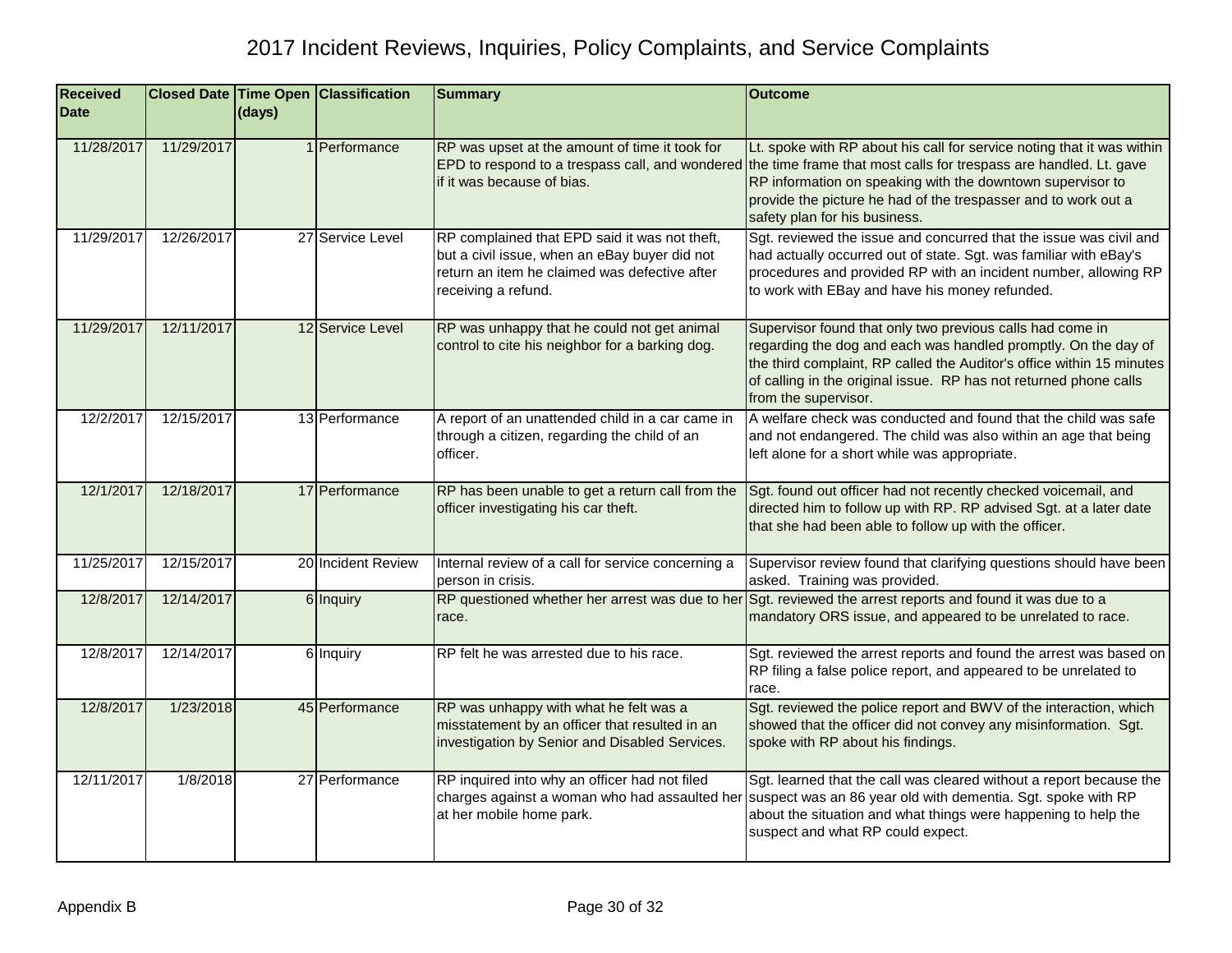# 2017 Incident Reviews, Inquiries, Policy Complaints, and Service Complaints

| Received Date | Closed Date | Time Open (days) | Classification | Summary | Outcome |
|---|---|---|---|---|---|
| 11/28/2017 | 11/29/2017 | 1 | Performance | RP was upset at the amount of time it took for EPD to respond to a trespass call, and wondered if it was because of bias. | Lt. spoke with RP about his call for service noting that it was within the time frame that most calls for trespass are handled. Lt. gave RP information on speaking with the downtown supervisor to provide the picture he had of the trespasser and to work out a safety plan for his business. |
| 11/29/2017 | 12/26/2017 | 27 | Service Level | RP complained that EPD said it was not theft, but a civil issue, when an eBay buyer did not return an item he claimed was defective after receiving a refund. | Sgt. reviewed the issue and concurred that the issue was civil and had actually occurred out of state. Sgt. was familiar with eBay's procedures and provided RP with an incident number, allowing RP to work with EBay and have his money refunded. |
| 11/29/2017 | 12/11/2017 | 12 | Service Level | RP was unhappy that he could not get animal control to cite his neighbor for a barking dog. | Supervisor found that only two previous calls had come in regarding the dog and each was handled promptly. On the day of the third complaint, RP called the Auditor's office within 15 minutes of calling in the original issue. RP has not returned phone calls from the supervisor. |
| 12/2/2017 | 12/15/2017 | 13 | Performance | A report of an unattended child in a car came in through a citizen, regarding the child of an officer. | A welfare check was conducted and found that the child was safe and not endangered. The child was also within an age that being left alone for a short while was appropriate. |
| 12/1/2017 | 12/18/2017 | 17 | Performance | RP has been unable to get a return call from the officer investigating his car theft. | Sgt. found out officer had not recently checked voicemail, and directed him to follow up with RP. RP advised Sgt. at a later date that she had been able to follow up with the officer. |
| 11/25/2017 | 12/15/2017 | 20 | Incident Review | Internal review of a call for service concerning a person in crisis. | Supervisor review found that clarifying questions should have been asked. Training was provided. |
| 12/8/2017 | 12/14/2017 | 6 | Inquiry | RP questioned whether her arrest was due to her race. | Sgt. reviewed the arrest reports and found it was due to a mandatory ORS issue, and appeared to be unrelated to race. |
| 12/8/2017 | 12/14/2017 | 6 | Inquiry | RP felt he was arrested due to his race. | Sgt. reviewed the arrest reports and found the arrest was based on RP filing a false police report, and appeared to be unrelated to race. |
| 12/8/2017 | 1/23/2018 | 45 | Performance | RP was unhappy with what he felt was a misstatement by an officer that resulted in an investigation by Senior and Disabled Services. | Sgt. reviewed the police report and BWV of the interaction, which showed that the officer did not convey any misinformation. Sgt. spoke with RP about his findings. |
| 12/11/2017 | 1/8/2018 | 27 | Performance | RP inquired into why an officer had not filed charges against a woman who had assaulted her at her mobile home park. | Sgt. learned that the call was cleared without a report because the suspect was an 86 year old with dementia. Sgt. spoke with RP about the situation and what things were happening to help the suspect and what RP could expect. |

Appendix B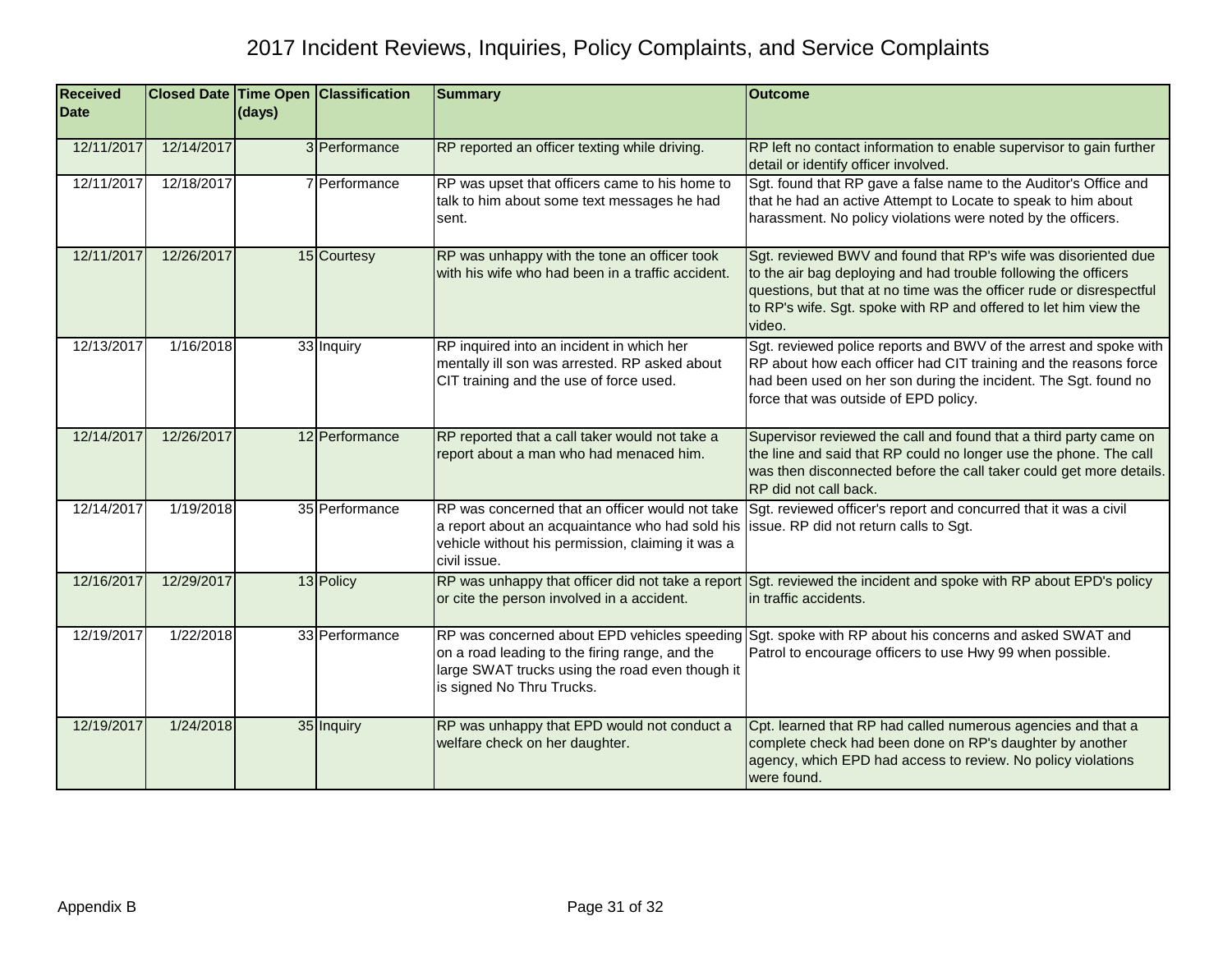# 2017 Incident Reviews, Inquiries, Policy Complaints, and Service Complaints

| Received Date | Closed Date | Time Open (days) | Classification | Summary | Outcome |
|---|---|---|---|---|---|
| 12/11/2017 | 12/14/2017 | 3 | Performance | RP reported an officer texting while driving. | RP left no contact information to enable supervisor to gain further detail or identify officer involved. |
| 12/11/2017 | 12/18/2017 | 7 | Performance | RP was upset that officers came to his home to talk to him about some text messages he had sent. | Sgt. found that RP gave a false name to the Auditor's Office and that he had an active Attempt to Locate to speak to him about harassment. No policy violations were noted by the officers. |
| 12/11/2017 | 12/26/2017 | 15 | Courtesy | RP was unhappy with the tone an officer took with his wife who had been in a traffic accident. | Sgt. reviewed BWV and found that RP's wife was disoriented due to the air bag deploying and had trouble following the officers questions, but that at no time was the officer rude or disrespectful to RP's wife. Sgt. spoke with RP and offered to let him view the video. |
| 12/13/2017 | 1/16/2018 | 33 | Inquiry | RP inquired into an incident in which her mentally ill son was arrested. RP asked about CIT training and the use of force used. | Sgt. reviewed police reports and BWV of the arrest and spoke with RP about how each officer had CIT training and the reasons force had been used on her son during the incident. The Sgt. found no force that was outside of EPD policy. |
| 12/14/2017 | 12/26/2017 | 12 | Performance | RP reported that a call taker would not take a report about a man who had menaced him. | Supervisor reviewed the call and found that a third party came on the line and said that RP could no longer use the phone. The call was then disconnected before the call taker could get more details. RP did not call back. |
| 12/14/2017 | 1/19/2018 | 35 | Performance | RP was concerned that an officer would not take a report about an acquaintance who had sold his vehicle without his permission, claiming it was a civil issue. | Sgt. reviewed officer's report and concurred that it was a civil issue. RP did not return calls to Sgt. |
| 12/16/2017 | 12/29/2017 | 13 | Policy | RP was unhappy that officer did not take a report or cite the person involved in a accident. | Sgt. reviewed the incident and spoke with RP about EPD's policy in traffic accidents. |
| 12/19/2017 | 1/22/2018 | 33 | Performance | RP was concerned about EPD vehicles speeding on a road leading to the firing range, and the large SWAT trucks using the road even though it is signed No Thru Trucks. | Sgt. spoke with RP about his concerns and asked SWAT and Patrol to encourage officers to use Hwy 99 when possible. |
| 12/19/2017 | 1/24/2018 | 35 | Inquiry | RP was unhappy that EPD would not conduct a welfare check on her daughter. | Cpt. learned that RP had called numerous agencies and that a complete check had been done on RP's daughter by another agency, which EPD had access to review. No policy violations were found. |

Appendix B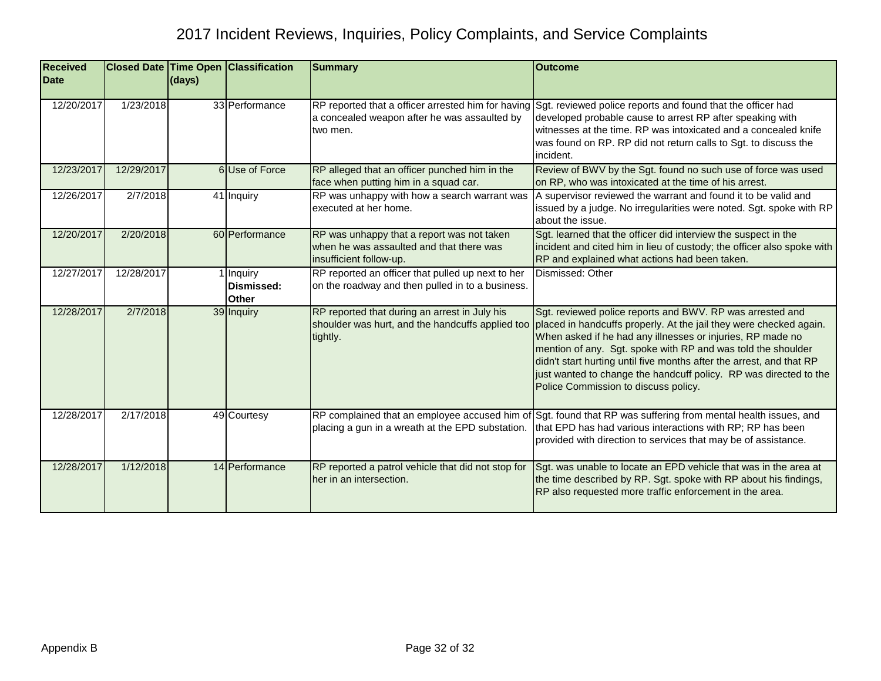# 2017 Incident Reviews, Inquiries, Policy Complaints, and Service Complaints

| Received Date | Closed Date | Time Open (days) | Classification | Summary | Outcome |
|---|---|---|---|---|---|
| 12/20/2017 | 1/23/2018 | 33 | Performance | RP reported that a officer arrested him for having a concealed weapon after he was assaulted by two men. | Sgt. reviewed police reports and found that the officer had developed probable cause to arrest RP after speaking with witnesses at the time. RP was intoxicated and a concealed knife was found on RP. RP did not return calls to Sgt. to discuss the incident. |
| 12/23/2017 | 12/29/2017 | 6 | Use of Force | RP alleged that an officer punched him in the face when putting him in a squad car. | Review of BWV by the Sgt. found no such use of force was used on RP, who was intoxicated at the time of his arrest. |
| 12/26/2017 | 2/7/2018 | 41 | Inquiry | RP was unhappy with how a search warrant was executed at her home. | A supervisor reviewed the warrant and found it to be valid and issued by a judge. No irregularities were noted. Sgt. spoke with RP about the issue. |
| 12/20/2017 | 2/20/2018 | 60 | Performance | RP was unhappy that a report was not taken when he was assaulted and that there was insufficient follow-up. | Sgt. learned that the officer did interview the suspect in the incident and cited him in lieu of custody; the officer also spoke with RP and explained what actions had been taken. |
| 12/27/2017 | 12/28/2017 | 1 | Inquiry **Dismissed: Other** | RP reported an officer that pulled up next to her on the roadway and then pulled in to a business. | Dismissed: Other |
| 12/28/2017 | 2/7/2018 | 39 | Inquiry | RP reported that during an arrest in July his shoulder was hurt, and the handcuffs applied too tightly. | Sgt. reviewed police reports and BWV. RP was arrested and placed in handcuffs properly. At the jail they were checked again. When asked if he had any illnesses or injuries, RP made no mention of any. Sgt. spoke with RP and was told the shoulder didn't start hurting until five months after the arrest, and that RP just wanted to change the handcuff policy. RP was directed to the Police Commission to discuss policy. |
| 12/28/2017 | 2/17/2018 | 49 | Courtesy | RP complained that an employee accused him of placing a gun in a wreath at the EPD substation. | Sgt. found that RP was suffering from mental health issues, and that EPD has had various interactions with RP; RP has been provided with direction to services that may be of assistance. |
| 12/28/2017 | 1/12/2018 | 14 | Performance | RP reported a patrol vehicle that did not stop for her in an intersection. | Sgt. was unable to locate an EPD vehicle that was in the area at the time described by RP. Sgt. spoke with RP about his findings, RP also requested more traffic enforcement in the area. |

Appendix B